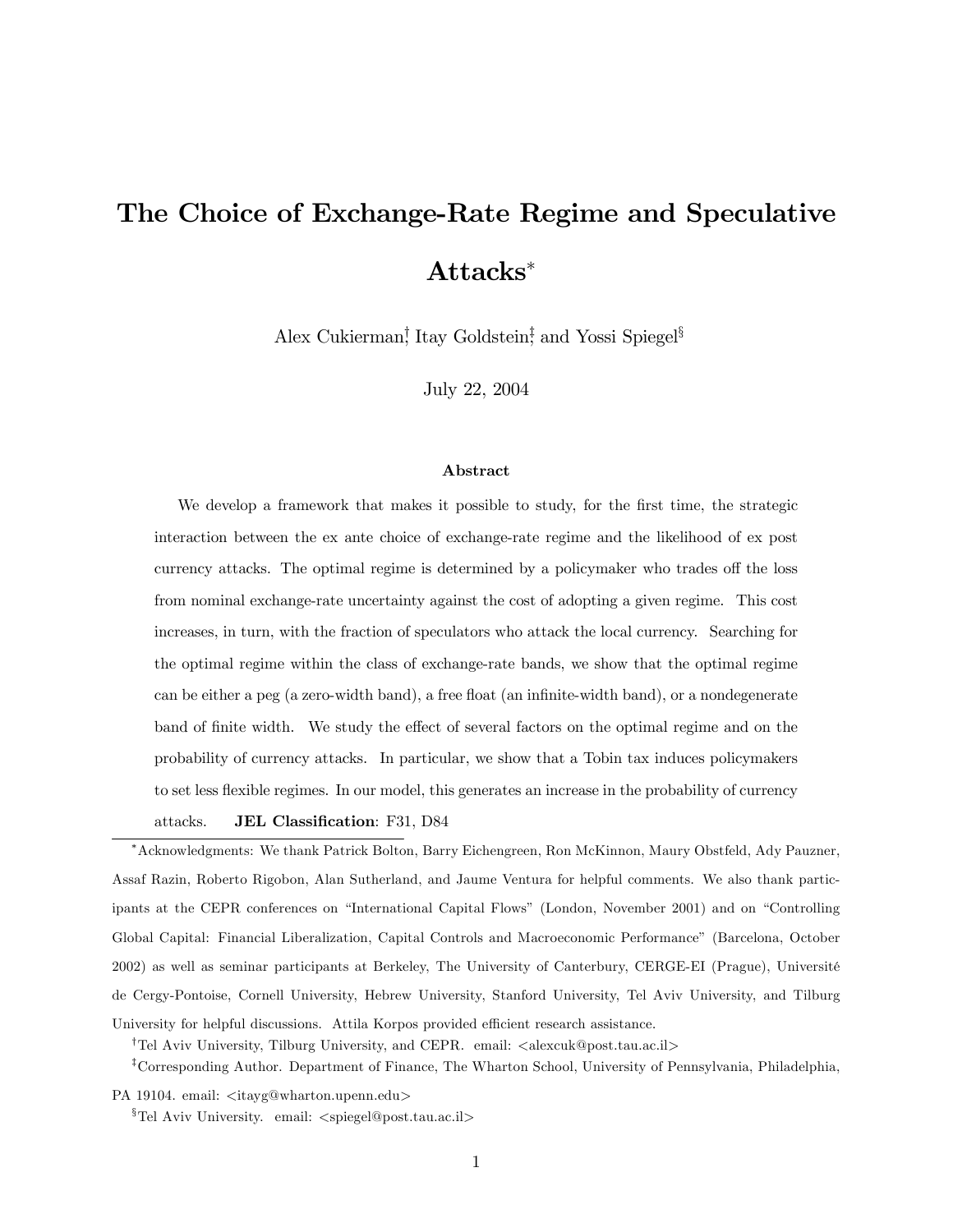# The Choice of Exchange-Rate Regime and Speculative Attacks[*]

Alex Cukierman[†], Itay Goldstein[‡], and Yossi Spiegel[§]

July 22, 2004

### Abstract

We develop a framework that makes it possible to study, for the first time, the strategic interaction between the ex ante choice of exchange-rate regime and the likelihood of ex post currency attacks. The optimal regime is determined by a policymaker who trades off the loss from nominal exchange-rate uncertainty against the cost of adopting a given regime. This cost increases, in turn, with the fraction of speculators who attack the local currency. Searching for the optimal regime within the class of exchange-rate bands, we show that the optimal regime can be either a peg (a zero-width band), a free float (an infinite-width band), or a nondegenerate band of finite width. We study the effect of several factors on the optimal regime and on the probability of currency attacks. In particular, we show that a Tobin tax induces policymakers to set less flexible regimes. In our model, this generates an increase in the probability of currency attacks. **JEL Classification**: F31, D84

---

[*]Acknowledgments: We thank Patrick Bolton, Barry Eichengreen, Ron McKinnon, Maury Obstfeld, Ady Pauzner, Assaf Razin, Roberto Rigobon, Alan Sutherland, and Jaume Ventura for helpful comments. We also thank participants at the CEPR conferences on "International Capital Flows" (London, November 2001) and on "Controlling Global Capital: Financial Liberalization, Capital Controls and Macroeconomic Performance" (Barcelona, October 2002) as well as seminar participants at Berkeley, The University of Canterbury, CERGE-EI (Prague), Université de Cergy-Pontoise, Cornell University, Hebrew University, Stanford University, Tel Aviv University, and Tilburg University for helpful discussions. Attila Korpos provided efficient research assistance.

[†]Tel Aviv University, Tilburg University, and CEPR. email: <alexcuk@post.tau.ac.il>

[‡]Corresponding Author. Department of Finance, The Wharton School, University of Pennsylvania, Philadelphia, PA 19104. email: <itayg@wharton.upenn.edu>

[§]Tel Aviv University. email: <spiegel@post.tau.ac.il>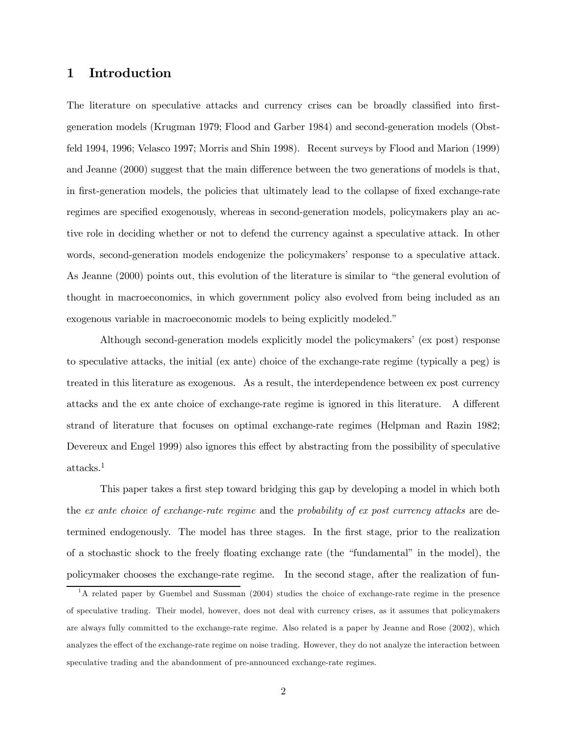# 1 Introduction

The literature on speculative attacks and currency crises can be broadly classified into first-generation models (Krugman 1979; Flood and Garber 1984) and second-generation models (Obstfeld 1994, 1996; Velasco 1997; Morris and Shin 1998). Recent surveys by Flood and Marion (1999) and Jeanne (2000) suggest that the main difference between the two generations of models is that, in first-generation models, the policies that ultimately lead to the collapse of fixed exchange-rate regimes are specified exogenously, whereas in second-generation models, policymakers play an active role in deciding whether or not to defend the currency against a speculative attack. In other words, second-generation models endogenize the policymakers' response to a speculative attack. As Jeanne (2000) points out, this evolution of the literature is similar to "the general evolution of thought in macroeconomics, in which government policy also evolved from being included as an exogenous variable in macroeconomic models to being explicitly modeled."

Although second-generation models explicitly model the policymakers' (ex post) response to speculative attacks, the initial (ex ante) choice of the exchange-rate regime (typically a peg) is treated in this literature as exogenous. As a result, the interdependence between ex post currency attacks and the ex ante choice of exchange-rate regime is ignored in this literature. A different strand of literature that focuses on optimal exchange-rate regimes (Helpman and Razin 1982; Devereux and Engel 1999) also ignores this effect by abstracting from the possibility of speculative attacks.[1]

This paper takes a first step toward bridging this gap by developing a model in which both the *ex ante choice of exchange-rate regime* and the *probability of ex post currency attacks* are determined endogenously. The model has three stages. In the first stage, prior to the realization of a stochastic shock to the freely floating exchange rate (the "fundamental" in the model), the policymaker chooses the exchange-rate regime. In the second stage, after the realization of fun-

[1] A related paper by Guembel and Sussman (2004) studies the choice of exchange-rate regime in the presence of speculative trading. Their model, however, does not deal with currency crises, as it assumes that policymakers are always fully committed to the exchange-rate regime. Also related is a paper by Jeanne and Rose (2002), which analyzes the effect of the exchange-rate regime on noise trading. However, they do not analyze the interaction between speculative trading and the abandonment of pre-announced exchange-rate regimes.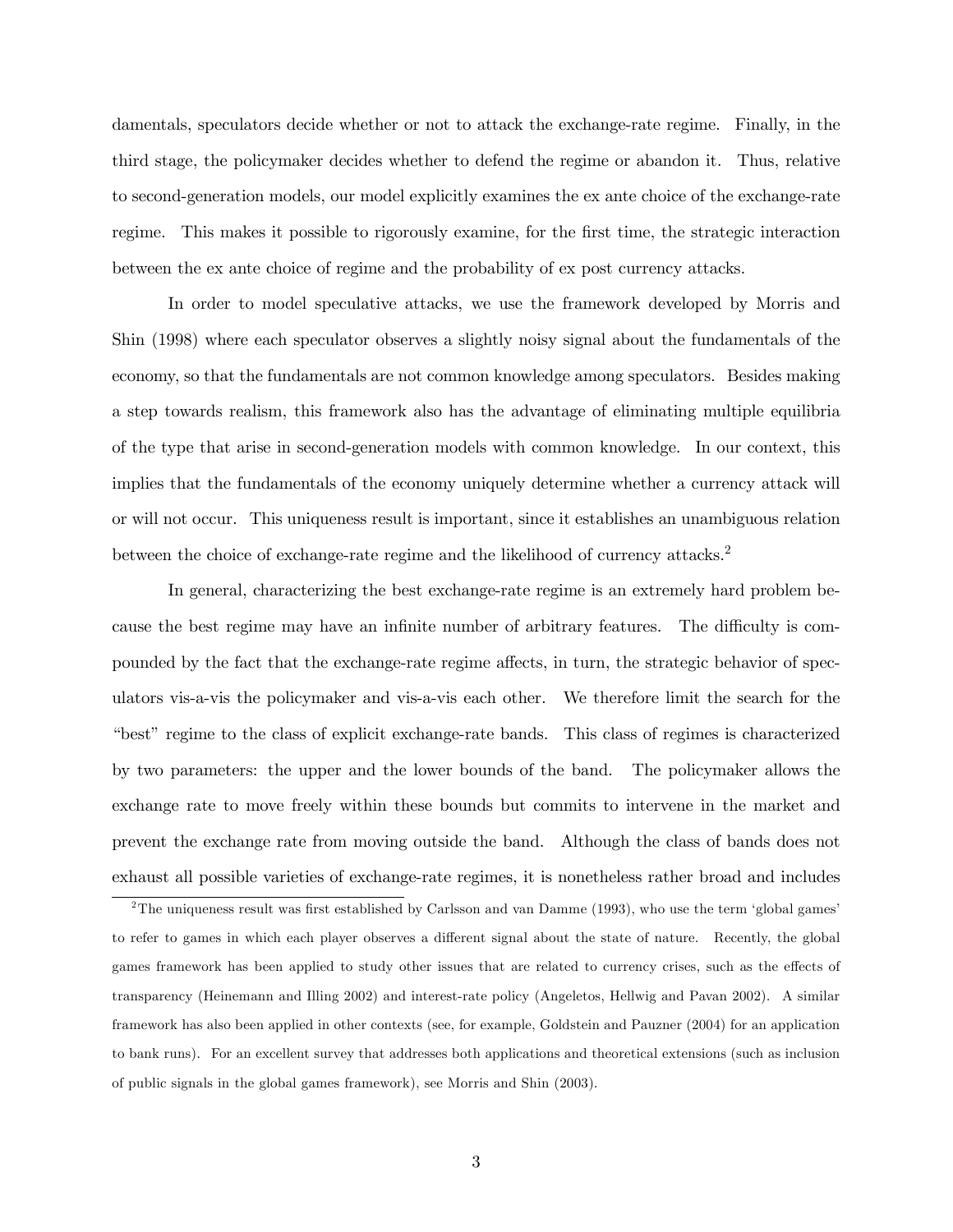damentals, speculators decide whether or not to attack the exchange-rate regime. Finally, in the third stage, the policymaker decides whether to defend the regime or abandon it. Thus, relative to second-generation models, our model explicitly examines the ex ante choice of the exchange-rate regime. This makes it possible to rigorously examine, for the first time, the strategic interaction between the ex ante choice of regime and the probability of ex post currency attacks.

In order to model speculative attacks, we use the framework developed by Morris and Shin (1998) where each speculator observes a slightly noisy signal about the fundamentals of the economy, so that the fundamentals are not common knowledge among speculators. Besides making a step towards realism, this framework also has the advantage of eliminating multiple equilibria of the type that arise in second-generation models with common knowledge. In our context, this implies that the fundamentals of the economy uniquely determine whether a currency attack will or will not occur. This uniqueness result is important, since it establishes an unambiguous relation between the choice of exchange-rate regime and the likelihood of currency attacks.[2]

In general, characterizing the best exchange-rate regime is an extremely hard problem because the best regime may have an infinite number of arbitrary features. The difficulty is compounded by the fact that the exchange-rate regime affects, in turn, the strategic behavior of speculators vis-a-vis the policymaker and vis-a-vis each other. We therefore limit the search for the "best" regime to the class of explicit exchange-rate bands. This class of regimes is characterized by two parameters: the upper and the lower bounds of the band. The policymaker allows the exchange rate to move freely within these bounds but commits to intervene in the market and prevent the exchange rate from moving outside the band. Although the class of bands does not exhaust all possible varieties of exchange-rate regimes, it is nonetheless rather broad and includes

[2] The uniqueness result was first established by Carlsson and van Damme (1993), who use the term 'global games' to refer to games in which each player observes a different signal about the state of nature. Recently, the global games framework has been applied to study other issues that are related to currency crises, such as the effects of transparency (Heinemann and Illing 2002) and interest-rate policy (Angeletos, Hellwig and Pavan 2002). A similar framework has also been applied in other contexts (see, for example, Goldstein and Pauzner (2004) for an application to bank runs). For an excellent survey that addresses both applications and theoretical extensions (such as inclusion of public signals in the global games framework), see Morris and Shin (2003).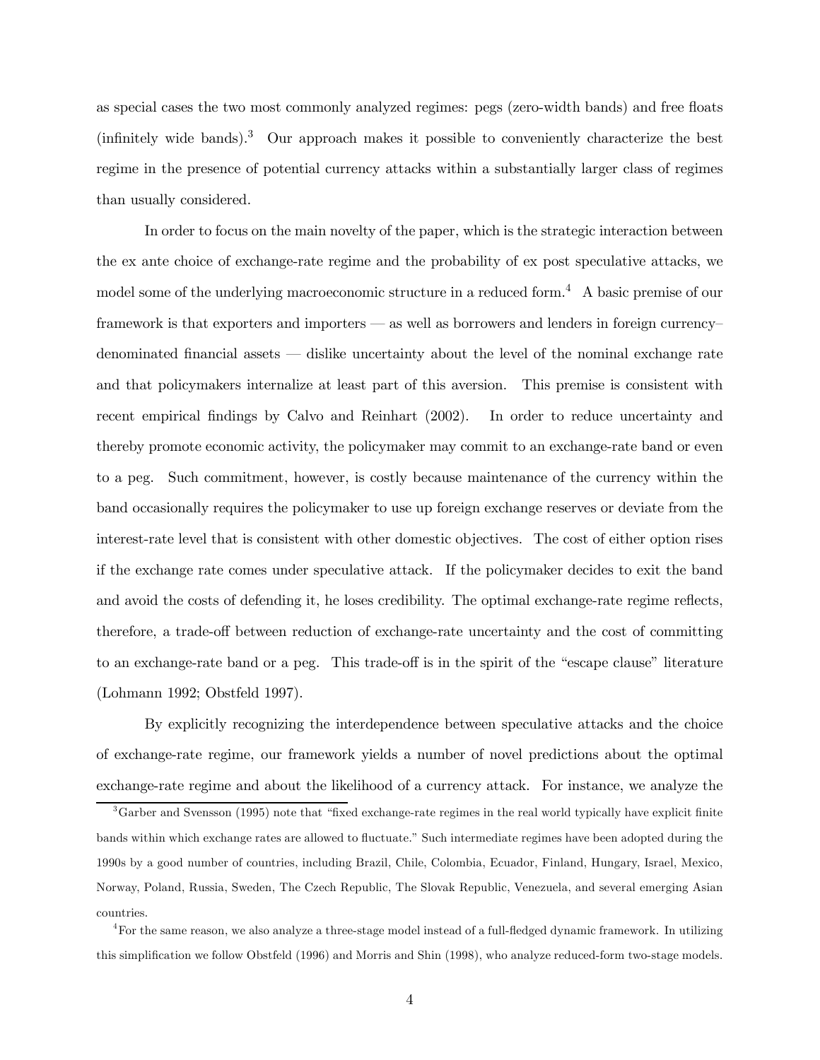as special cases the two most commonly analyzed regimes: pegs (zero-width bands) and free floats (infinitely wide bands).[3] Our approach makes it possible to conveniently characterize the best regime in the presence of potential currency attacks within a substantially larger class of regimes than usually considered.

In order to focus on the main novelty of the paper, which is the strategic interaction between the ex ante choice of exchange-rate regime and the probability of ex post speculative attacks, we model some of the underlying macroeconomic structure in a reduced form.[4] A basic premise of our framework is that exporters and importers — as well as borrowers and lenders in foreign currency–denominated financial assets — dislike uncertainty about the level of the nominal exchange rate and that policymakers internalize at least part of this aversion. This premise is consistent with recent empirical findings by Calvo and Reinhart (2002). In order to reduce uncertainty and thereby promote economic activity, the policymaker may commit to an exchange-rate band or even to a peg. Such commitment, however, is costly because maintenance of the currency within the band occasionally requires the policymaker to use up foreign exchange reserves or deviate from the interest-rate level that is consistent with other domestic objectives. The cost of either option rises if the exchange rate comes under speculative attack. If the policymaker decides to exit the band and avoid the costs of defending it, he loses credibility. The optimal exchange-rate regime reflects, therefore, a trade-off between reduction of exchange-rate uncertainty and the cost of committing to an exchange-rate band or a peg. This trade-off is in the spirit of the "escape clause" literature (Lohmann 1992; Obstfeld 1997).

By explicitly recognizing the interdependence between speculative attacks and the choice of exchange-rate regime, our framework yields a number of novel predictions about the optimal exchange-rate regime and about the likelihood of a currency attack. For instance, we analyze the

[3] Garber and Svensson (1995) note that "fixed exchange-rate regimes in the real world typically have explicit finite bands within which exchange rates are allowed to fluctuate." Such intermediate regimes have been adopted during the 1990s by a good number of countries, including Brazil, Chile, Colombia, Ecuador, Finland, Hungary, Israel, Mexico, Norway, Poland, Russia, Sweden, The Czech Republic, The Slovak Republic, Venezuela, and several emerging Asian countries.

[4] For the same reason, we also analyze a three-stage model instead of a full-fledged dynamic framework. In utilizing this simplification we follow Obstfeld (1996) and Morris and Shin (1998), who analyze reduced-form two-stage models.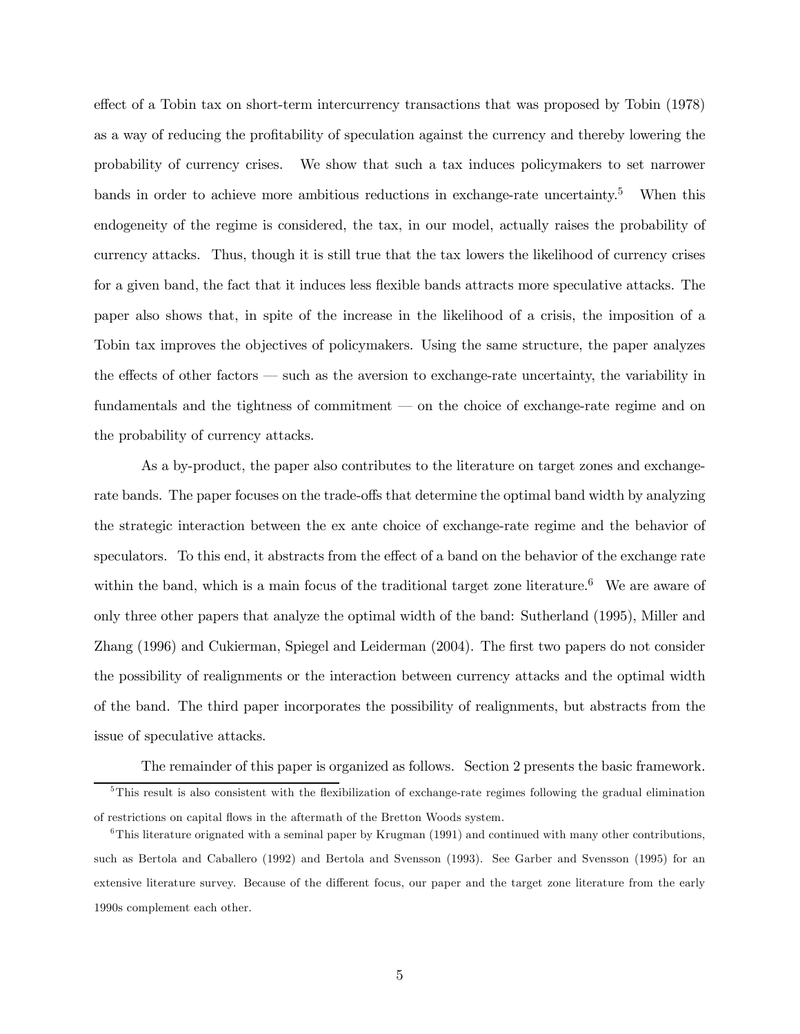effect of a Tobin tax on short-term intercurrency transactions that was proposed by Tobin (1978) as a way of reducing the profitability of speculation against the currency and thereby lowering the probability of currency crises. We show that such a tax induces policymakers to set narrower bands in order to achieve more ambitious reductions in exchange-rate uncertainty.[5] When this endogeneity of the regime is considered, the tax, in our model, actually raises the probability of currency attacks. Thus, though it is still true that the tax lowers the likelihood of currency crises for a given band, the fact that it induces less flexible bands attracts more speculative attacks. The paper also shows that, in spite of the increase in the likelihood of a crisis, the imposition of a Tobin tax improves the objectives of policymakers. Using the same structure, the paper analyzes the effects of other factors — such as the aversion to exchange-rate uncertainty, the variability in fundamentals and the tightness of commitment — on the choice of exchange-rate regime and on the probability of currency attacks.

As a by-product, the paper also contributes to the literature on target zones and exchange-rate bands. The paper focuses on the trade-offs that determine the optimal band width by analyzing the strategic interaction between the ex ante choice of exchange-rate regime and the behavior of speculators. To this end, it abstracts from the effect of a band on the behavior of the exchange rate within the band, which is a main focus of the traditional target zone literature.[6] We are aware of only three other papers that analyze the optimal width of the band: Sutherland (1995), Miller and Zhang (1996) and Cukierman, Spiegel and Leiderman (2004). The first two papers do not consider the possibility of realignments or the interaction between currency attacks and the optimal width of the band. The third paper incorporates the possibility of realignments, but abstracts from the issue of speculative attacks.

The remainder of this paper is organized as follows. Section 2 presents the basic framework.

[5] This result is also consistent with the flexibilization of exchange-rate regimes following the gradual elimination of restrictions on capital flows in the aftermath of the Bretton Woods system.

[6] This literature orignated with a seminal paper by Krugman (1991) and continued with many other contributions, such as Bertola and Caballero (1992) and Bertola and Svensson (1993). See Garber and Svensson (1995) for an extensive literature survey. Because of the different focus, our paper and the target zone literature from the early 1990s complement each other.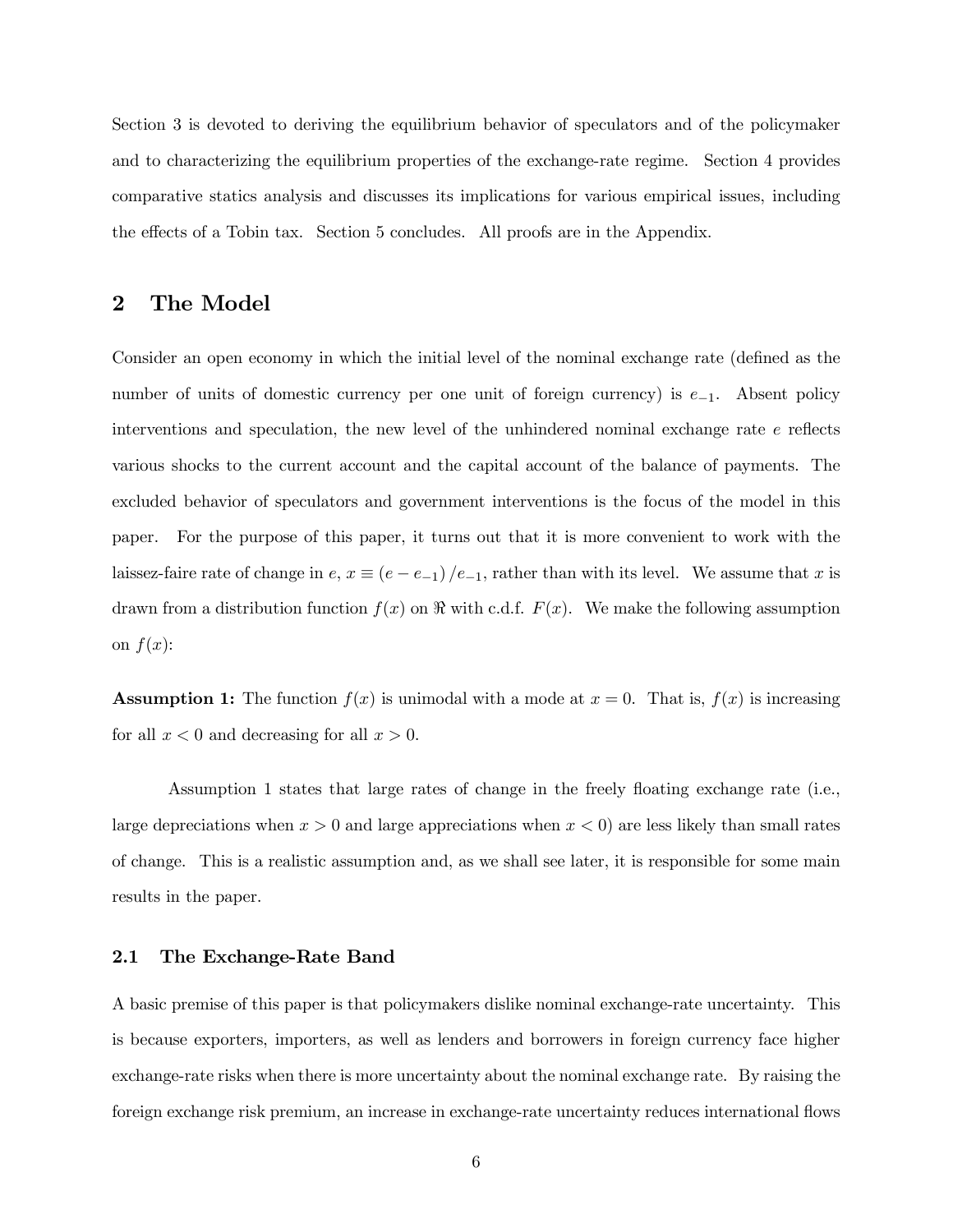Section 3 is devoted to deriving the equilibrium behavior of speculators and of the policymaker and to characterizing the equilibrium properties of the exchange-rate regime. Section 4 provides comparative statics analysis and discusses its implications for various empirical issues, including the effects of a Tobin tax. Section 5 concludes. All proofs are in the Appendix.

## 2 The Model

Consider an open economy in which the initial level of the nominal exchange rate (defined as the number of units of domestic currency per one unit of foreign currency) is $e_{-1}$. Absent policy interventions and speculation, the new level of the unhindered nominal exchange rate $e$ reflects various shocks to the current account and the capital account of the balance of payments. The excluded behavior of speculators and government interventions is the focus of the model in this paper. For the purpose of this paper, it turns out that it is more convenient to work with the laissez-faire rate of change in $e$, $x \equiv (e - e_{-1})/e_{-1}$, rather than with its level. We assume that $x$ is drawn from a distribution function $f(x)$ on $\Re$ with c.d.f. $F(x)$. We make the following assumption on $f(x)$:

**Assumption 1:** The function $f(x)$ is unimodal with a mode at $x = 0$. That is, $f(x)$ is increasing for all $x < 0$ and decreasing for all $x > 0$.

Assumption 1 states that large rates of change in the freely floating exchange rate (i.e., large depreciations when $x > 0$ and large appreciations when $x < 0$) are less likely than small rates of change. This is a realistic assumption and, as we shall see later, it is responsible for some main results in the paper.

### 2.1 The Exchange-Rate Band

A basic premise of this paper is that policymakers dislike nominal exchange-rate uncertainty. This is because exporters, importers, as well as lenders and borrowers in foreign currency face higher exchange-rate risks when there is more uncertainty about the nominal exchange rate. By raising the foreign exchange risk premium, an increase in exchange-rate uncertainty reduces international flows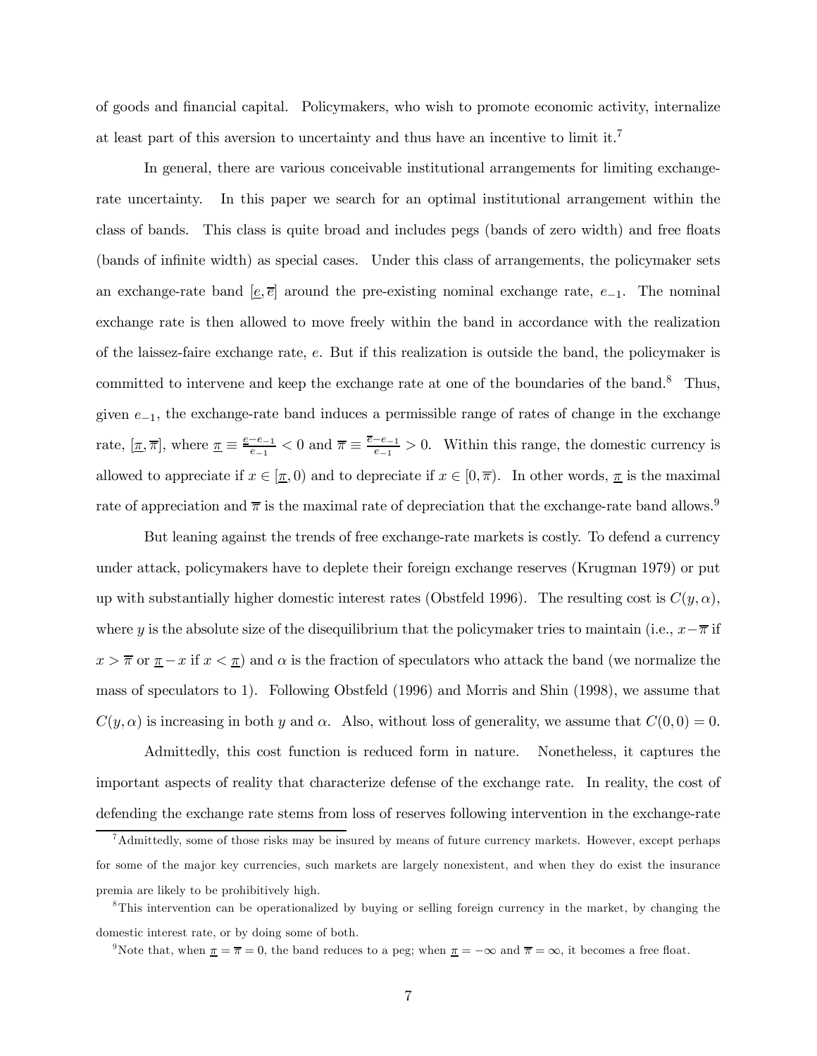of goods and financial capital. Policymakers, who wish to promote economic activity, internalize at least part of this aversion to uncertainty and thus have an incentive to limit it.[7]

In general, there are various conceivable institutional arrangements for limiting exchange-rate uncertainty. In this paper we search for an optimal institutional arrangement within the class of bands. This class is quite broad and includes pegs (bands of zero width) and free floats (bands of infinite width) as special cases. Under this class of arrangements, the policymaker sets an exchange-rate band $[\underline{e}, \overline{e}]$ around the pre-existing nominal exchange rate, $e_{-1}$. The nominal exchange rate is then allowed to move freely within the band in accordance with the realization of the laissez-faire exchange rate, $e$. But if this realization is outside the band, the policymaker is committed to intervene and keep the exchange rate at one of the boundaries of the band.[8] Thus, given $e_{-1}$, the exchange-rate band induces a permissible range of rates of change in the exchange rate, $[\underline{\pi}, \overline{\pi}]$, where $\underline{\pi} \equiv \frac{\underline{e}-e_{-1}}{e_{-1}} < 0$ and $\overline{\pi} \equiv \frac{\overline{e}-e_{-1}}{e_{-1}} > 0$. Within this range, the domestic currency is allowed to appreciate if $x \in [\underline{\pi}, 0)$ and to depreciate if $x \in [0, \overline{\pi})$. In other words, $\underline{\pi}$ is the maximal rate of appreciation and $\overline{\pi}$ is the maximal rate of depreciation that the exchange-rate band allows.[9]

But leaning against the trends of free exchange-rate markets is costly. To defend a currency under attack, policymakers have to deplete their foreign exchange reserves (Krugman 1979) or put up with substantially higher domestic interest rates (Obstfeld 1996). The resulting cost is $C(y, \alpha)$, where $y$ is the absolute size of the disequilibrium that the policymaker tries to maintain (i.e., $x - \overline{\pi}$ if $x > \overline{\pi}$ or $\underline{\pi} - x$ if $x < \underline{\pi}$) and $\alpha$ is the fraction of speculators who attack the band (we normalize the mass of speculators to 1). Following Obstfeld (1996) and Morris and Shin (1998), we assume that $C(y, \alpha)$ is increasing in both $y$ and $\alpha$. Also, without loss of generality, we assume that $C(0, 0) = 0$.

Admittedly, this cost function is reduced form in nature. Nonetheless, it captures the important aspects of reality that characterize defense of the exchange rate. In reality, the cost of defending the exchange rate stems from loss of reserves following intervention in the exchange-rate

---

[7] Admittedly, some of those risks may be insured by means of future currency markets. However, except perhaps for some of the major key currencies, such markets are largely nonexistent, and when they do exist the insurance premia are likely to be prohibitively high.

[8] This intervention can be operationalized by buying or selling foreign currency in the market, by changing the domestic interest rate, or by doing some of both.

[9] Note that, when $\underline{\pi} = \overline{\pi} = 0$, the band reduces to a peg; when $\underline{\pi} = -\infty$ and $\overline{\pi} = \infty$, it becomes a free float.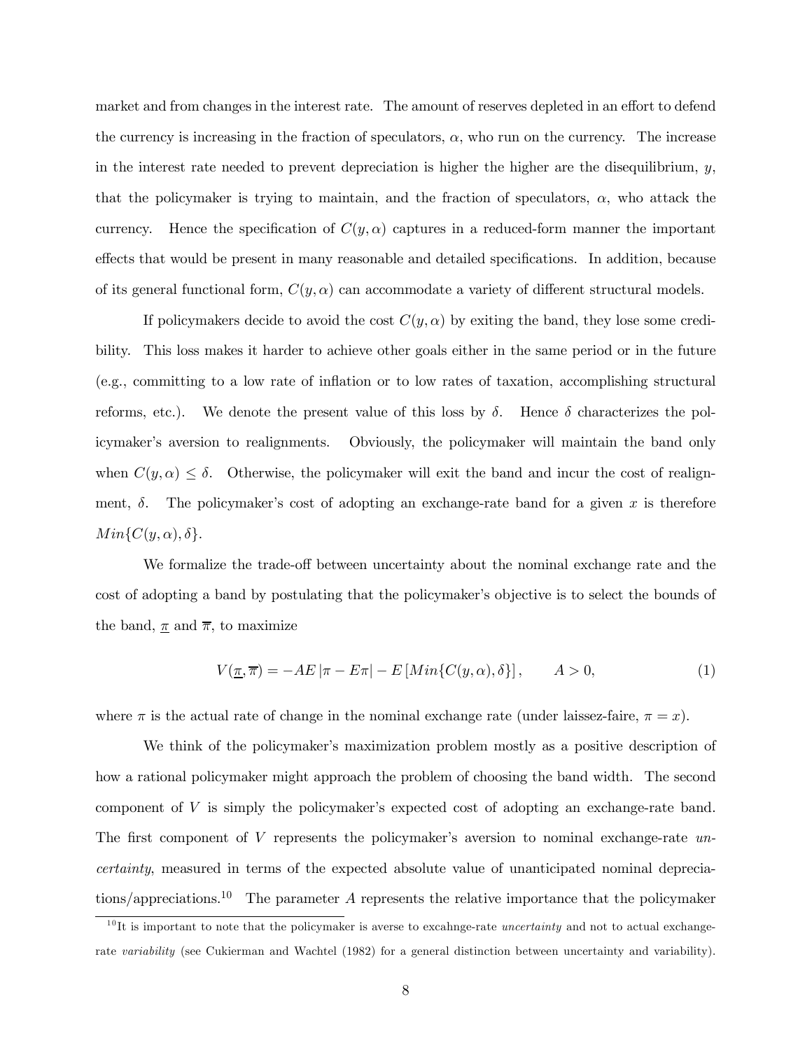market and from changes in the interest rate. The amount of reserves depleted in an effort to defend the currency is increasing in the fraction of speculators, $\alpha$, who run on the currency. The increase in the interest rate needed to prevent depreciation is higher the higher are the disequilibrium, $y$, that the policymaker is trying to maintain, and the fraction of speculators, $\alpha$, who attack the currency. Hence the specification of $C(y, \alpha)$ captures in a reduced-form manner the important effects that would be present in many reasonable and detailed specifications. In addition, because of its general functional form, $C(y, \alpha)$ can accommodate a variety of different structural models.

If policymakers decide to avoid the cost $C(y, \alpha)$ by exiting the band, they lose some credibility. This loss makes it harder to achieve other goals either in the same period or in the future (e.g., committing to a low rate of inflation or to low rates of taxation, accomplishing structural reforms, etc.). We denote the present value of this loss by $\delta$. Hence $\delta$ characterizes the policymaker's aversion to realignments. Obviously, the policymaker will maintain the band only when $C(y, \alpha) \leq \delta$. Otherwise, the policymaker will exit the band and incur the cost of realignment, $\delta$. The policymaker's cost of adopting an exchange-rate band for a given $x$ is therefore $Min\{C(y, \alpha), \delta\}$.

We formalize the trade-off between uncertainty about the nominal exchange rate and the cost of adopting a band by postulating that the policymaker's objective is to select the bounds of the band, $\underline{\pi}$ and $\overline{\pi}$, to maximize

$$V(\underline{\pi}, \overline{\pi}) = -AE\,|\pi - E\pi| - E\left[Min\{C(y, \alpha), \delta\}\right], \qquad A > 0, \tag{1}$$

where $\pi$ is the actual rate of change in the nominal exchange rate (under laissez-faire, $\pi = x$).

We think of the policymaker's maximization problem mostly as a positive description of how a rational policymaker might approach the problem of choosing the band width. The second component of $V$ is simply the policymaker's expected cost of adopting an exchange-rate band. The first component of $V$ represents the policymaker's aversion to nominal exchange-rate *uncertainty*, measured in terms of the expected absolute value of unanticipated nominal depreciations/appreciations.[10] The parameter $A$ represents the relative importance that the policymaker

[10]It is important to note that the policymaker is averse to excahnge-rate *uncertainty* and not to actual exchange-rate *variability* (see Cukierman and Wachtel (1982) for a general distinction between uncertainty and variability).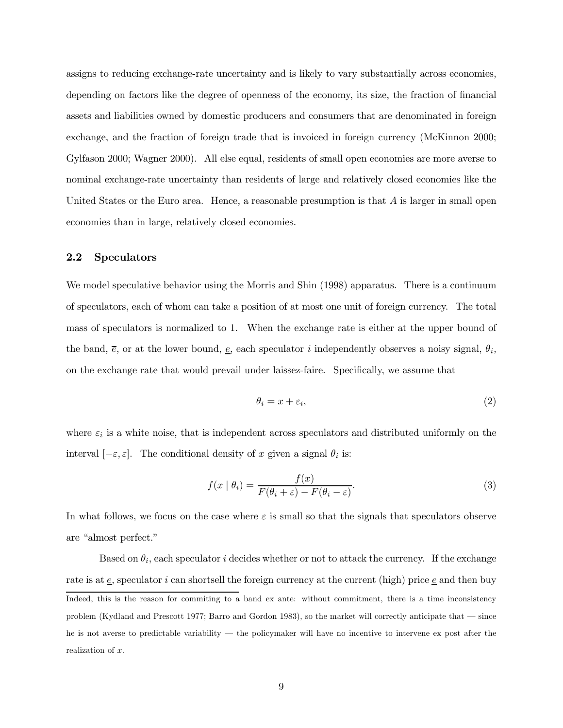assigns to reducing exchange-rate uncertainty and is likely to vary substantially across economies, depending on factors like the degree of openness of the economy, its size, the fraction of financial assets and liabilities owned by domestic producers and consumers that are denominated in foreign exchange, and the fraction of foreign trade that is invoiced in foreign currency (McKinnon 2000; Gylfason 2000; Wagner 2000). All else equal, residents of small open economies are more averse to nominal exchange-rate uncertainty than residents of large and relatively closed economies like the United States or the Euro area. Hence, a reasonable presumption is that $A$ is larger in small open economies than in large, relatively closed economies.

### 2.2 Speculators

We model speculative behavior using the Morris and Shin (1998) apparatus. There is a continuum of speculators, each of whom can take a position of at most one unit of foreign currency. The total mass of speculators is normalized to 1. When the exchange rate is either at the upper bound of the band, $\overline{e}$, or at the lower bound, $\underline{e}$, each speculator $i$ independently observes a noisy signal, $\theta_i$, on the exchange rate that would prevail under laissez-faire. Specifically, we assume that

$$\theta_i = x + \varepsilon_i, \tag{2}$$

where $\varepsilon_i$ is a white noise, that is independent across speculators and distributed uniformly on the interval $[-\varepsilon, \varepsilon]$. The conditional density of $x$ given a signal $\theta_i$ is:

$$f(x \mid \theta_i) = \frac{f(x)}{F(\theta_i + \varepsilon) - F(\theta_i - \varepsilon)}. \tag{3}$$

In what follows, we focus on the case where $\varepsilon$ is small so that the signals that speculators observe are "almost perfect."

Based on $\theta_i$, each speculator $i$ decides whether or not to attack the currency. If the exchange rate is at $\underline{e}$, speculator $i$ can shortsell the foreign currency at the current (high) price $\underline{e}$ and then buy

Indeed, this is the reason for commiting to a band ex ante: without commitment, there is a time inconsistency problem (Kydland and Prescott 1977; Barro and Gordon 1983), so the market will correctly anticipate that — since he is not averse to predictable variability — the policymaker will have no incentive to intervene ex post after the realization of $x$.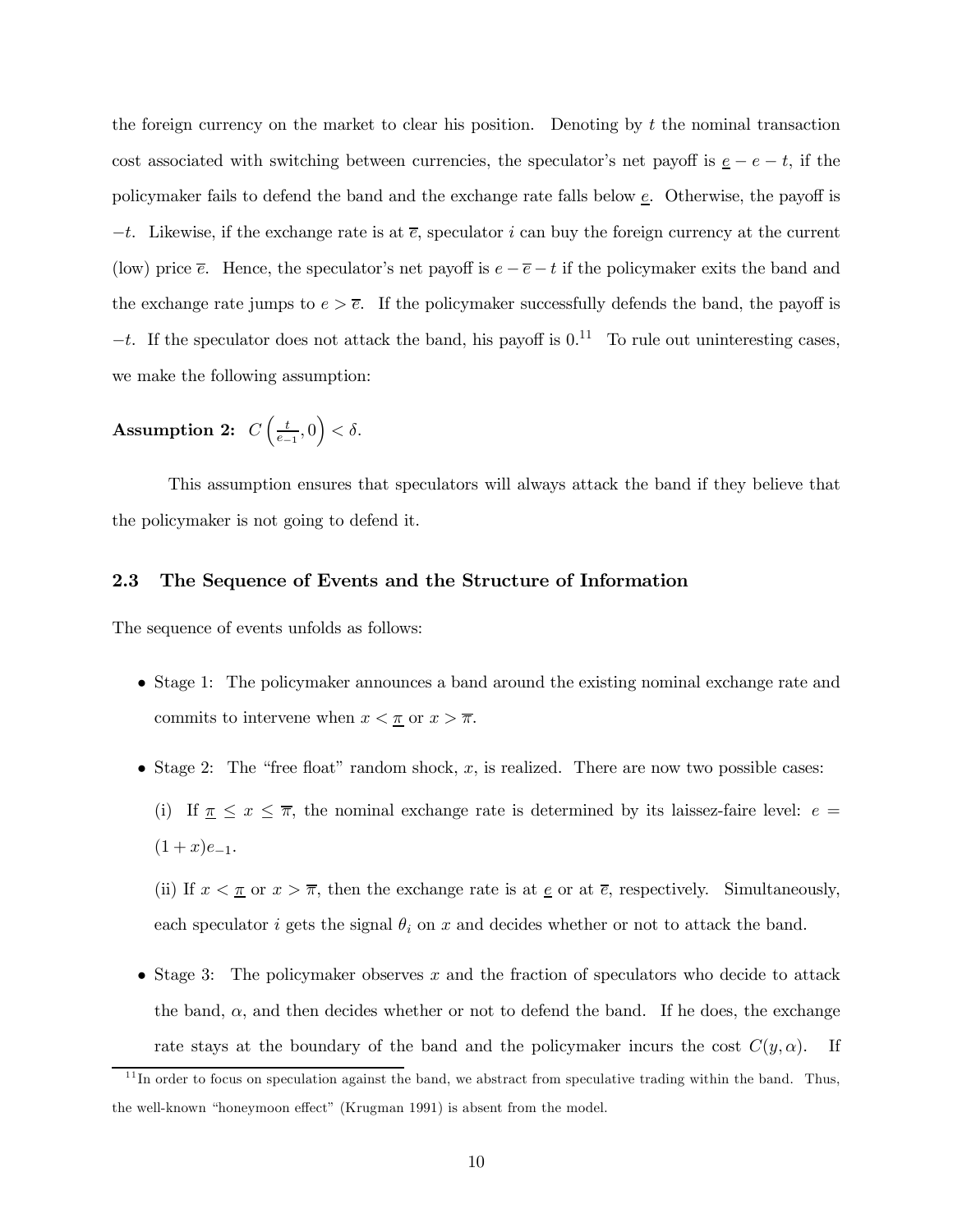the foreign currency on the market to clear his position. Denoting by $t$ the nominal transaction cost associated with switching between currencies, the speculator's net payoff is $\underline{e} - e - t$, if the policymaker fails to defend the band and the exchange rate falls below $\underline{e}$. Otherwise, the payoff is $-t$. Likewise, if the exchange rate is at $\overline{e}$, speculator $i$ can buy the foreign currency at the current (low) price $\overline{e}$. Hence, the speculator's net payoff is $e - \overline{e} - t$ if the policymaker exits the band and the exchange rate jumps to $e > \overline{e}$. If the policymaker successfully defends the band, the payoff is $-t$. If the speculator does not attack the band, his payoff is 0.[11] To rule out uninteresting cases, we make the following assumption:

**Assumption 2:** $C\left(\frac{t}{e_{-1}}, 0\right) < \delta$.

This assumption ensures that speculators will always attack the band if they believe that the policymaker is not going to defend it.

## 2.3 The Sequence of Events and the Structure of Information

The sequence of events unfolds as follows:

- Stage 1: The policymaker announces a band around the existing nominal exchange rate and commits to intervene when $x < \underline{\pi}$ or $x > \overline{\pi}$.

- Stage 2: The "free float" random shock, $x$, is realized. There are now two possible cases:

  (i) If $\underline{\pi} \leq x \leq \overline{\pi}$, the nominal exchange rate is determined by its laissez-faire level: $e = (1 + x)e_{-1}$.

  (ii) If $x < \underline{\pi}$ or $x > \overline{\pi}$, then the exchange rate is at $\underline{e}$ or at $\overline{e}$, respectively. Simultaneously, each speculator $i$ gets the signal $\theta_i$ on $x$ and decides whether or not to attack the band.

- Stage 3: The policymaker observes $x$ and the fraction of speculators who decide to attack the band, $\alpha$, and then decides whether or not to defend the band. If he does, the exchange rate stays at the boundary of the band and the policymaker incurs the cost $C(y, \alpha)$. If

[11] In order to focus on speculation against the band, we abstract from speculative trading within the band. Thus, the well-known "honeymoon effect" (Krugman 1991) is absent from the model.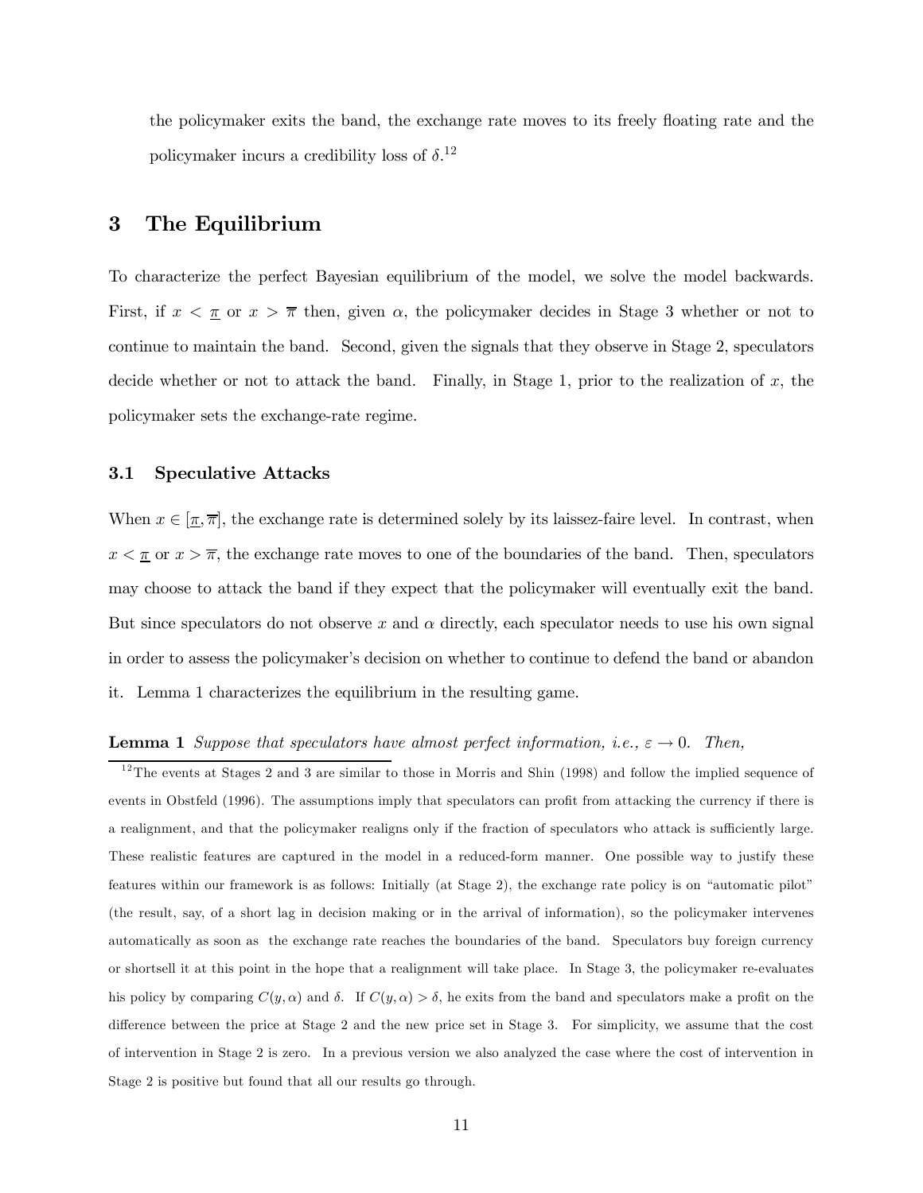the policymaker exits the band, the exchange rate moves to its freely floating rate and the policymaker incurs a credibility loss of $\delta$.[12]

## 3 The Equilibrium

To characterize the perfect Bayesian equilibrium of the model, we solve the model backwards. First, if $x < \underline{\pi}$ or $x > \overline{\pi}$ then, given $\alpha$, the policymaker decides in Stage 3 whether or not to continue to maintain the band. Second, given the signals that they observe in Stage 2, speculators decide whether or not to attack the band. Finally, in Stage 1, prior to the realization of $x$, the policymaker sets the exchange-rate regime.

### 3.1 Speculative Attacks

When $x \in [\underline{\pi}, \overline{\pi}]$, the exchange rate is determined solely by its laissez-faire level. In contrast, when $x < \underline{\pi}$ or $x > \overline{\pi}$, the exchange rate moves to one of the boundaries of the band. Then, speculators may choose to attack the band if they expect that the policymaker will eventually exit the band. But since speculators do not observe $x$ and $\alpha$ directly, each speculator needs to use his own signal in order to assess the policymaker's decision on whether to continue to defend the band or abandon it. Lemma 1 characterizes the equilibrium in the resulting game.

**Lemma 1** *Suppose that speculators have almost perfect information, i.e., $\varepsilon \to 0$. Then,*

---

[12] The events at Stages 2 and 3 are similar to those in Morris and Shin (1998) and follow the implied sequence of events in Obstfeld (1996). The assumptions imply that speculators can profit from attacking the currency if there is a realignment, and that the policymaker realigns only if the fraction of speculators who attack is sufficiently large. These realistic features are captured in the model in a reduced-form manner. One possible way to justify these features within our framework is as follows: Initially (at Stage 2), the exchange rate policy is on "automatic pilot" (the result, say, of a short lag in decision making or in the arrival of information), so the policymaker intervenes automatically as soon as the exchange rate reaches the boundaries of the band. Speculators buy foreign currency or shortsell it at this point in the hope that a realignment will take place. In Stage 3, the policymaker re-evaluates his policy by comparing $C(y, \alpha)$ and $\delta$. If $C(y, \alpha) > \delta$, he exits from the band and speculators make a profit on the difference between the price at Stage 2 and the new price set in Stage 3. For simplicity, we assume that the cost of intervention in Stage 2 is zero. In a previous version we also analyzed the case where the cost of intervention in Stage 2 is positive but found that all our results go through.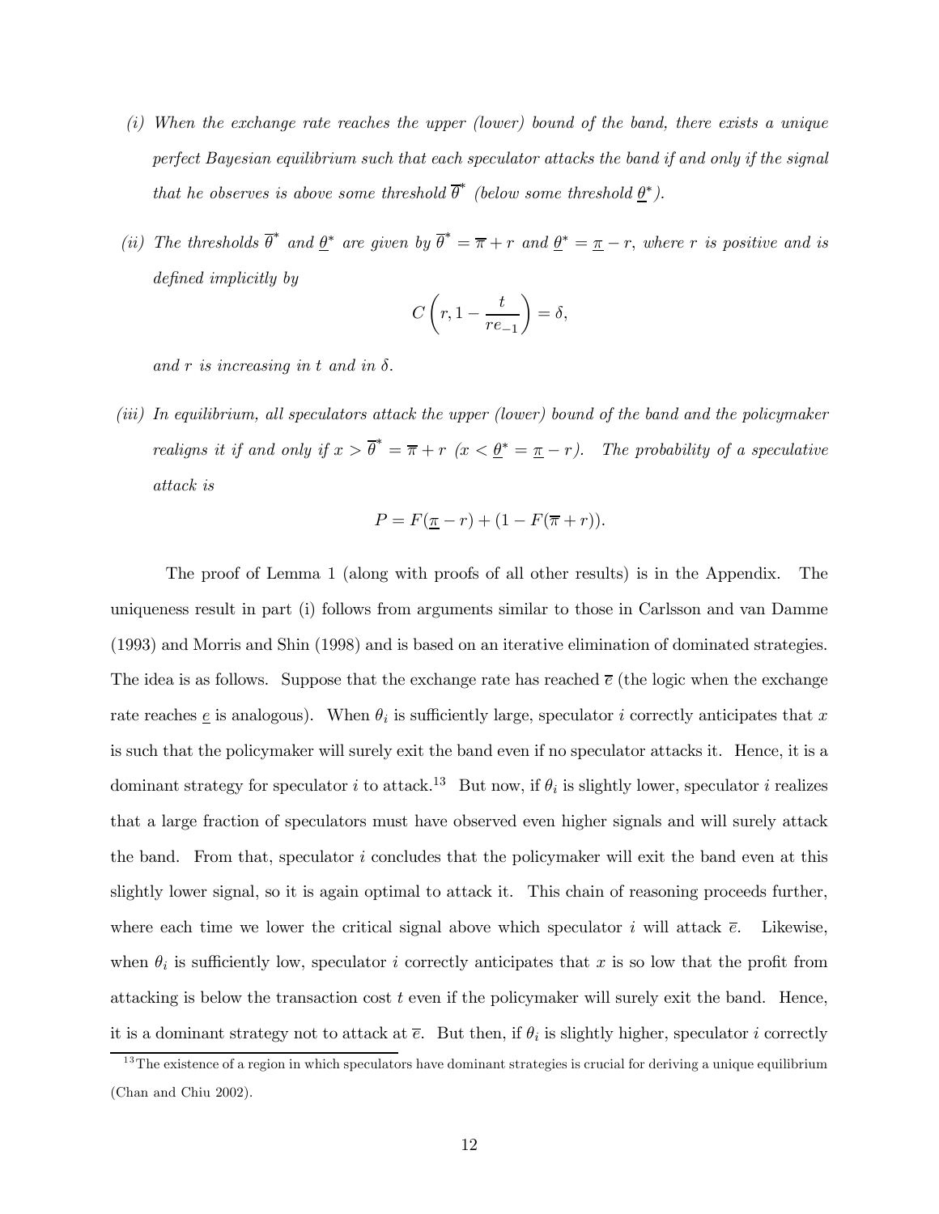*(i) When the exchange rate reaches the upper (lower) bound of the band, there exists a unique perfect Bayesian equilibrium such that each speculator attacks the band if and only if the signal that he observes is above some threshold $\overline{\theta}^*$ (below some threshold $\underline{\theta}^*$).*

*(ii) The thresholds $\overline{\theta}^*$ and $\underline{\theta}^*$ are given by $\overline{\theta}^* = \overline{\pi} + r$ and $\underline{\theta}^* = \underline{\pi} - r$, where $r$ is positive and is defined implicitly by*

$$C\left(r, 1 - \frac{t}{re_{-1}}\right) = \delta,$$

*and $r$ is increasing in $t$ and in $\delta$.*

*(iii) In equilibrium, all speculators attack the upper (lower) bound of the band and the policymaker realigns it if and only if $x > \overline{\theta}^* = \overline{\pi} + r$ ($x < \underline{\theta}^* = \underline{\pi} - r$). The probability of a speculative attack is*

$$P = F(\underline{\pi} - r) + (1 - F(\overline{\pi} + r)).$$

The proof of Lemma 1 (along with proofs of all other results) is in the Appendix. The uniqueness result in part (i) follows from arguments similar to those in Carlsson and van Damme (1993) and Morris and Shin (1998) and is based on an iterative elimination of dominated strategies. The idea is as follows. Suppose that the exchange rate has reached $\overline{e}$ (the logic when the exchange rate reaches $\underline{e}$ is analogous). When $\theta_i$ is sufficiently large, speculator $i$ correctly anticipates that $x$ is such that the policymaker will surely exit the band even if no speculator attacks it. Hence, it is a dominant strategy for speculator $i$ to attack.[13] But now, if $\theta_i$ is slightly lower, speculator $i$ realizes that a large fraction of speculators must have observed even higher signals and will surely attack the band. From that, speculator $i$ concludes that the policymaker will exit the band even at this slightly lower signal, so it is again optimal to attack it. This chain of reasoning proceeds further, where each time we lower the critical signal above which speculator $i$ will attack $\overline{e}$. Likewise, when $\theta_i$ is sufficiently low, speculator $i$ correctly anticipates that $x$ is so low that the profit from attacking is below the transaction cost $t$ even if the policymaker will surely exit the band. Hence, it is a dominant strategy not to attack at $\overline{e}$. But then, if $\theta_i$ is slightly higher, speculator $i$ correctly

[13] The existence of a region in which speculators have dominant strategies is crucial for deriving a unique equilibrium (Chan and Chiu 2002).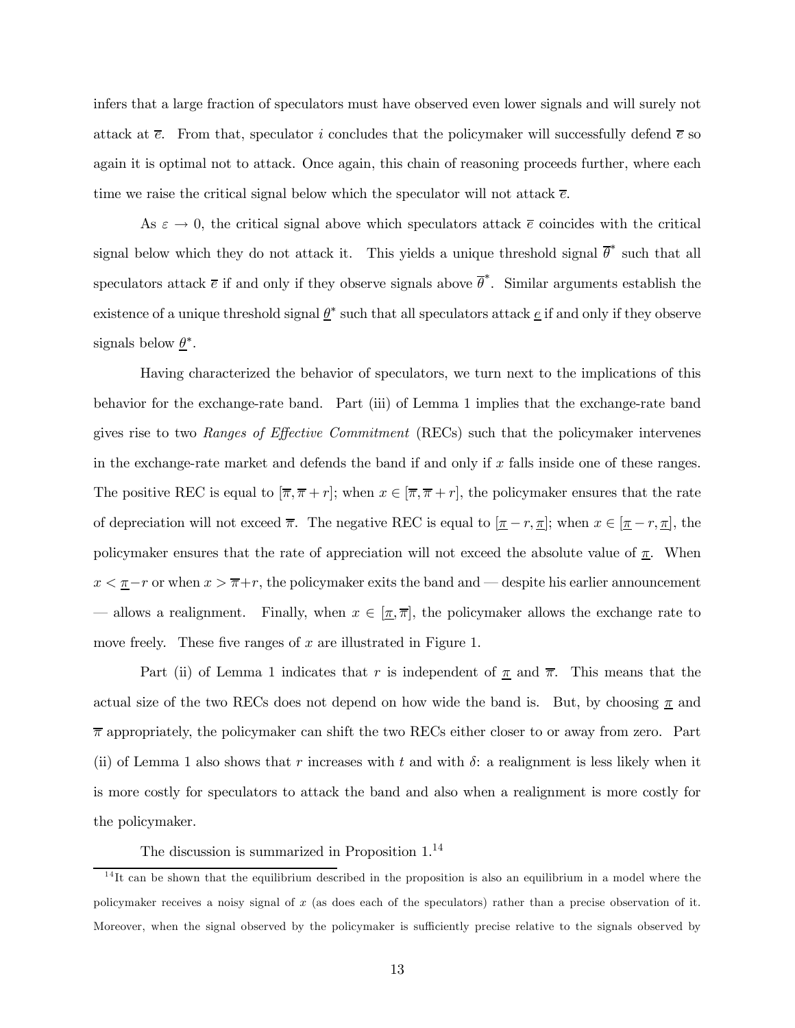infers that a large fraction of speculators must have observed even lower signals and will surely not attack at $\overline{e}$. From that, speculator $i$ concludes that the policymaker will successfully defend $\overline{e}$ so again it is optimal not to attack. Once again, this chain of reasoning proceeds further, where each time we raise the critical signal below which the speculator will not attack $\overline{e}$.

As $\varepsilon \to 0$, the critical signal above which speculators attack $\overline{e}$ coincides with the critical signal below which they do not attack it. This yields a unique threshold signal $\overline{\theta}^*$ such that all speculators attack $\overline{e}$ if and only if they observe signals above $\overline{\theta}^*$. Similar arguments establish the existence of a unique threshold signal $\underline{\theta}^*$ such that all speculators attack $\underline{e}$ if and only if they observe signals below $\underline{\theta}^*$.

Having characterized the behavior of speculators, we turn next to the implications of this behavior for the exchange-rate band. Part (iii) of Lemma 1 implies that the exchange-rate band gives rise to two *Ranges of Effective Commitment* (RECs) such that the policymaker intervenes in the exchange-rate market and defends the band if and only if $x$ falls inside one of these ranges. The positive REC is equal to $[\overline{\pi}, \overline{\pi} + r]$; when $x \in [\overline{\pi}, \overline{\pi} + r]$, the policymaker ensures that the rate of depreciation will not exceed $\overline{\pi}$. The negative REC is equal to $[\underline{\pi} - r, \underline{\pi}]$; when $x \in [\underline{\pi} - r, \underline{\pi}]$, the policymaker ensures that the rate of appreciation will not exceed the absolute value of $\underline{\pi}$. When $x < \underline{\pi} - r$ or when $x > \overline{\pi} + r$, the policymaker exits the band and — despite his earlier announcement — allows a realignment. Finally, when $x \in [\underline{\pi}, \overline{\pi}]$, the policymaker allows the exchange rate to move freely. These five ranges of $x$ are illustrated in Figure 1.

Part (ii) of Lemma 1 indicates that $r$ is independent of $\underline{\pi}$ and $\overline{\pi}$. This means that the actual size of the two RECs does not depend on how wide the band is. But, by choosing $\underline{\pi}$ and $\overline{\pi}$ appropriately, the policymaker can shift the two RECs either closer to or away from zero. Part (ii) of Lemma 1 also shows that $r$ increases with $t$ and with $\delta$: a realignment is less likely when it is more costly for speculators to attack the band and also when a realignment is more costly for the policymaker.

The discussion is summarized in Proposition 1.[14]

[14] It can be shown that the equilibrium described in the proposition is also an equilibrium in a model where the policymaker receives a noisy signal of $x$ (as does each of the speculators) rather than a precise observation of it. Moreover, when the signal observed by the policymaker is sufficiently precise relative to the signals observed by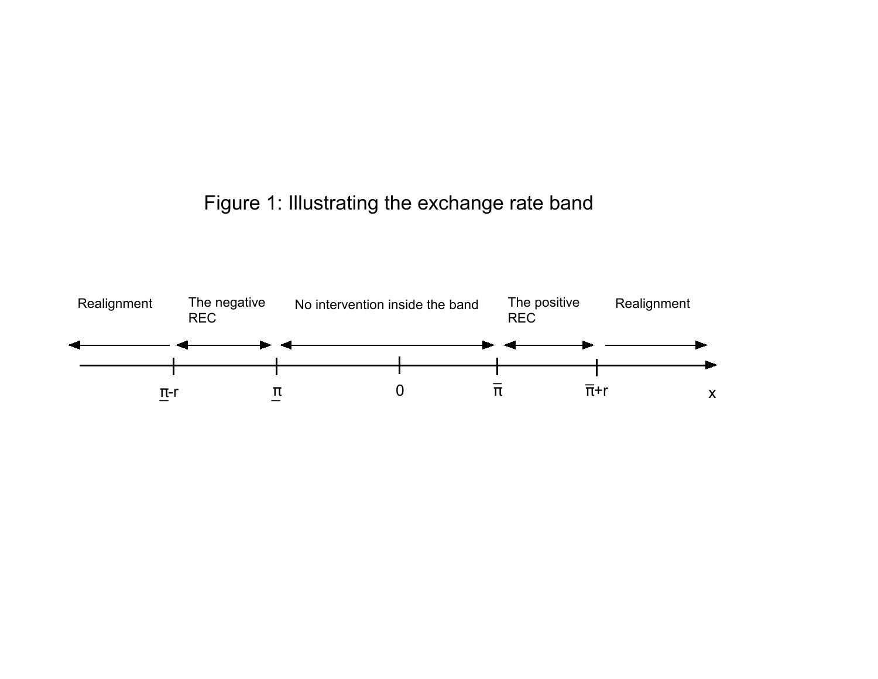Figure 1: Illustrating the exchange rate band

| Realignment | The negative REC | No intervention inside the band | The positive REC | Realignment |
|---|---|---|---|---|

$\underline{\pi}-r$ $\quad$ $\underline{\pi}$ $\quad$ $0$ $\quad$ $\overline{\pi}$ $\quad$ $\overline{\pi}+r$ $\quad$ $x$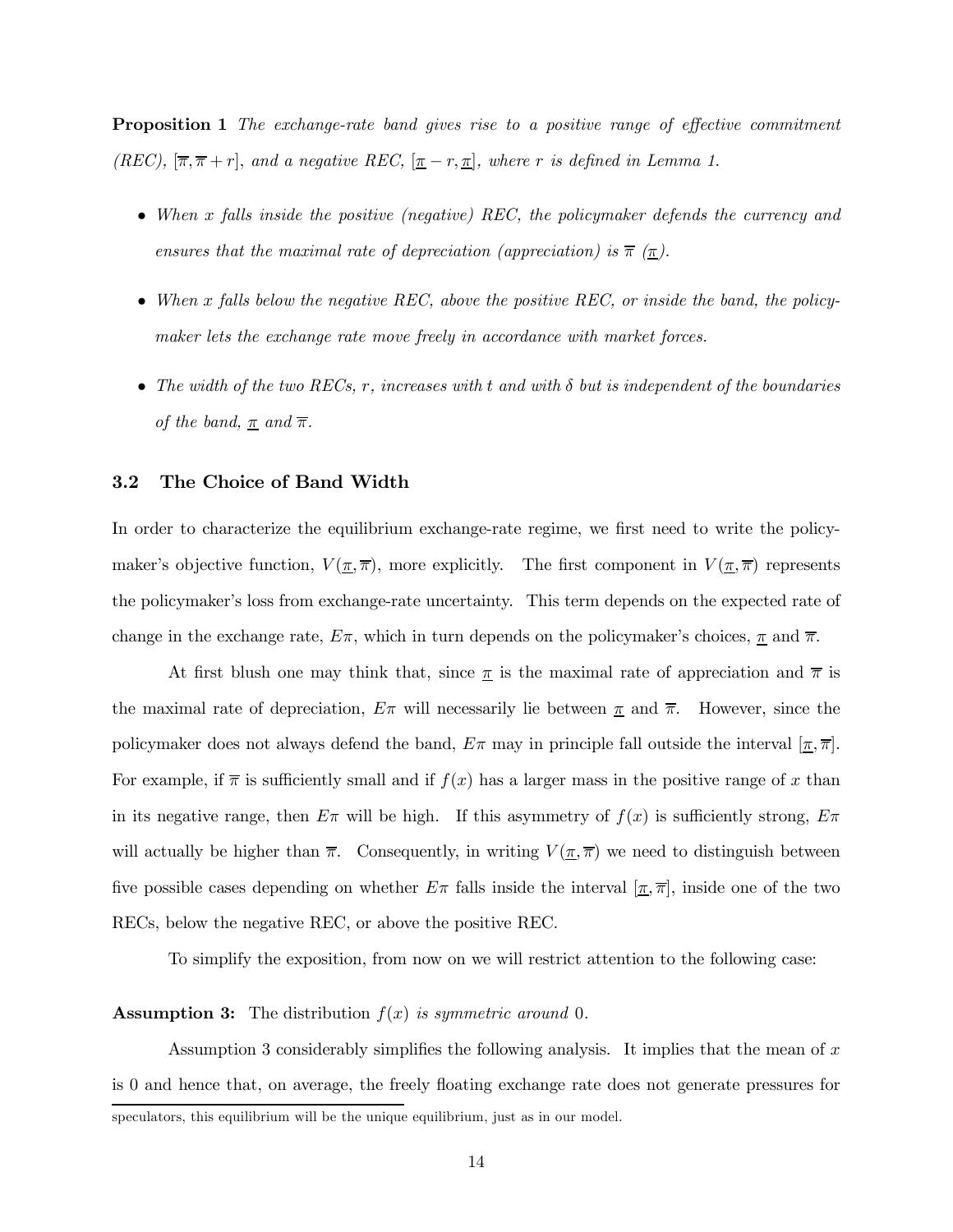**Proposition 1** *The exchange-rate band gives rise to a positive range of effective commitment (REC), $[\overline{\pi}, \overline{\pi}+r]$, and a negative REC, $[\underline{\pi}-r, \underline{\pi}]$, where $r$ is defined in Lemma 1.*

- *When $x$ falls inside the positive (negative) REC, the policymaker defends the currency and ensures that the maximal rate of depreciation (appreciation) is $\overline{\pi}$ ($\underline{\pi}$).*
- *When $x$ falls below the negative REC, above the positive REC, or inside the band, the policymaker lets the exchange rate move freely in accordance with market forces.*
- *The width of the two RECs, $r$, increases with $t$ and with $\delta$ but is independent of the boundaries of the band, $\underline{\pi}$ and $\overline{\pi}$.*

### 3.2 The Choice of Band Width

In order to characterize the equilibrium exchange-rate regime, we first need to write the policymaker's objective function, $V(\underline{\pi}, \overline{\pi})$, more explicitly. The first component in $V(\underline{\pi}, \overline{\pi})$ represents the policymaker's loss from exchange-rate uncertainty. This term depends on the expected rate of change in the exchange rate, $E\pi$, which in turn depends on the policymaker's choices, $\underline{\pi}$ and $\overline{\pi}$.

At first blush one may think that, since $\underline{\pi}$ is the maximal rate of appreciation and $\overline{\pi}$ is the maximal rate of depreciation, $E\pi$ will necessarily lie between $\underline{\pi}$ and $\overline{\pi}$. However, since the policymaker does not always defend the band, $E\pi$ may in principle fall outside the interval $[\underline{\pi}, \overline{\pi}]$. For example, if $\overline{\pi}$ is sufficiently small and if $f(x)$ has a larger mass in the positive range of $x$ than in its negative range, then $E\pi$ will be high. If this asymmetry of $f(x)$ is sufficiently strong, $E\pi$ will actually be higher than $\overline{\pi}$. Consequently, in writing $V(\underline{\pi}, \overline{\pi})$ we need to distinguish between five possible cases depending on whether $E\pi$ falls inside the interval $[\underline{\pi}, \overline{\pi}]$, inside one of the two RECs, below the negative REC, or above the positive REC.

To simplify the exposition, from now on we will restrict attention to the following case:

**Assumption 3:** The distribution $f(x)$ *is symmetric around* 0.

Assumption 3 considerably simplifies the following analysis. It implies that the mean of $x$ is 0 and hence that, on average, the freely floating exchange rate does not generate pressures for

speculators, this equilibrium will be the unique equilibrium, just as in our model.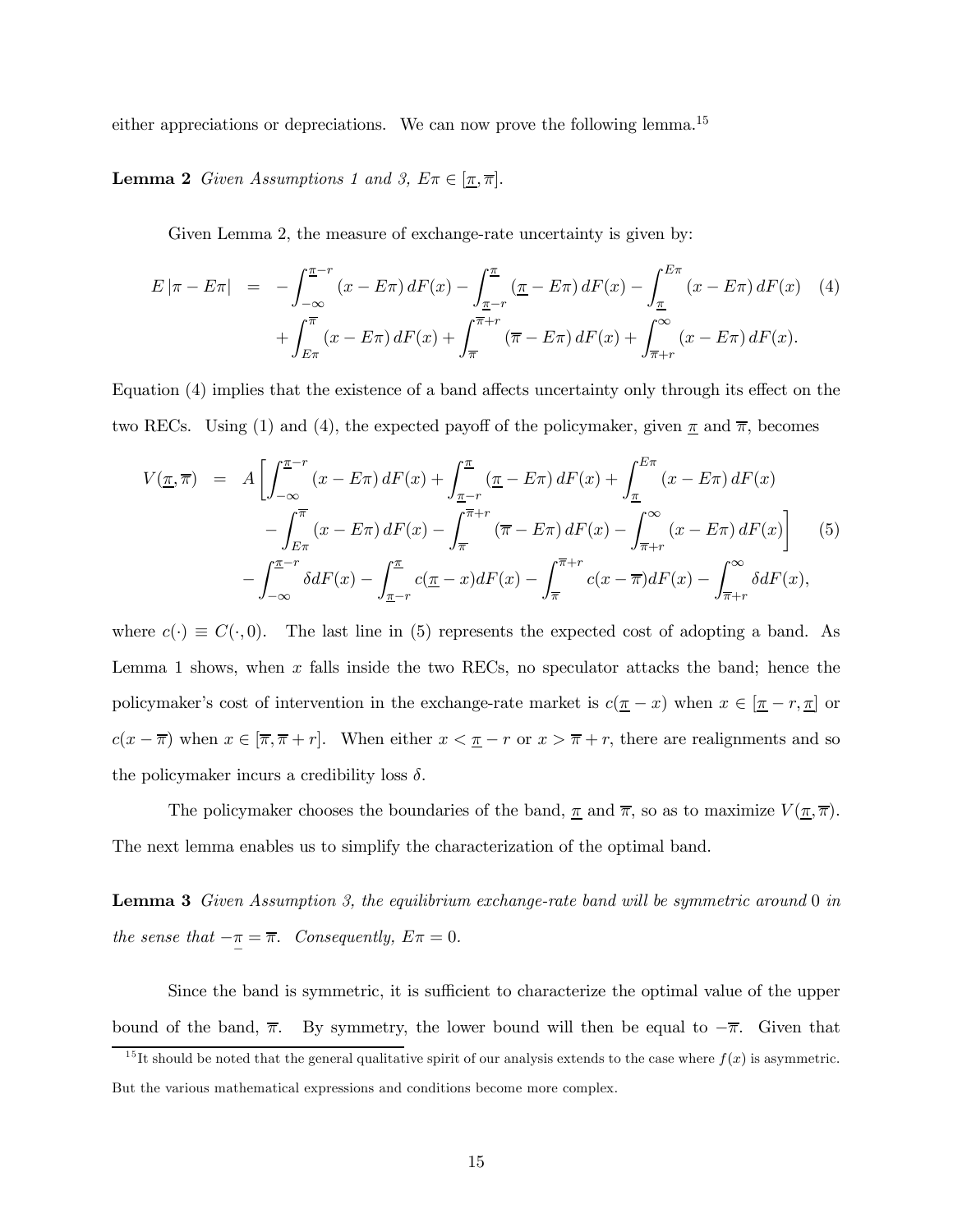either appreciations or depreciations. We can now prove the following lemma.[15]

**Lemma 2** *Given Assumptions 1 and 3, $E\pi \in [\underline{\pi}, \overline{\pi}]$.*

Given Lemma 2, the measure of exchange-rate uncertainty is given by:

$$
\begin{aligned}
E\left|\pi - E\pi\right| \;=\; & -\int_{-\infty}^{\underline{\pi}-r} (x - E\pi)\, dF(x) - \int_{\underline{\pi}-r}^{\underline{\pi}} (\underline{\pi} - E\pi)\, dF(x) - \int_{\underline{\pi}}^{E\pi} (x - E\pi)\, dF(x) \\
& + \int_{E\pi}^{\overline{\pi}} (x - E\pi)\, dF(x) + \int_{\overline{\pi}}^{\overline{\pi}+r} (\overline{\pi} - E\pi)\, dF(x) + \int_{\overline{\pi}+r}^{\infty} (x - E\pi)\, dF(x).
\end{aligned} \tag{4}
$$

Equation (4) implies that the existence of a band affects uncertainty only through its effect on the two RECs. Using (1) and (4), the expected payoff of the policymaker, given $\underline{\pi}$ and $\overline{\pi}$, becomes

$$
\begin{aligned}
V(\underline{\pi}, \overline{\pi}) \;=\; & A\left[\int_{-\infty}^{\underline{\pi}-r} (x - E\pi)\, dF(x) + \int_{\underline{\pi}-r}^{\underline{\pi}} (\underline{\pi} - E\pi)\, dF(x) + \int_{\underline{\pi}}^{E\pi} (x - E\pi)\, dF(x) \right.\\
& \left. - \int_{E\pi}^{\overline{\pi}} (x - E\pi)\, dF(x) - \int_{\overline{\pi}}^{\overline{\pi}+r} (\overline{\pi} - E\pi)\, dF(x) - \int_{\overline{\pi}+r}^{\infty} (x - E\pi)\, dF(x)\right] \\
& - \int_{-\infty}^{\underline{\pi}-r} \delta dF(x) - \int_{\underline{\pi}-r}^{\underline{\pi}} c(\underline{\pi} - x) dF(x) - \int_{\overline{\pi}}^{\overline{\pi}+r} c(x - \overline{\pi}) dF(x) - \int_{\overline{\pi}+r}^{\infty} \delta dF(x),
\end{aligned} \tag{5}
$$

where $c(\cdot) \equiv C(\cdot, 0)$. The last line in (5) represents the expected cost of adopting a band. As Lemma 1 shows, when $x$ falls inside the two RECs, no speculator attacks the band; hence the policymaker's cost of intervention in the exchange-rate market is $c(\underline{\pi} - x)$ when $x \in [\underline{\pi} - r, \underline{\pi}]$ or $c(x - \overline{\pi})$ when $x \in [\overline{\pi}, \overline{\pi} + r]$. When either $x < \underline{\pi} - r$ or $x > \overline{\pi} + r$, there are realignments and so the policymaker incurs a credibility loss $\delta$.

The policymaker chooses the boundaries of the band, $\underline{\pi}$ and $\overline{\pi}$, so as to maximize $V(\underline{\pi}, \overline{\pi})$. The next lemma enables us to simplify the characterization of the optimal band.

**Lemma 3** *Given Assumption 3, the equilibrium exchange-rate band will be symmetric around 0 in the sense that $-\underline{\pi} = \overline{\pi}$. Consequently, $E\pi = 0$.*

Since the band is symmetric, it is sufficient to characterize the optimal value of the upper bound of the band, $\overline{\pi}$. By symmetry, the lower bound will then be equal to $-\overline{\pi}$. Given that

[15] It should be noted that the general qualitative spirit of our analysis extends to the case where $f(x)$ is asymmetric. But the various mathematical expressions and conditions become more complex.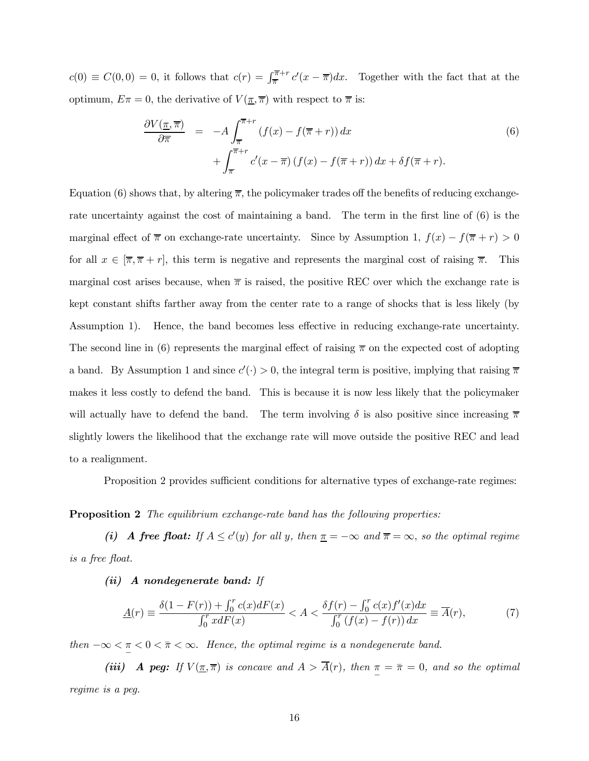$c(0) \equiv C(0,0) = 0$, it follows that $c(r) = \int_{\overline{\pi}}^{\overline{\pi}+r} c'(x - \overline{\pi})dx$. Together with the fact that at the optimum, $E\pi = 0$, the derivative of $V(\underline{\pi}, \overline{\pi})$ with respect to $\overline{\pi}$ is:

$$
\begin{aligned}
\frac{\partial V(\underline{\pi}, \overline{\pi})}{\partial \overline{\pi}} &= -A \int_{\overline{\pi}}^{\overline{\pi}+r} (f(x) - f(\overline{\pi}+r))\, dx \\
&\quad + \int_{\overline{\pi}}^{\overline{\pi}+r} c'(x - \overline{\pi})\, (f(x) - f(\overline{\pi}+r))\, dx + \delta f(\overline{\pi}+r).
\end{aligned}
\tag{6}
$$

Equation (6) shows that, by altering $\overline{\pi}$, the policymaker trades off the benefits of reducing exchange-rate uncertainty against the cost of maintaining a band. The term in the first line of (6) is the marginal effect of $\overline{\pi}$ on exchange-rate uncertainty. Since by Assumption 1, $f(x) - f(\overline{\pi}+r) > 0$ for all $x \in [\overline{\pi}, \overline{\pi}+r]$, this term is negative and represents the marginal cost of raising $\overline{\pi}$. This marginal cost arises because, when $\overline{\pi}$ is raised, the positive REC over which the exchange rate is kept constant shifts farther away from the center rate to a range of shocks that is less likely (by Assumption 1). Hence, the band becomes less effective in reducing exchange-rate uncertainty. The second line in (6) represents the marginal effect of raising $\overline{\pi}$ on the expected cost of adopting a band. By Assumption 1 and since $c'(\cdot) > 0$, the integral term is positive, implying that raising $\overline{\pi}$ makes it less costly to defend the band. This is because it is now less likely that the policymaker will actually have to defend the band. The term involving $\delta$ is also positive since increasing $\overline{\pi}$ slightly lowers the likelihood that the exchange rate will move outside the positive REC and lead to a realignment.

Proposition 2 provides sufficient conditions for alternative types of exchange-rate regimes:

**Proposition 2** *The equilibrium exchange-rate band has the following properties:*

***(i) A free float:*** *If $A \leq c'(y)$ for all $y$, then $\underline{\pi} = -\infty$ and $\overline{\pi} = \infty$, so the optimal regime is a free float.*

***(ii) A nondegenerate band:*** *If*

$$
\underline{A}(r) \equiv \frac{\delta(1 - F(r)) + \int_0^r c(x)dF(x)}{\int_0^r x dF(x)} < A < \frac{\delta f(r) - \int_0^r c(x) f'(x)dx}{\int_0^r (f(x) - f(r))\, dx} \equiv \overline{A}(r),
\tag{7}
$$

*then $-\infty < \underline{\pi} < 0 < \overline{\pi} < \infty$. Hence, the optimal regime is a nondegenerate band.*

***(iii) A peg:*** *If $V(\underline{\pi}, \overline{\pi})$ is concave and $A > \overline{A}(r)$, then $\underline{\pi} = \overline{\pi} = 0$, and so the optimal regime is a peg.*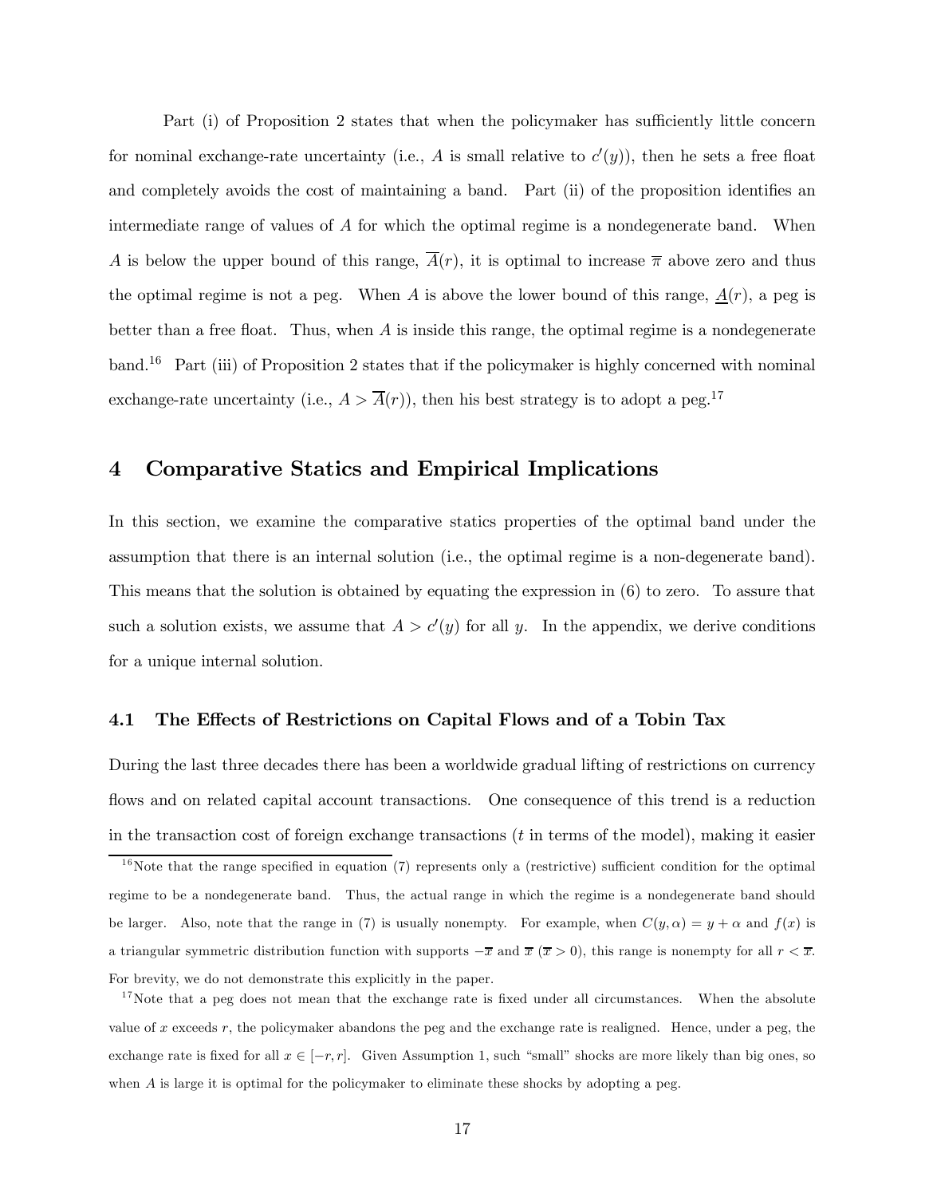Part (i) of Proposition 2 states that when the policymaker has sufficiently little concern for nominal exchange-rate uncertainty (i.e., $A$ is small relative to $c'(y)$), then he sets a free float and completely avoids the cost of maintaining a band. Part (ii) of the proposition identifies an intermediate range of values of $A$ for which the optimal regime is a nondegenerate band. When $A$ is below the upper bound of this range, $\overline{A}(r)$, it is optimal to increase $\overline{\pi}$ above zero and thus the optimal regime is not a peg. When $A$ is above the lower bound of this range, $\underline{A}(r)$, a peg is better than a free float. Thus, when $A$ is inside this range, the optimal regime is a nondegenerate band.[16] Part (iii) of Proposition 2 states that if the policymaker is highly concerned with nominal exchange-rate uncertainty (i.e., $A > \overline{A}(r)$), then his best strategy is to adopt a peg.[17]

# 4 Comparative Statics and Empirical Implications

In this section, we examine the comparative statics properties of the optimal band under the assumption that there is an internal solution (i.e., the optimal regime is a non-degenerate band). This means that the solution is obtained by equating the expression in (6) to zero. To assure that such a solution exists, we assume that $A > c'(y)$ for all $y$. In the appendix, we derive conditions for a unique internal solution.

## 4.1 The Effects of Restrictions on Capital Flows and of a Tobin Tax

During the last three decades there has been a worldwide gradual lifting of restrictions on currency flows and on related capital account transactions. One consequence of this trend is a reduction in the transaction cost of foreign exchange transactions ($t$ in terms of the model), making it easier

[16] Note that the range specified in equation (7) represents only a (restrictive) sufficient condition for the optimal regime to be a nondegenerate band. Thus, the actual range in which the regime is a nondegenerate band should be larger. Also, note that the range in (7) is usually nonempty. For example, when $C(y, \alpha) = y + \alpha$ and $f(x)$ is a triangular symmetric distribution function with supports $-\overline{x}$ and $\overline{x}$ ($\overline{x} > 0$), this range is nonempty for all $r < \overline{x}$. For brevity, we do not demonstrate this explicitly in the paper.

[17] Note that a peg does not mean that the exchange rate is fixed under all circumstances. When the absolute value of $x$ exceeds $r$, the policymaker abandons the peg and the exchange rate is realigned. Hence, under a peg, the exchange rate is fixed for all $x \in [-r, r]$. Given Assumption 1, such "small" shocks are more likely than big ones, so when $A$ is large it is optimal for the policymaker to eliminate these shocks by adopting a peg.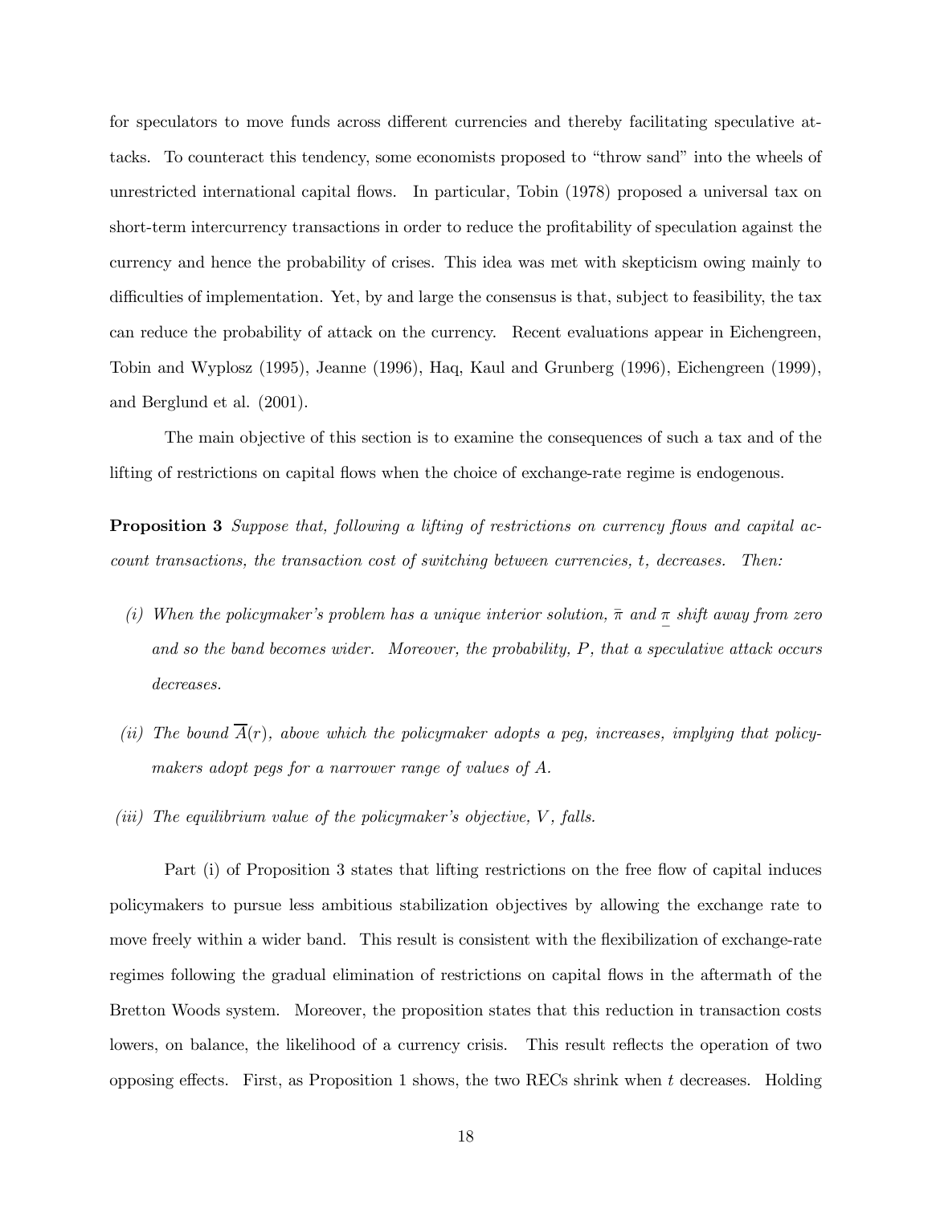for speculators to move funds across different currencies and thereby facilitating speculative attacks. To counteract this tendency, some economists proposed to "throw sand" into the wheels of unrestricted international capital flows. In particular, Tobin (1978) proposed a universal tax on short-term intercurrency transactions in order to reduce the profitability of speculation against the currency and hence the probability of crises. This idea was met with skepticism owing mainly to difficulties of implementation. Yet, by and large the consensus is that, subject to feasibility, the tax can reduce the probability of attack on the currency. Recent evaluations appear in Eichengreen, Tobin and Wyplosz (1995), Jeanne (1996), Haq, Kaul and Grunberg (1996), Eichengreen (1999), and Berglund et al. (2001).

The main objective of this section is to examine the consequences of such a tax and of the lifting of restrictions on capital flows when the choice of exchange-rate regime is endogenous.

**Proposition 3** *Suppose that, following a lifting of restrictions on currency flows and capital account transactions, the transaction cost of switching between currencies, $t$, decreases. Then:*

*(i) When the policymaker's problem has a unique interior solution, $\bar{\pi}$ and $\underline{\pi}$ shift away from zero and so the band becomes wider. Moreover, the probability, $P$, that a speculative attack occurs decreases.*

*(ii) The bound $\overline{A}(r)$, above which the policymaker adopts a peg, increases, implying that policymakers adopt pegs for a narrower range of values of $A$.*

*(iii) The equilibrium value of the policymaker's objective, $V$, falls.*

Part (i) of Proposition 3 states that lifting restrictions on the free flow of capital induces policymakers to pursue less ambitious stabilization objectives by allowing the exchange rate to move freely within a wider band. This result is consistent with the flexibilization of exchange-rate regimes following the gradual elimination of restrictions on capital flows in the aftermath of the Bretton Woods system. Moreover, the proposition states that this reduction in transaction costs lowers, on balance, the likelihood of a currency crisis. This result reflects the operation of two opposing effects. First, as Proposition 1 shows, the two RECs shrink when $t$ decreases. Holding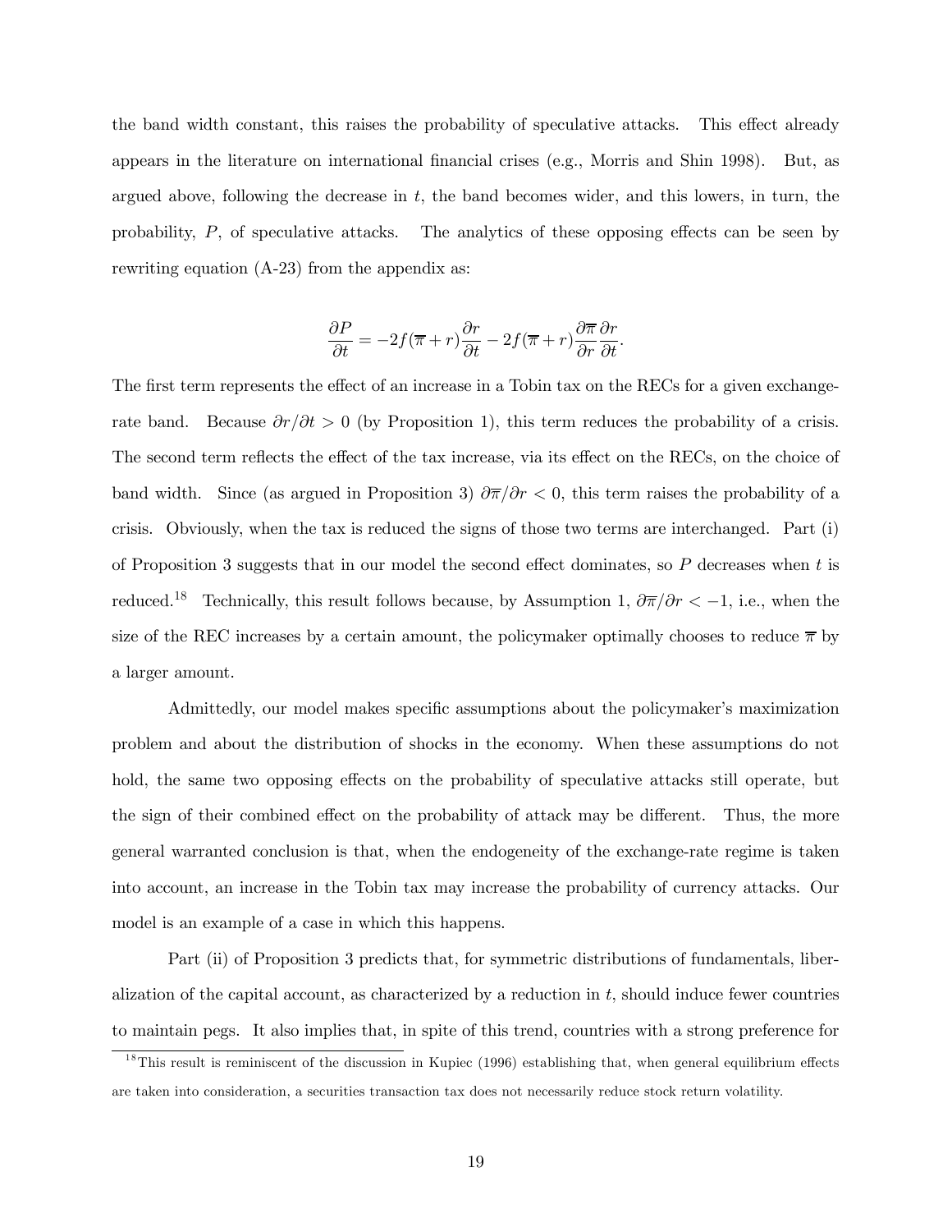the band width constant, this raises the probability of speculative attacks. This effect already appears in the literature on international financial crises (e.g., Morris and Shin 1998). But, as argued above, following the decrease in $t$, the band becomes wider, and this lowers, in turn, the probability, $P$, of speculative attacks. The analytics of these opposing effects can be seen by rewriting equation (A-23) from the appendix as:

$$\frac{\partial P}{\partial t} = -2f(\overline{\pi} + r)\frac{\partial r}{\partial t} - 2f(\overline{\pi} + r)\frac{\partial \overline{\pi}}{\partial r}\frac{\partial r}{\partial t}.$$

The first term represents the effect of an increase in a Tobin tax on the RECs for a given exchange-rate band. Because $\partial r/\partial t > 0$ (by Proposition 1), this term reduces the probability of a crisis. The second term reflects the effect of the tax increase, via its effect on the RECs, on the choice of band width. Since (as argued in Proposition 3) $\partial \overline{\pi}/\partial r < 0$, this term raises the probability of a crisis. Obviously, when the tax is reduced the signs of those two terms are interchanged. Part (i) of Proposition 3 suggests that in our model the second effect dominates, so $P$ decreases when $t$ is reduced.[18] Technically, this result follows because, by Assumption 1, $\partial \overline{\pi}/\partial r < -1$, i.e., when the size of the REC increases by a certain amount, the policymaker optimally chooses to reduce $\overline{\pi}$ by a larger amount.

Admittedly, our model makes specific assumptions about the policymaker's maximization problem and about the distribution of shocks in the economy. When these assumptions do not hold, the same two opposing effects on the probability of speculative attacks still operate, but the sign of their combined effect on the probability of attack may be different. Thus, the more general warranted conclusion is that, when the endogeneity of the exchange-rate regime is taken into account, an increase in the Tobin tax may increase the probability of currency attacks. Our model is an example of a case in which this happens.

Part (ii) of Proposition 3 predicts that, for symmetric distributions of fundamentals, liberalization of the capital account, as characterized by a reduction in $t$, should induce fewer countries to maintain pegs. It also implies that, in spite of this trend, countries with a strong preference for

[18] This result is reminiscent of the discussion in Kupiec (1996) establishing that, when general equilibrium effects are taken into consideration, a securities transaction tax does not necessarily reduce stock return volatility.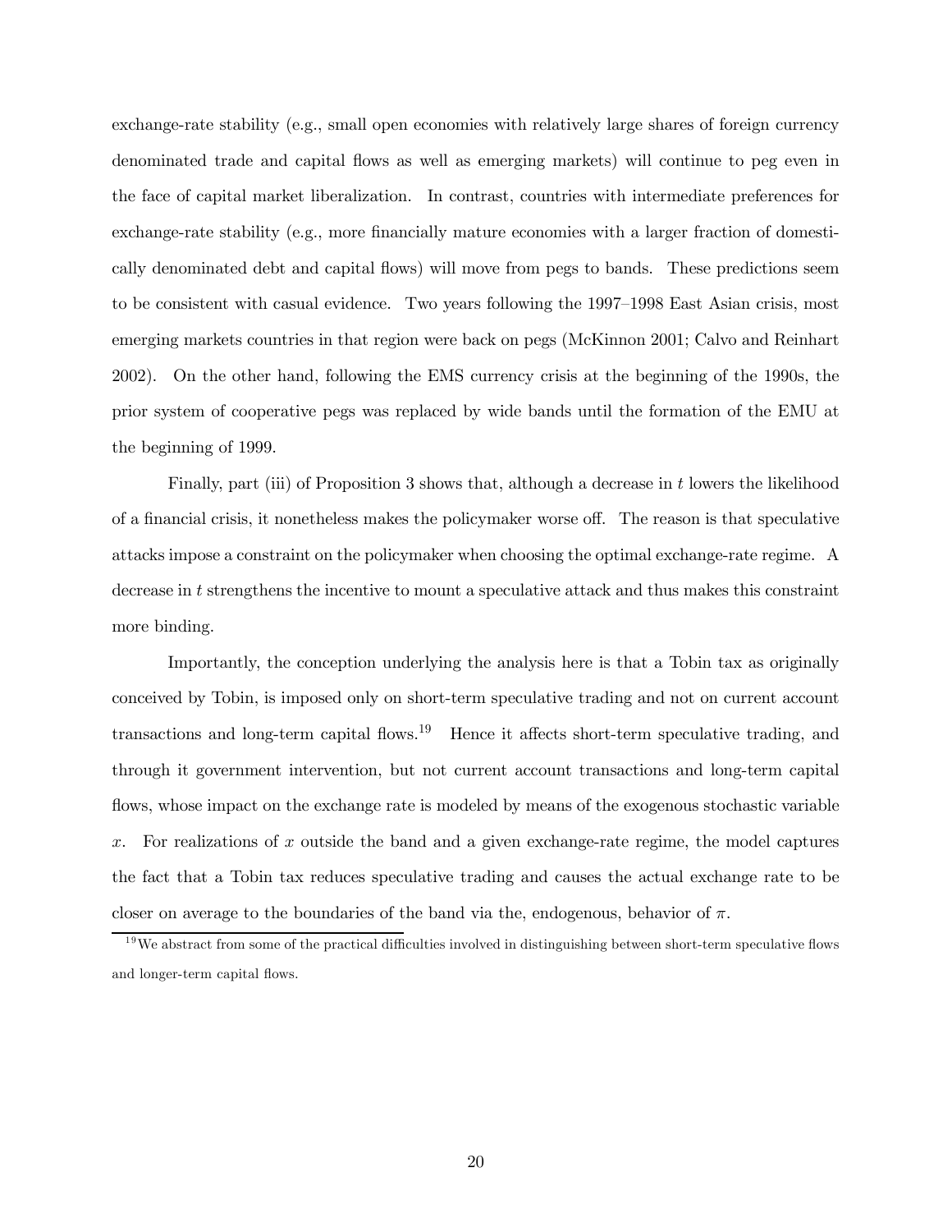exchange-rate stability (e.g., small open economies with relatively large shares of foreign currency denominated trade and capital flows as well as emerging markets) will continue to peg even in the face of capital market liberalization. In contrast, countries with intermediate preferences for exchange-rate stability (e.g., more financially mature economies with a larger fraction of domestically denominated debt and capital flows) will move from pegs to bands. These predictions seem to be consistent with casual evidence. Two years following the 1997–1998 East Asian crisis, most emerging markets countries in that region were back on pegs (McKinnon 2001; Calvo and Reinhart 2002). On the other hand, following the EMS currency crisis at the beginning of the 1990s, the prior system of cooperative pegs was replaced by wide bands until the formation of the EMU at the beginning of 1999.

Finally, part (iii) of Proposition 3 shows that, although a decrease in $t$ lowers the likelihood of a financial crisis, it nonetheless makes the policymaker worse off. The reason is that speculative attacks impose a constraint on the policymaker when choosing the optimal exchange-rate regime. A decrease in $t$ strengthens the incentive to mount a speculative attack and thus makes this constraint more binding.

Importantly, the conception underlying the analysis here is that a Tobin tax as originally conceived by Tobin, is imposed only on short-term speculative trading and not on current account transactions and long-term capital flows.[19] Hence it affects short-term speculative trading, and through it government intervention, but not current account transactions and long-term capital flows, whose impact on the exchange rate is modeled by means of the exogenous stochastic variable $x$. For realizations of $x$ outside the band and a given exchange-rate regime, the model captures the fact that a Tobin tax reduces speculative trading and causes the actual exchange rate to be closer on average to the boundaries of the band via the, endogenous, behavior of $\pi$.

[19] We abstract from some of the practical difficulties involved in distinguishing between short-term speculative flows and longer-term capital flows.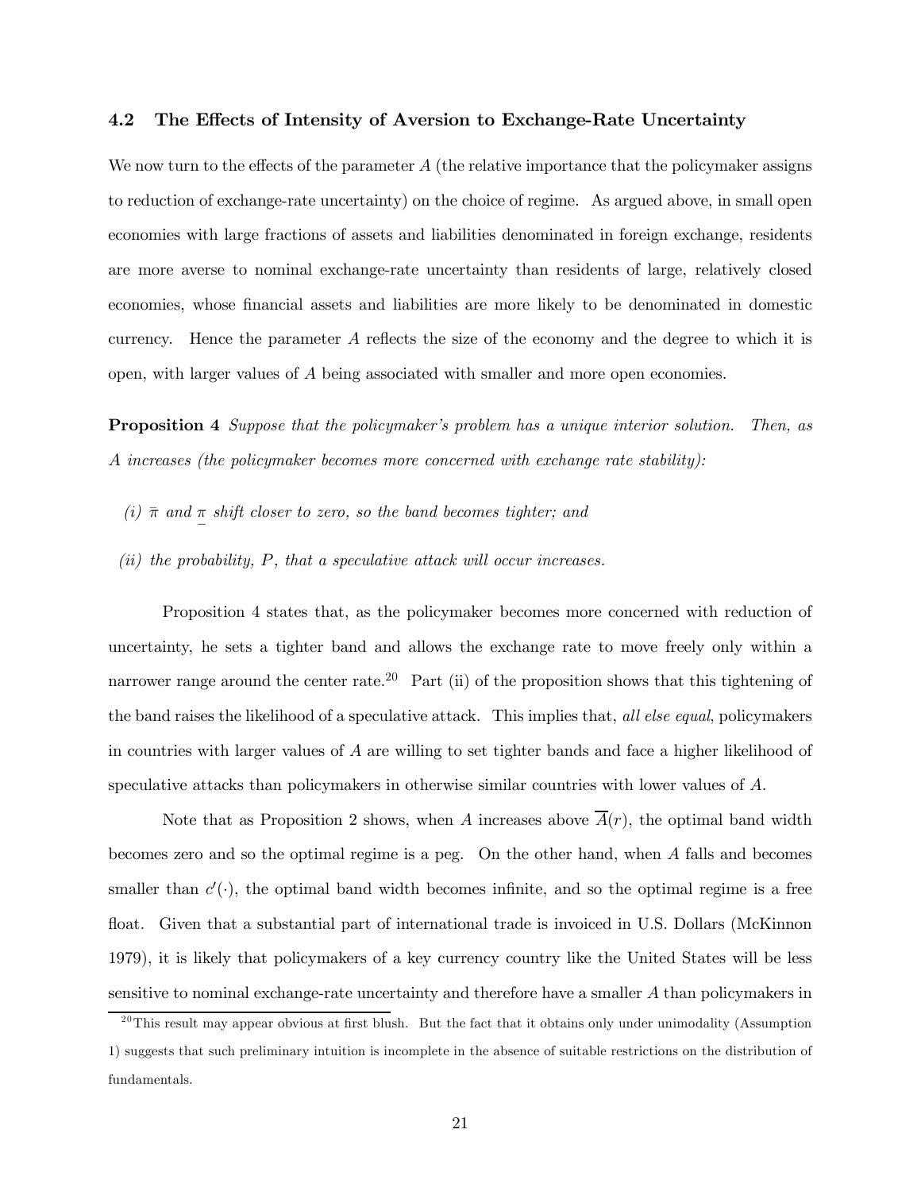### 4.2 The Effects of Intensity of Aversion to Exchange-Rate Uncertainty

We now turn to the effects of the parameter $A$ (the relative importance that the policymaker assigns to reduction of exchange-rate uncertainty) on the choice of regime. As argued above, in small open economies with large fractions of assets and liabilities denominated in foreign exchange, residents are more averse to nominal exchange-rate uncertainty than residents of large, relatively closed economies, whose financial assets and liabilities are more likely to be denominated in domestic currency. Hence the parameter $A$ reflects the size of the economy and the degree to which it is open, with larger values of $A$ being associated with smaller and more open economies.

**Proposition 4** *Suppose that the policymaker's problem has a unique interior solution. Then, as $A$ increases (the policymaker becomes more concerned with exchange rate stability):*

*(i) $\bar{\pi}$ and $\underline{\pi}$ shift closer to zero, so the band becomes tighter; and*

*(ii) the probability, $P$, that a speculative attack will occur increases.*

Proposition 4 states that, as the policymaker becomes more concerned with reduction of uncertainty, he sets a tighter band and allows the exchange rate to move freely only within a narrower range around the center rate.[20] Part (ii) of the proposition shows that this tightening of the band raises the likelihood of a speculative attack. This implies that, *all else equal*, policymakers in countries with larger values of $A$ are willing to set tighter bands and face a higher likelihood of speculative attacks than policymakers in otherwise similar countries with lower values of $A$.

Note that as Proposition 2 shows, when $A$ increases above $\overline{A}(r)$, the optimal band width becomes zero and so the optimal regime is a peg. On the other hand, when $A$ falls and becomes smaller than $c'(\cdot)$, the optimal band width becomes infinite, and so the optimal regime is a free float. Given that a substantial part of international trade is invoiced in U.S. Dollars (McKinnon 1979), it is likely that policymakers of a key currency country like the United States will be less sensitive to nominal exchange-rate uncertainty and therefore have a smaller $A$ than policymakers in

[20] This result may appear obvious at first blush. But the fact that it obtains only under unimodality (Assumption 1) suggests that such preliminary intuition is incomplete in the absence of suitable restrictions on the distribution of fundamentals.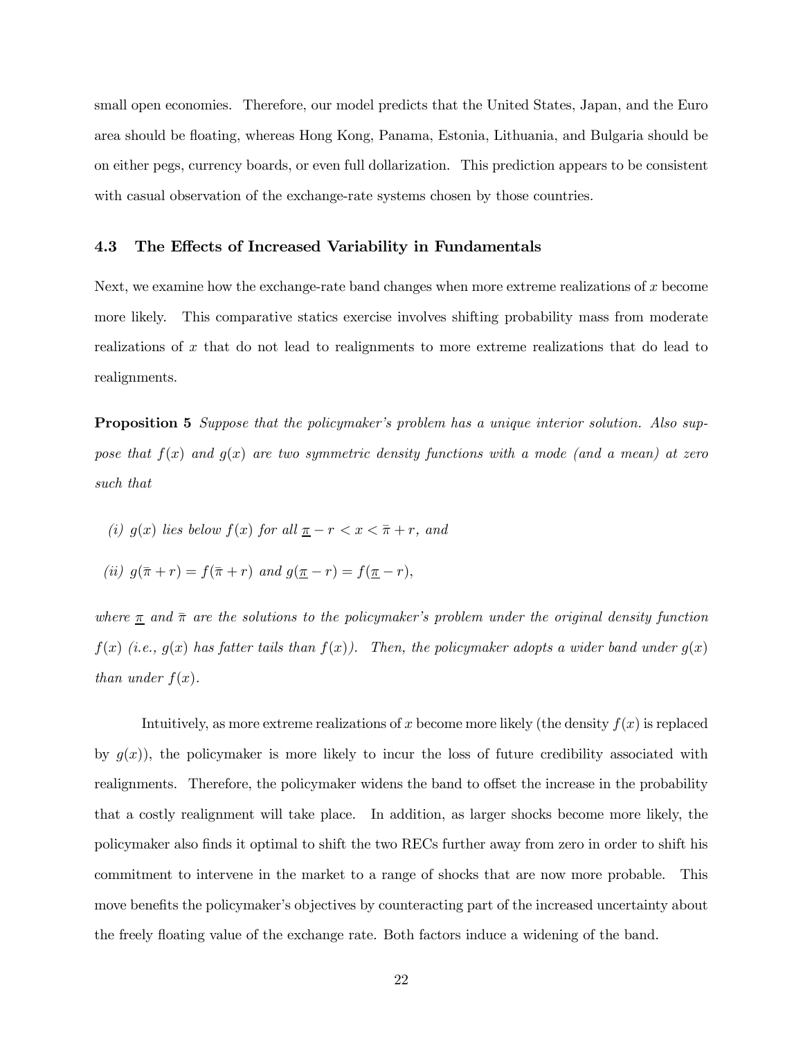small open economies. Therefore, our model predicts that the United States, Japan, and the Euro area should be floating, whereas Hong Kong, Panama, Estonia, Lithuania, and Bulgaria should be on either pegs, currency boards, or even full dollarization. This prediction appears to be consistent with casual observation of the exchange-rate systems chosen by those countries.

### 4.3 The Effects of Increased Variability in Fundamentals

Next, we examine how the exchange-rate band changes when more extreme realizations of $x$ become more likely. This comparative statics exercise involves shifting probability mass from moderate realizations of $x$ that do not lead to realignments to more extreme realizations that do lead to realignments.

**Proposition 5** *Suppose that the policymaker's problem has a unique interior solution. Also suppose that $f(x)$ and $g(x)$ are two symmetric density functions with a mode (and a mean) at zero such that*

*(i) $g(x)$ lies below $f(x)$ for all $\underline{\pi} - r < x < \bar{\pi} + r$, and*

*(ii) $g(\bar{\pi} + r) = f(\bar{\pi} + r)$ and $g(\underline{\pi} - r) = f(\underline{\pi} - r)$,*

*where $\underline{\pi}$ and $\bar{\pi}$ are the solutions to the policymaker's problem under the original density function $f(x)$ (i.e., $g(x)$ has fatter tails than $f(x)$). Then, the policymaker adopts a wider band under $g(x)$ than under $f(x)$.*

Intuitively, as more extreme realizations of $x$ become more likely (the density $f(x)$ is replaced by $g(x)$), the policymaker is more likely to incur the loss of future credibility associated with realignments. Therefore, the policymaker widens the band to offset the increase in the probability that a costly realignment will take place. In addition, as larger shocks become more likely, the policymaker also finds it optimal to shift the two RECs further away from zero in order to shift his commitment to intervene in the market to a range of shocks that are now more probable. This move benefits the policymaker's objectives by counteracting part of the increased uncertainty about the freely floating value of the exchange rate. Both factors induce a widening of the band.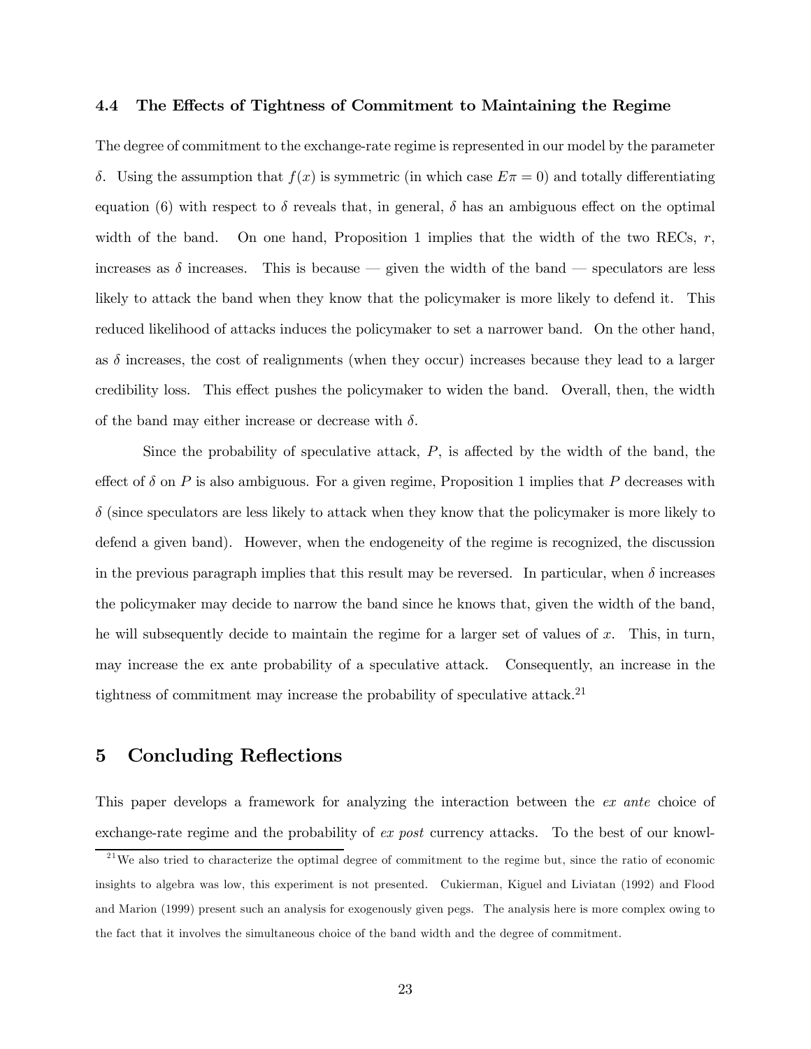### 4.4 The Effects of Tightness of Commitment to Maintaining the Regime

The degree of commitment to the exchange-rate regime is represented in our model by the parameter $\delta$. Using the assumption that $f(x)$ is symmetric (in which case $E\pi = 0$) and totally differentiating equation (6) with respect to $\delta$ reveals that, in general, $\delta$ has an ambiguous effect on the optimal width of the band. On one hand, Proposition 1 implies that the width of the two RECs, $r$, increases as $\delta$ increases. This is because — given the width of the band — speculators are less likely to attack the band when they know that the policymaker is more likely to defend it. This reduced likelihood of attacks induces the policymaker to set a narrower band. On the other hand, as $\delta$ increases, the cost of realignments (when they occur) increases because they lead to a larger credibility loss. This effect pushes the policymaker to widen the band. Overall, then, the width of the band may either increase or decrease with $\delta$.

Since the probability of speculative attack, $P$, is affected by the width of the band, the effect of $\delta$ on $P$ is also ambiguous. For a given regime, Proposition 1 implies that $P$ decreases with $\delta$ (since speculators are less likely to attack when they know that the policymaker is more likely to defend a given band). However, when the endogeneity of the regime is recognized, the discussion in the previous paragraph implies that this result may be reversed. In particular, when $\delta$ increases the policymaker may decide to narrow the band since he knows that, given the width of the band, he will subsequently decide to maintain the regime for a larger set of values of $x$. This, in turn, may increase the ex ante probability of a speculative attack. Consequently, an increase in the tightness of commitment may increase the probability of speculative attack.[21]

## 5 Concluding Reflections

This paper develops a framework for analyzing the interaction between the *ex ante* choice of exchange-rate regime and the probability of *ex post* currency attacks. To the best of our knowl-

[21] We also tried to characterize the optimal degree of commitment to the regime but, since the ratio of economic insights to algebra was low, this experiment is not presented. Cukierman, Kiguel and Liviatan (1992) and Flood and Marion (1999) present such an analysis for exogenously given pegs. The analysis here is more complex owing to the fact that it involves the simultaneous choice of the band width and the degree of commitment.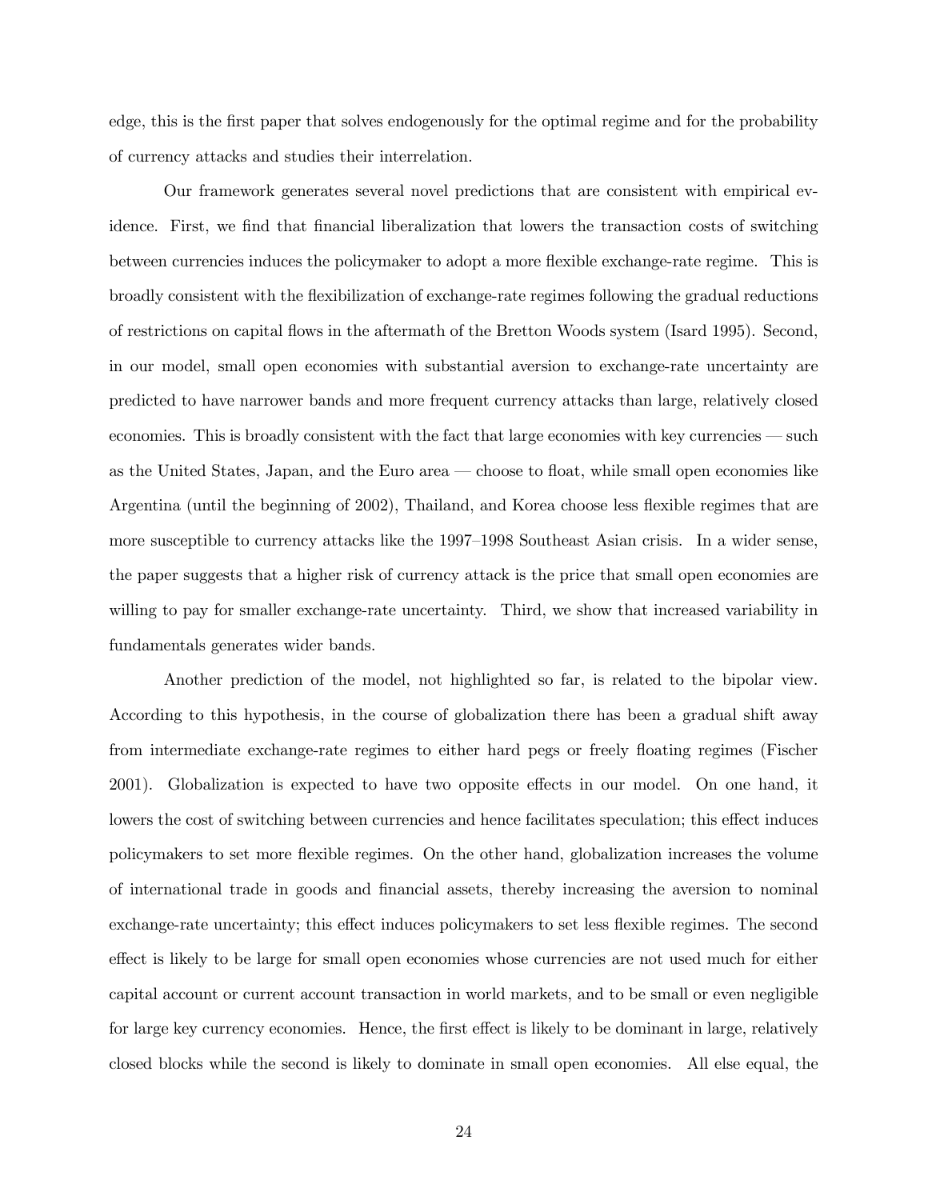edge, this is the first paper that solves endogenously for the optimal regime and for the probability of currency attacks and studies their interrelation.

Our framework generates several novel predictions that are consistent with empirical evidence. First, we find that financial liberalization that lowers the transaction costs of switching between currencies induces the policymaker to adopt a more flexible exchange-rate regime. This is broadly consistent with the flexibilization of exchange-rate regimes following the gradual reductions of restrictions on capital flows in the aftermath of the Bretton Woods system (Isard 1995). Second, in our model, small open economies with substantial aversion to exchange-rate uncertainty are predicted to have narrower bands and more frequent currency attacks than large, relatively closed economies. This is broadly consistent with the fact that large economies with key currencies — such as the United States, Japan, and the Euro area — choose to float, while small open economies like Argentina (until the beginning of 2002), Thailand, and Korea choose less flexible regimes that are more susceptible to currency attacks like the 1997–1998 Southeast Asian crisis. In a wider sense, the paper suggests that a higher risk of currency attack is the price that small open economies are willing to pay for smaller exchange-rate uncertainty. Third, we show that increased variability in fundamentals generates wider bands.

Another prediction of the model, not highlighted so far, is related to the bipolar view. According to this hypothesis, in the course of globalization there has been a gradual shift away from intermediate exchange-rate regimes to either hard pegs or freely floating regimes (Fischer 2001). Globalization is expected to have two opposite effects in our model. On one hand, it lowers the cost of switching between currencies and hence facilitates speculation; this effect induces policymakers to set more flexible regimes. On the other hand, globalization increases the volume of international trade in goods and financial assets, thereby increasing the aversion to nominal exchange-rate uncertainty; this effect induces policymakers to set less flexible regimes. The second effect is likely to be large for small open economies whose currencies are not used much for either capital account or current account transaction in world markets, and to be small or even negligible for large key currency economies. Hence, the first effect is likely to be dominant in large, relatively closed blocks while the second is likely to dominate in small open economies. All else equal, the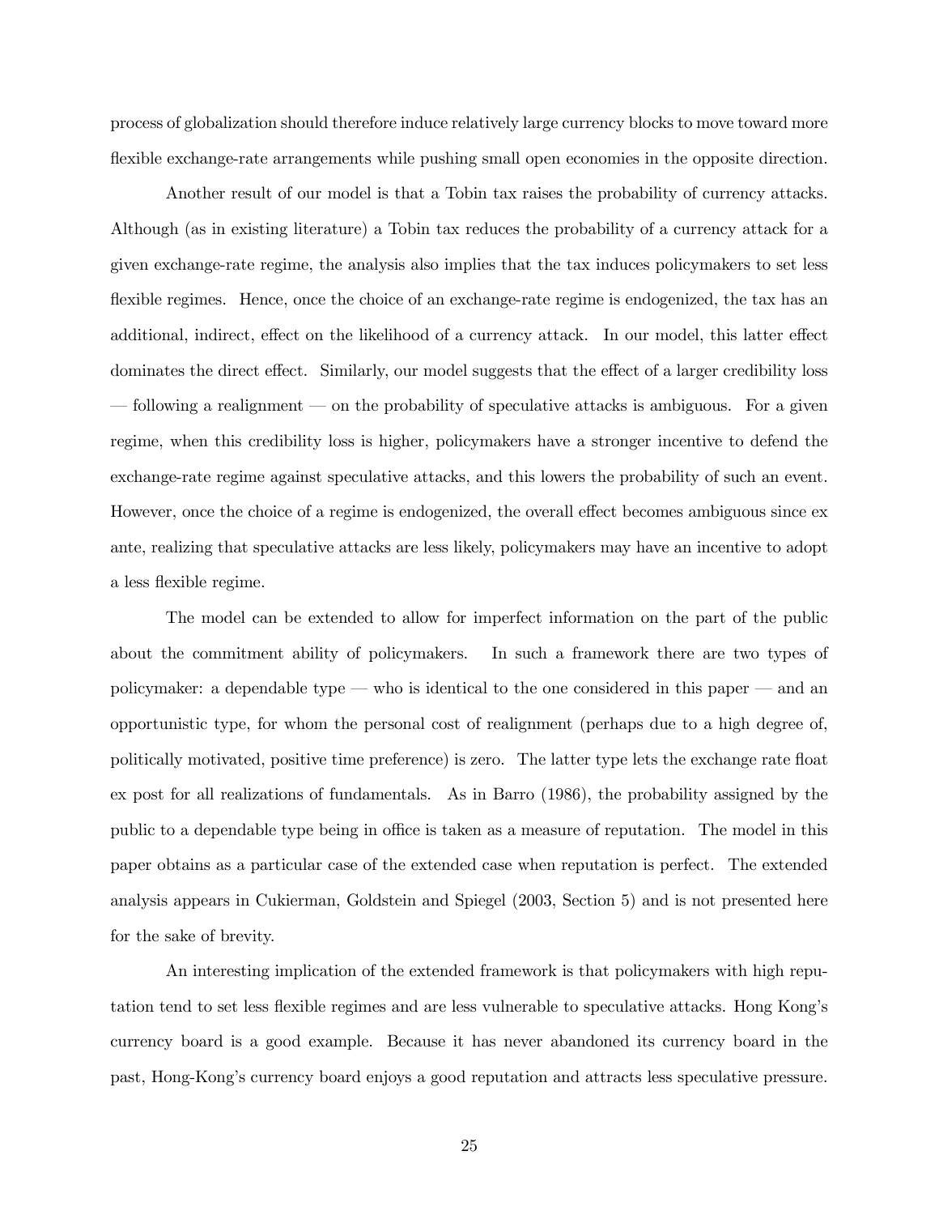process of globalization should therefore induce relatively large currency blocks to move toward more flexible exchange-rate arrangements while pushing small open economies in the opposite direction.

Another result of our model is that a Tobin tax raises the probability of currency attacks. Although (as in existing literature) a Tobin tax reduces the probability of a currency attack for a given exchange-rate regime, the analysis also implies that the tax induces policymakers to set less flexible regimes. Hence, once the choice of an exchange-rate regime is endogenized, the tax has an additional, indirect, effect on the likelihood of a currency attack. In our model, this latter effect dominates the direct effect. Similarly, our model suggests that the effect of a larger credibility loss — following a realignment — on the probability of speculative attacks is ambiguous. For a given regime, when this credibility loss is higher, policymakers have a stronger incentive to defend the exchange-rate regime against speculative attacks, and this lowers the probability of such an event. However, once the choice of a regime is endogenized, the overall effect becomes ambiguous since ex ante, realizing that speculative attacks are less likely, policymakers may have an incentive to adopt a less flexible regime.

The model can be extended to allow for imperfect information on the part of the public about the commitment ability of policymakers. In such a framework there are two types of policymaker: a dependable type — who is identical to the one considered in this paper — and an opportunistic type, for whom the personal cost of realignment (perhaps due to a high degree of, politically motivated, positive time preference) is zero. The latter type lets the exchange rate float ex post for all realizations of fundamentals. As in Barro (1986), the probability assigned by the public to a dependable type being in office is taken as a measure of reputation. The model in this paper obtains as a particular case of the extended case when reputation is perfect. The extended analysis appears in Cukierman, Goldstein and Spiegel (2003, Section 5) and is not presented here for the sake of brevity.

An interesting implication of the extended framework is that policymakers with high reputation tend to set less flexible regimes and are less vulnerable to speculative attacks. Hong Kong's currency board is a good example. Because it has never abandoned its currency board in the past, Hong-Kong's currency board enjoys a good reputation and attracts less speculative pressure.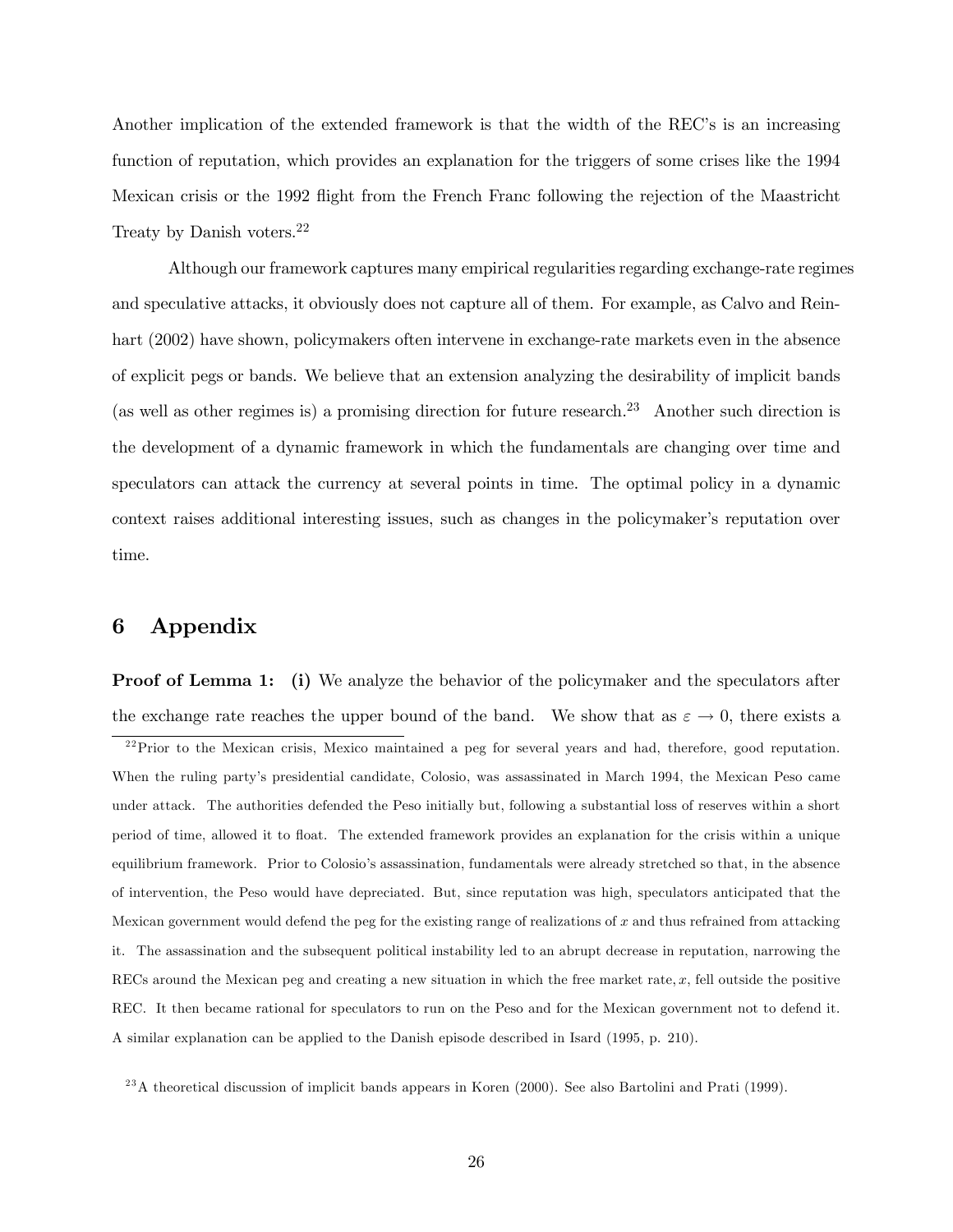Another implication of the extended framework is that the width of the REC's is an increasing function of reputation, which provides an explanation for the triggers of some crises like the 1994 Mexican crisis or the 1992 flight from the French Franc following the rejection of the Maastricht Treaty by Danish voters.[22]

Although our framework captures many empirical regularities regarding exchange-rate regimes and speculative attacks, it obviously does not capture all of them. For example, as Calvo and Reinhart (2002) have shown, policymakers often intervene in exchange-rate markets even in the absence of explicit pegs or bands. We believe that an extension analyzing the desirability of implicit bands (as well as other regimes is) a promising direction for future research.[23] Another such direction is the development of a dynamic framework in which the fundamentals are changing over time and speculators can attack the currency at several points in time. The optimal policy in a dynamic context raises additional interesting issues, such as changes in the policymaker's reputation over time.

# 6 Appendix

**Proof of Lemma 1: (i)** We analyze the behavior of the policymaker and the speculators after the exchange rate reaches the upper bound of the band. We show that as $\varepsilon \to 0$, there exists a

[22] Prior to the Mexican crisis, Mexico maintained a peg for several years and had, therefore, good reputation. When the ruling party's presidential candidate, Colosio, was assassinated in March 1994, the Mexican Peso came under attack. The authorities defended the Peso initially but, following a substantial loss of reserves within a short period of time, allowed it to float. The extended framework provides an explanation for the crisis within a unique equilibrium framework. Prior to Colosio's assassination, fundamentals were already stretched so that, in the absence of intervention, the Peso would have depreciated. But, since reputation was high, speculators anticipated that the Mexican government would defend the peg for the existing range of realizations of $x$ and thus refrained from attacking it. The assassination and the subsequent political instability led to an abrupt decrease in reputation, narrowing the RECs around the Mexican peg and creating a new situation in which the free market rate, $x$, fell outside the positive REC. It then became rational for speculators to run on the Peso and for the Mexican government not to defend it. A similar explanation can be applied to the Danish episode described in Isard (1995, p. 210).

[23] A theoretical discussion of implicit bands appears in Koren (2000). See also Bartolini and Prati (1999).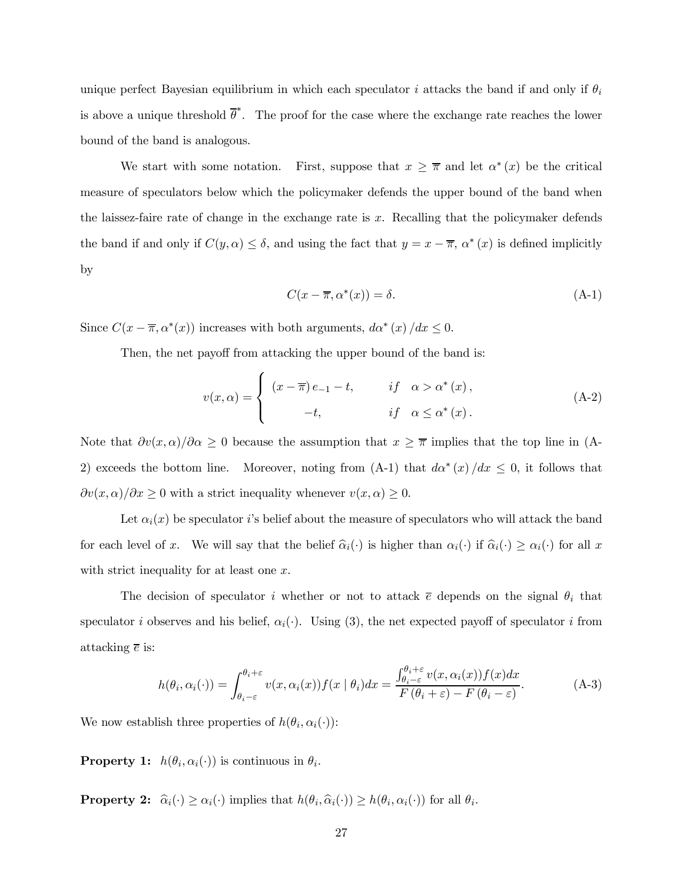unique perfect Bayesian equilibrium in which each speculator $i$ attacks the band if and only if $\theta_i$ is above a unique threshold $\overline{\theta}^*$. The proof for the case where the exchange rate reaches the lower bound of the band is analogous.

We start with some notation. First, suppose that $x \geq \overline{\pi}$ and let $\alpha^*(x)$ be the critical measure of speculators below which the policymaker defends the upper bound of the band when the laissez-faire rate of change in the exchange rate is $x$. Recalling that the policymaker defends the band if and only if $C(y, \alpha) \leq \delta$, and using the fact that $y = x - \overline{\pi}$, $\alpha^*(x)$ is defined implicitly by

$$C(x - \overline{\pi}, \alpha^*(x)) = \delta. \tag{A-1}$$

Since $C(x - \overline{\pi}, \alpha^*(x))$ increases with both arguments, $d\alpha^*(x)/dx \leq 0$.

Then, the net payoff from attacking the upper bound of the band is:

$$v(x, \alpha) = \begin{cases} (x - \overline{\pi})\, e_{-1} - t, & if \quad \alpha > \alpha^*(x), \\ -t, & if \quad \alpha \leq \alpha^*(x). \end{cases} \tag{A-2}$$

Note that $\partial v(x, \alpha)/\partial \alpha \geq 0$ because the assumption that $x \geq \overline{\pi}$ implies that the top line in (A-2) exceeds the bottom line. Moreover, noting from (A-1) that $d\alpha^*(x)/dx \leq 0$, it follows that $\partial v(x, \alpha)/\partial x \geq 0$ with a strict inequality whenever $v(x, \alpha) \geq 0$.

Let $\alpha_i(x)$ be speculator $i$'s belief about the measure of speculators who will attack the band for each level of $x$. We will say that the belief $\widehat{\alpha}_i(\cdot)$ is higher than $\alpha_i(\cdot)$ if $\widehat{\alpha}_i(\cdot) \geq \alpha_i(\cdot)$ for all $x$ with strict inequality for at least one $x$.

The decision of speculator $i$ whether or not to attack $\overline{e}$ depends on the signal $\theta_i$ that speculator $i$ observes and his belief, $\alpha_i(\cdot)$. Using (3), the net expected payoff of speculator $i$ from attacking $\overline{e}$ is:

$$h(\theta_i, \alpha_i(\cdot)) = \int_{\theta_i - \varepsilon}^{\theta_i + \varepsilon} v(x, \alpha_i(x)) f(x \mid \theta_i) dx = \frac{\int_{\theta_i - \varepsilon}^{\theta_i + \varepsilon} v(x, \alpha_i(x)) f(x) dx}{F(\theta_i + \varepsilon) - F(\theta_i - \varepsilon)}. \tag{A-3}$$

We now establish three properties of $h(\theta_i, \alpha_i(\cdot))$:

**Property 1:** $h(\theta_i, \alpha_i(\cdot))$ is continuous in $\theta_i$.

**Property 2:** $\widehat{\alpha}_i(\cdot) \geq \alpha_i(\cdot)$ implies that $h(\theta_i, \widehat{\alpha}_i(\cdot)) \geq h(\theta_i, \alpha_i(\cdot))$ for all $\theta_i$.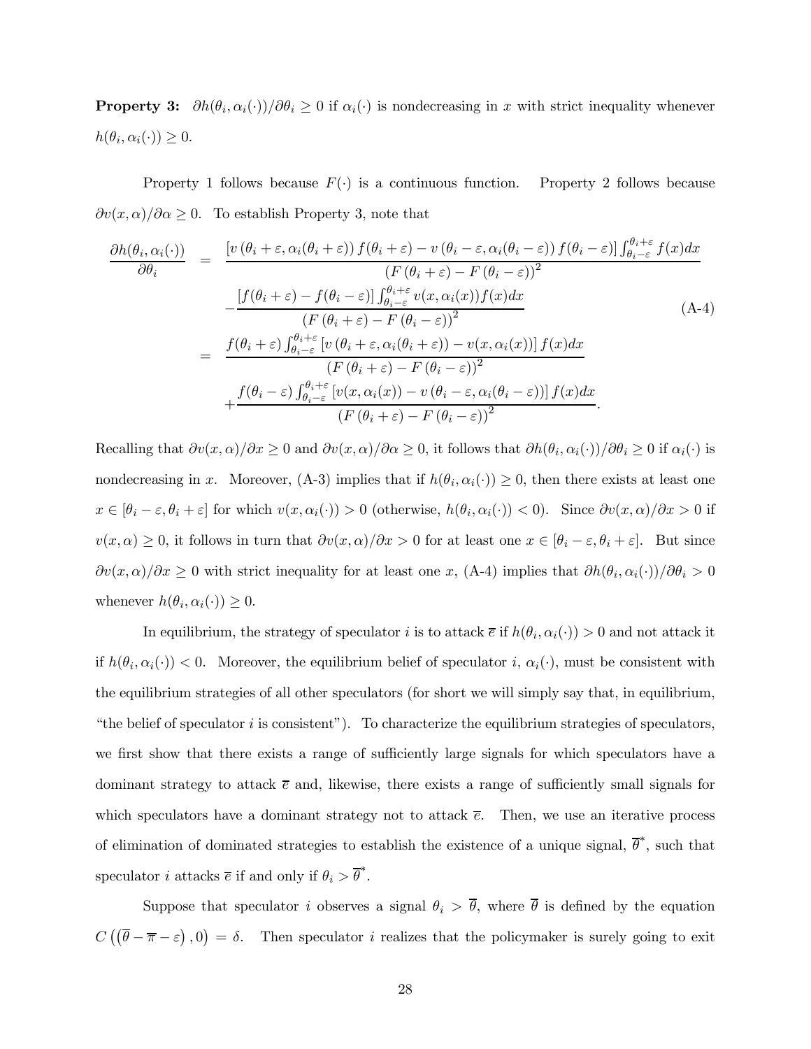**Property 3:** $\partial h(\theta_i, \alpha_i(\cdot))/\partial \theta_i \geq 0$ if $\alpha_i(\cdot)$ is nondecreasing in $x$ with strict inequality whenever $h(\theta_i, \alpha_i(\cdot)) \geq 0$.

Property 1 follows because $F(\cdot)$ is a continuous function. Property 2 follows because $\partial v(x, \alpha)/\partial \alpha \geq 0$. To establish Property 3, note that

$$
\begin{aligned}
\frac{\partial h(\theta_i, \alpha_i(\cdot))}{\partial \theta_i} &= \frac{\left[v\left(\theta_i+\varepsilon, \alpha_i(\theta_i+\varepsilon)\right) f(\theta_i+\varepsilon) - v\left(\theta_i-\varepsilon, \alpha_i(\theta_i-\varepsilon)\right) f(\theta_i-\varepsilon)\right] \int_{\theta_i-\varepsilon}^{\theta_i+\varepsilon} f(x)dx}{\left(F\left(\theta_i+\varepsilon\right) - F\left(\theta_i-\varepsilon\right)\right)^2} \\
&\quad - \frac{\left[f(\theta_i+\varepsilon) - f(\theta_i-\varepsilon)\right] \int_{\theta_i-\varepsilon}^{\theta_i+\varepsilon} v(x, \alpha_i(x)) f(x)dx}{\left(F\left(\theta_i+\varepsilon\right) - F\left(\theta_i-\varepsilon\right)\right)^2} \\
&= \frac{f(\theta_i+\varepsilon) \int_{\theta_i-\varepsilon}^{\theta_i+\varepsilon} \left[v\left(\theta_i+\varepsilon, \alpha_i(\theta_i+\varepsilon)\right) - v(x, \alpha_i(x))\right] f(x)dx}{\left(F\left(\theta_i+\varepsilon\right) - F\left(\theta_i-\varepsilon\right)\right)^2} \\
&\quad + \frac{f(\theta_i-\varepsilon) \int_{\theta_i-\varepsilon}^{\theta_i+\varepsilon} \left[v(x, \alpha_i(x)) - v\left(\theta_i-\varepsilon, \alpha_i(\theta_i-\varepsilon)\right)\right] f(x)dx}{\left(F\left(\theta_i+\varepsilon\right) - F\left(\theta_i-\varepsilon\right)\right)^2}.
\end{aligned}
\tag{A-4}
$$

Recalling that $\partial v(x, \alpha)/\partial x \geq 0$ and $\partial v(x, \alpha)/\partial \alpha \geq 0$, it follows that $\partial h(\theta_i, \alpha_i(\cdot))/\partial \theta_i \geq 0$ if $\alpha_i(\cdot)$ is nondecreasing in $x$. Moreover, (A-3) implies that if $h(\theta_i, \alpha_i(\cdot)) \geq 0$, then there exists at least one $x \in [\theta_i - \varepsilon, \theta_i + \varepsilon]$ for which $v(x, \alpha_i(\cdot)) > 0$ (otherwise, $h(\theta_i, \alpha_i(\cdot)) < 0$). Since $\partial v(x, \alpha)/\partial x > 0$ if $v(x, \alpha) \geq 0$, it follows in turn that $\partial v(x, \alpha)/\partial x > 0$ for at least one $x \in [\theta_i - \varepsilon, \theta_i + \varepsilon]$. But since $\partial v(x, \alpha)/\partial x \geq 0$ with strict inequality for at least one $x$, (A-4) implies that $\partial h(\theta_i, \alpha_i(\cdot))/\partial \theta_i > 0$ whenever $h(\theta_i, \alpha_i(\cdot)) \geq 0$.

In equilibrium, the strategy of speculator $i$ is to attack $\overline{e}$ if $h(\theta_i, \alpha_i(\cdot)) > 0$ and not attack it if $h(\theta_i, \alpha_i(\cdot)) < 0$. Moreover, the equilibrium belief of speculator $i$, $\alpha_i(\cdot)$, must be consistent with the equilibrium strategies of all other speculators (for short we will simply say that, in equilibrium, "the belief of speculator $i$ is consistent"). To characterize the equilibrium strategies of speculators, we first show that there exists a range of sufficiently large signals for which speculators have a dominant strategy to attack $\overline{e}$ and, likewise, there exists a range of sufficiently small signals for which speculators have a dominant strategy not to attack $\overline{e}$. Then, we use an iterative process of elimination of dominated strategies to establish the existence of a unique signal, $\overline{\theta}^*$, such that speculator $i$ attacks $\overline{e}$ if and only if $\theta_i > \overline{\theta}^*$.

Suppose that speculator $i$ observes a signal $\theta_i > \overline{\theta}$, where $\overline{\theta}$ is defined by the equation $C\left(\left(\overline{\theta} - \overline{\pi} - \varepsilon\right), 0\right) = \delta$. Then speculator $i$ realizes that the policymaker is surely going to exit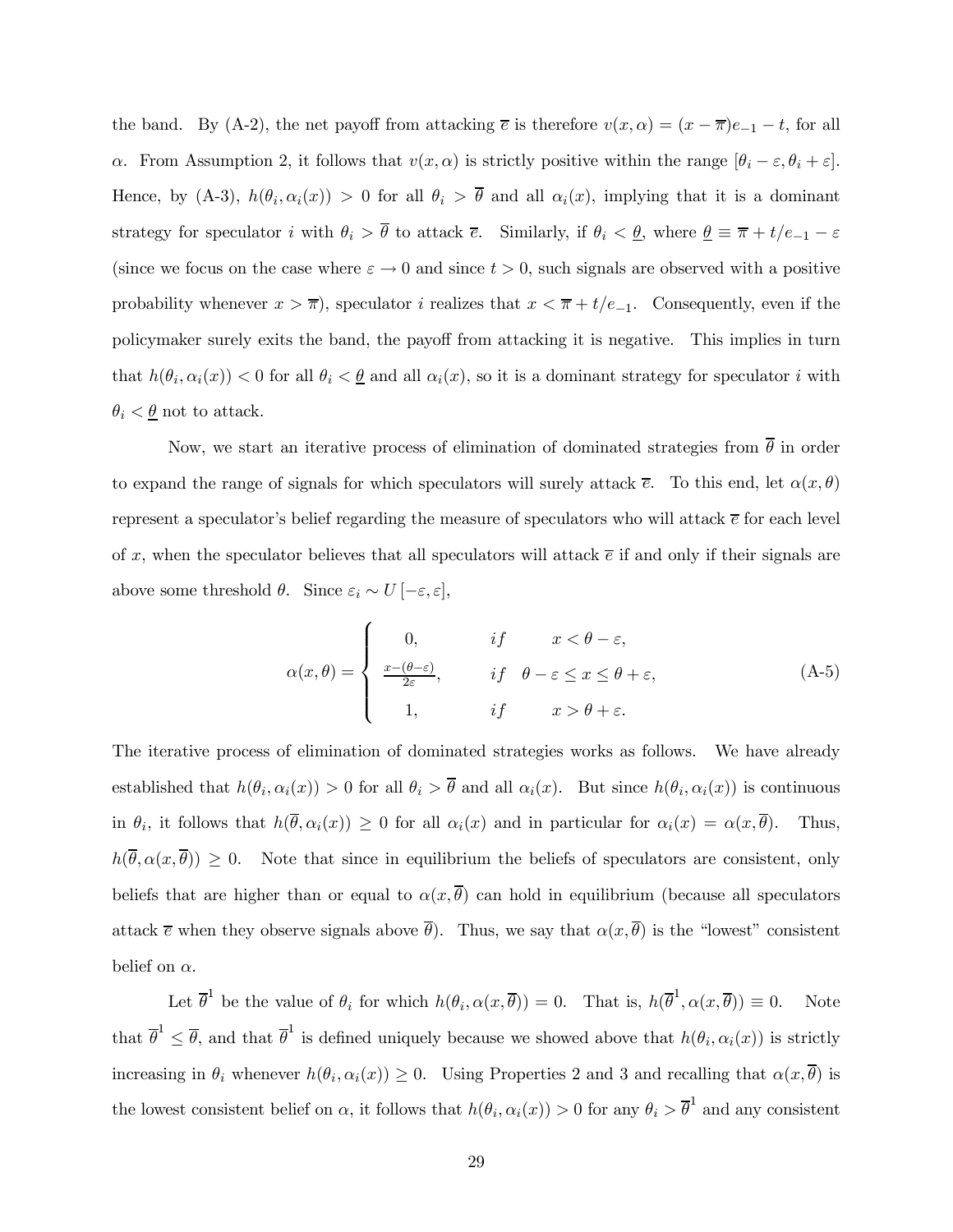the band. By (A-2), the net payoff from attacking $\overline{e}$ is therefore $v(x, \alpha) = (x - \overline{\pi})e_{-1} - t$, for all $\alpha$. From Assumption 2, it follows that $v(x, \alpha)$ is strictly positive within the range $[\theta_i - \varepsilon, \theta_i + \varepsilon]$. Hence, by (A-3), $h(\theta_i, \alpha_i(x)) > 0$ for all $\theta_i > \overline{\theta}$ and all $\alpha_i(x)$, implying that it is a dominant strategy for speculator $i$ with $\theta_i > \overline{\theta}$ to attack $\overline{e}$. Similarly, if $\theta_i < \underline{\theta}$, where $\underline{\theta} \equiv \overline{\pi} + t/e_{-1} - \varepsilon$ (since we focus on the case where $\varepsilon \to 0$ and since $t > 0$, such signals are observed with a positive probability whenever $x > \overline{\pi}$), speculator $i$ realizes that $x < \overline{\pi} + t/e_{-1}$. Consequently, even if the policymaker surely exits the band, the payoff from attacking it is negative. This implies in turn that $h(\theta_i, \alpha_i(x)) < 0$ for all $\theta_i < \underline{\theta}$ and all $\alpha_i(x)$, so it is a dominant strategy for speculator $i$ with $\theta_i < \underline{\theta}$ not to attack.

Now, we start an iterative process of elimination of dominated strategies from $\overline{\theta}$ in order to expand the range of signals for which speculators will surely attack $\overline{e}$. To this end, let $\alpha(x, \theta)$ represent a speculator's belief regarding the measure of speculators who will attack $\overline{e}$ for each level of $x$, when the speculator believes that all speculators will attack $\overline{e}$ if and only if their signals are above some threshold $\theta$. Since $\varepsilon_i \sim U[-\varepsilon, \varepsilon]$,

$$\alpha(x, \theta) = \begin{cases} 0, & if \quad x < \theta - \varepsilon, \\ \frac{x-(\theta-\varepsilon)}{2\varepsilon}, & if \quad \theta - \varepsilon \leq x \leq \theta + \varepsilon, \\ 1, & if \quad x > \theta + \varepsilon. \end{cases} \tag{A-5}$$

The iterative process of elimination of dominated strategies works as follows. We have already established that $h(\theta_i, \alpha_i(x)) > 0$ for all $\theta_i > \overline{\theta}$ and all $\alpha_i(x)$. But since $h(\theta_i, \alpha_i(x))$ is continuous in $\theta_i$, it follows that $h(\overline{\theta}, \alpha_i(x)) \geq 0$ for all $\alpha_i(x)$ and in particular for $\alpha_i(x) = \alpha(x, \overline{\theta})$. Thus, $h(\overline{\theta}, \alpha(x, \overline{\theta})) \geq 0$. Note that since in equilibrium the beliefs of speculators are consistent, only beliefs that are higher than or equal to $\alpha(x, \overline{\theta})$ can hold in equilibrium (because all speculators attack $\overline{e}$ when they observe signals above $\overline{\theta}$). Thus, we say that $\alpha(x, \overline{\theta})$ is the "lowest" consistent belief on $\alpha$.

Let $\overline{\theta}^1$ be the value of $\theta_i$ for which $h(\theta_i, \alpha(x, \overline{\theta})) = 0$. That is, $h(\overline{\theta}^1, \alpha(x, \overline{\theta})) \equiv 0$. Note that $\overline{\theta}^1 \leq \overline{\theta}$, and that $\overline{\theta}^1$ is defined uniquely because we showed above that $h(\theta_i, \alpha_i(x))$ is strictly increasing in $\theta_i$ whenever $h(\theta_i, \alpha_i(x)) \geq 0$. Using Properties 2 and 3 and recalling that $\alpha(x, \overline{\theta})$ is the lowest consistent belief on $\alpha$, it follows that $h(\theta_i, \alpha_i(x)) > 0$ for any $\theta_i > \overline{\theta}^1$ and any consistent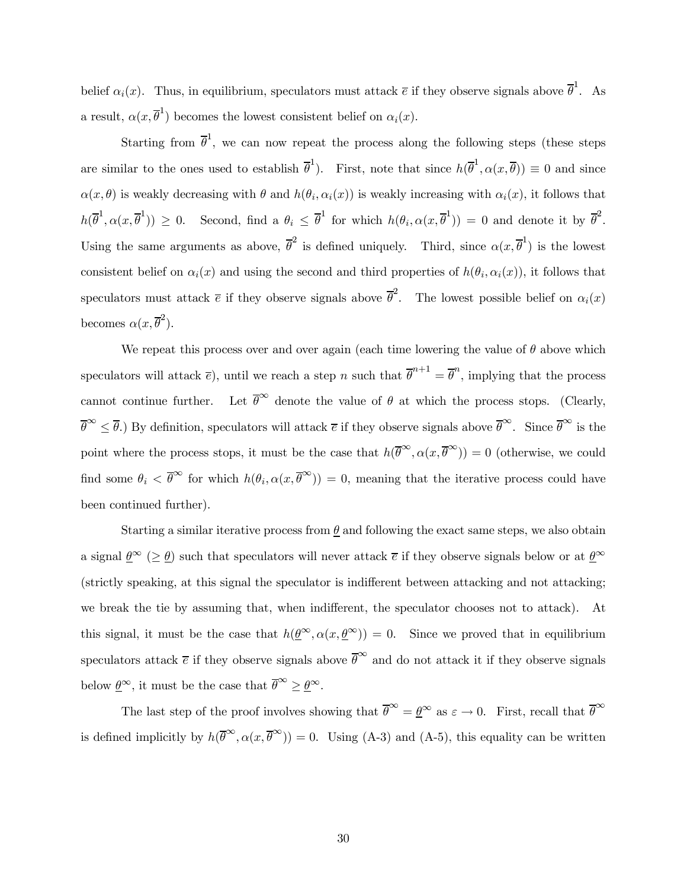belief $\alpha_i(x)$. Thus, in equilibrium, speculators must attack $\overline{e}$ if they observe signals above $\overline{\theta}^1$. As a result, $\alpha(x, \overline{\theta}^1)$ becomes the lowest consistent belief on $\alpha_i(x)$.

Starting from $\overline{\theta}^1$, we can now repeat the process along the following steps (these steps are similar to the ones used to establish $\overline{\theta}^1$). First, note that since $h(\overline{\theta}^1, \alpha(x, \overline{\theta})) \equiv 0$ and since $\alpha(x, \theta)$ is weakly decreasing with $\theta$ and $h(\theta_i, \alpha_i(x))$ is weakly increasing with $\alpha_i(x)$, it follows that $h(\overline{\theta}^1, \alpha(x, \overline{\theta}^1)) \geq 0$. Second, find a $\theta_i \leq \overline{\theta}^1$ for which $h(\theta_i, \alpha(x, \overline{\theta}^1)) = 0$ and denote it by $\overline{\theta}^2$. Using the same arguments as above, $\overline{\theta}^2$ is defined uniquely. Third, since $\alpha(x, \overline{\theta}^1)$ is the lowest consistent belief on $\alpha_i(x)$ and using the second and third properties of $h(\theta_i, \alpha_i(x))$, it follows that speculators must attack $\overline{e}$ if they observe signals above $\overline{\theta}^2$. The lowest possible belief on $\alpha_i(x)$ becomes $\alpha(x, \overline{\theta}^2)$.

We repeat this process over and over again (each time lowering the value of $\theta$ above which speculators will attack $\overline{e}$), until we reach a step $n$ such that $\overline{\theta}^{n+1} = \overline{\theta}^n$, implying that the process cannot continue further. Let $\overline{\theta}^\infty$ denote the value of $\theta$ at which the process stops. (Clearly, $\overline{\theta}^\infty \leq \overline{\theta}$.) By definition, speculators will attack $\overline{e}$ if they observe signals above $\overline{\theta}^\infty$. Since $\overline{\theta}^\infty$ is the point where the process stops, it must be the case that $h(\overline{\theta}^\infty, \alpha(x, \overline{\theta}^\infty)) = 0$ (otherwise, we could find some $\theta_i < \overline{\theta}^\infty$ for which $h(\theta_i, \alpha(x, \overline{\theta}^\infty)) = 0$, meaning that the iterative process could have been continued further).

Starting a similar iterative process from $\underline{\theta}$ and following the exact same steps, we also obtain a signal $\underline{\theta}^\infty$ ($\geq \underline{\theta}$) such that speculators will never attack $\overline{e}$ if they observe signals below or at $\underline{\theta}^\infty$ (strictly speaking, at this signal the speculator is indifferent between attacking and not attacking; we break the tie by assuming that, when indifferent, the speculator chooses not to attack). At this signal, it must be the case that $h(\underline{\theta}^\infty, \alpha(x, \underline{\theta}^\infty)) = 0$. Since we proved that in equilibrium speculators attack $\overline{e}$ if they observe signals above $\overline{\theta}^\infty$ and do not attack it if they observe signals below $\underline{\theta}^\infty$, it must be the case that $\overline{\theta}^\infty \geq \underline{\theta}^\infty$.

The last step of the proof involves showing that $\overline{\theta}^\infty = \underline{\theta}^\infty$ as $\varepsilon \to 0$. First, recall that $\overline{\theta}^\infty$ is defined implicitly by $h(\overline{\theta}^\infty, \alpha(x, \overline{\theta}^\infty)) = 0$. Using (A-3) and (A-5), this equality can be written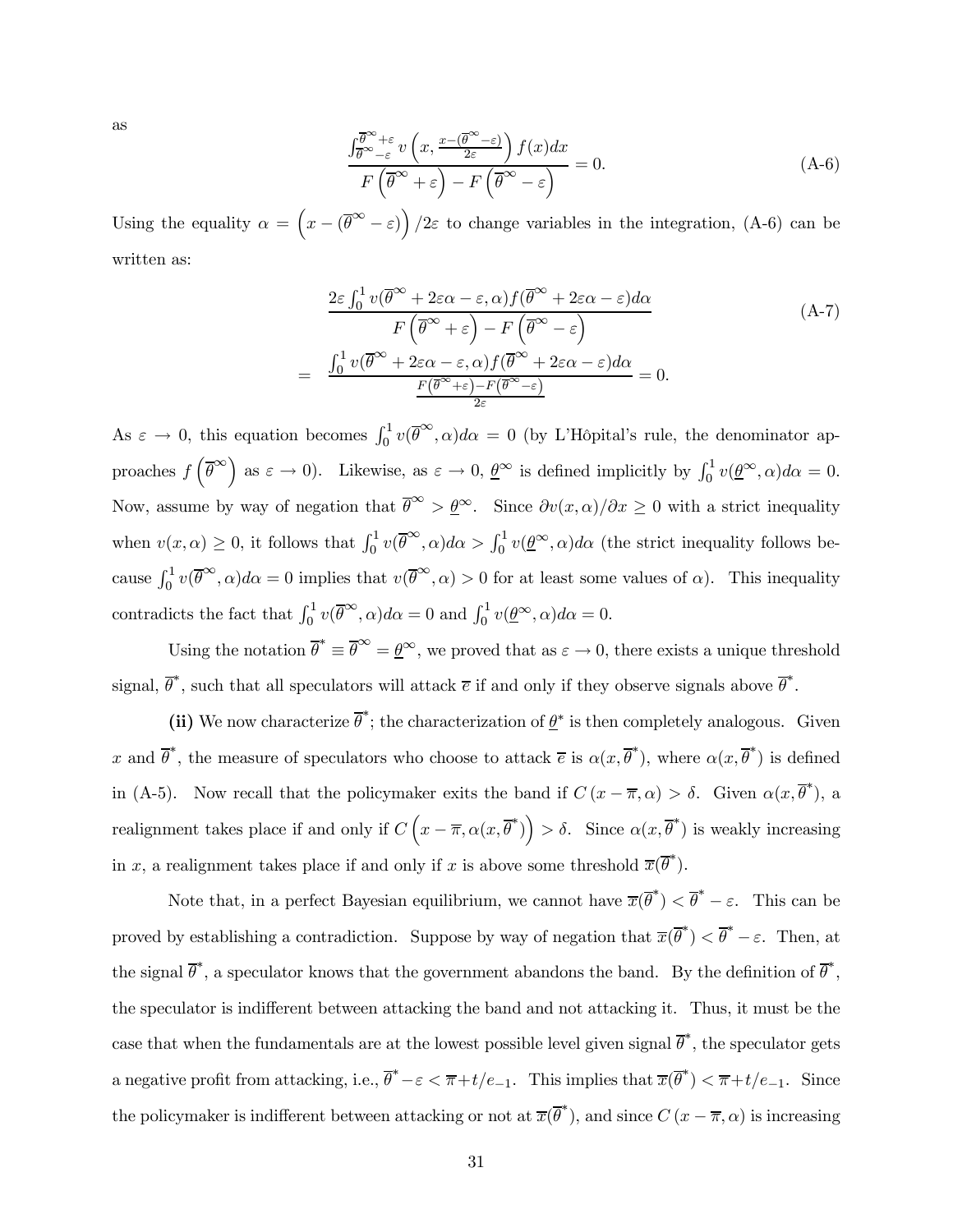as

$$\frac{\int_{\overline{\theta}^{\infty}-\varepsilon}^{\overline{\theta}^{\infty}+\varepsilon} v\left(x, \frac{x-(\overline{\theta}^{\infty}-\varepsilon)}{2\varepsilon}\right) f(x)dx}{F\left(\overline{\theta}^{\infty}+\varepsilon\right)-F\left(\overline{\theta}^{\infty}-\varepsilon\right)}=0. \tag{A-6}$$

Using the equality $\alpha=\left(x-(\overline{\theta}^{\infty}-\varepsilon)\right)/2\varepsilon$ to change variables in the integration, (A-6) can be written as:

$$\begin{aligned}
&\frac{2\varepsilon\int_0^1 v(\overline{\theta}^{\infty}+2\varepsilon\alpha-\varepsilon,\alpha)f(\overline{\theta}^{\infty}+2\varepsilon\alpha-\varepsilon)d\alpha}{F\left(\overline{\theta}^{\infty}+\varepsilon\right)-F\left(\overline{\theta}^{\infty}-\varepsilon\right)} \\
=\;&\frac{\int_0^1 v(\overline{\theta}^{\infty}+2\varepsilon\alpha-\varepsilon,\alpha)f(\overline{\theta}^{\infty}+2\varepsilon\alpha-\varepsilon)d\alpha}{\frac{F\left(\overline{\theta}^{\infty}+\varepsilon\right)-F\left(\overline{\theta}^{\infty}-\varepsilon\right)}{2\varepsilon}}=0.
\end{aligned} \tag{A-7}$$

As $\varepsilon\to 0$, this equation becomes $\int_0^1 v(\overline{\theta}^{\infty},\alpha)d\alpha=0$ (by L'Hôpital's rule, the denominator approaches $f\left(\overline{\theta}^{\infty}\right)$ as $\varepsilon\to 0$). Likewise, as $\varepsilon\to 0$, $\underline{\theta}^{\infty}$ is defined implicitly by $\int_0^1 v(\underline{\theta}^{\infty},\alpha)d\alpha=0$. Now, assume by way of negation that $\overline{\theta}^{\infty}>\underline{\theta}^{\infty}$. Since $\partial v(x,\alpha)/\partial x\geq 0$ with a strict inequality when $v(x,\alpha)\geq 0$, it follows that $\int_0^1 v(\overline{\theta}^{\infty},\alpha)d\alpha>\int_0^1 v(\underline{\theta}^{\infty},\alpha)d\alpha$ (the strict inequality follows because $\int_0^1 v(\overline{\theta}^{\infty},\alpha)d\alpha=0$ implies that $v(\overline{\theta}^{\infty},\alpha)>0$ for at least some values of $\alpha$). This inequality contradicts the fact that $\int_0^1 v(\overline{\theta}^{\infty},\alpha)d\alpha=0$ and $\int_0^1 v(\underline{\theta}^{\infty},\alpha)d\alpha=0$.

Using the notation $\overline{\theta}^{*}\equiv\overline{\theta}^{\infty}=\underline{\theta}^{\infty}$, we proved that as $\varepsilon\to 0$, there exists a unique threshold signal, $\overline{\theta}^{*}$, such that all speculators will attack $\overline{e}$ if and only if they observe signals above $\overline{\theta}^{*}$.

**(ii)** We now characterize $\overline{\theta}^{*}$; the characterization of $\underline{\theta}^{*}$ is then completely analogous. Given $x$ and $\overline{\theta}^{*}$, the measure of speculators who choose to attack $\overline{e}$ is $\alpha(x,\overline{\theta}^{*})$, where $\alpha(x,\overline{\theta}^{*})$ is defined in (A-5). Now recall that the policymaker exits the band if $C\left(x-\overline{\pi},\alpha\right)>\delta$. Given $\alpha(x,\overline{\theta}^{*})$, a realignment takes place if and only if $C\left(x-\overline{\pi},\alpha(x,\overline{\theta}^{*})\right)>\delta$. Since $\alpha(x,\overline{\theta}^{*})$ is weakly increasing in $x$, a realignment takes place if and only if $x$ is above some threshold $\overline{x}(\overline{\theta}^{*})$.

Note that, in a perfect Bayesian equilibrium, we cannot have $\overline{x}(\overline{\theta}^{*})<\overline{\theta}^{*}-\varepsilon$. This can be proved by establishing a contradiction. Suppose by way of negation that $\overline{x}(\overline{\theta}^{*})<\overline{\theta}^{*}-\varepsilon$. Then, at the signal $\overline{\theta}^{*}$, a speculator knows that the government abandons the band. By the definition of $\overline{\theta}^{*}$, the speculator is indifferent between attacking the band and not attacking it. Thus, it must be the case that when the fundamentals are at the lowest possible level given signal $\overline{\theta}^{*}$, the speculator gets a negative profit from attacking, i.e., $\overline{\theta}^{*}-\varepsilon<\overline{\pi}+t/e_{-1}$. This implies that $\overline{x}(\overline{\theta}^{*})<\overline{\pi}+t/e_{-1}$. Since the policymaker is indifferent between attacking or not at $\overline{x}(\overline{\theta}^{*})$, and since $C\left(x-\overline{\pi},\alpha\right)$ is increasing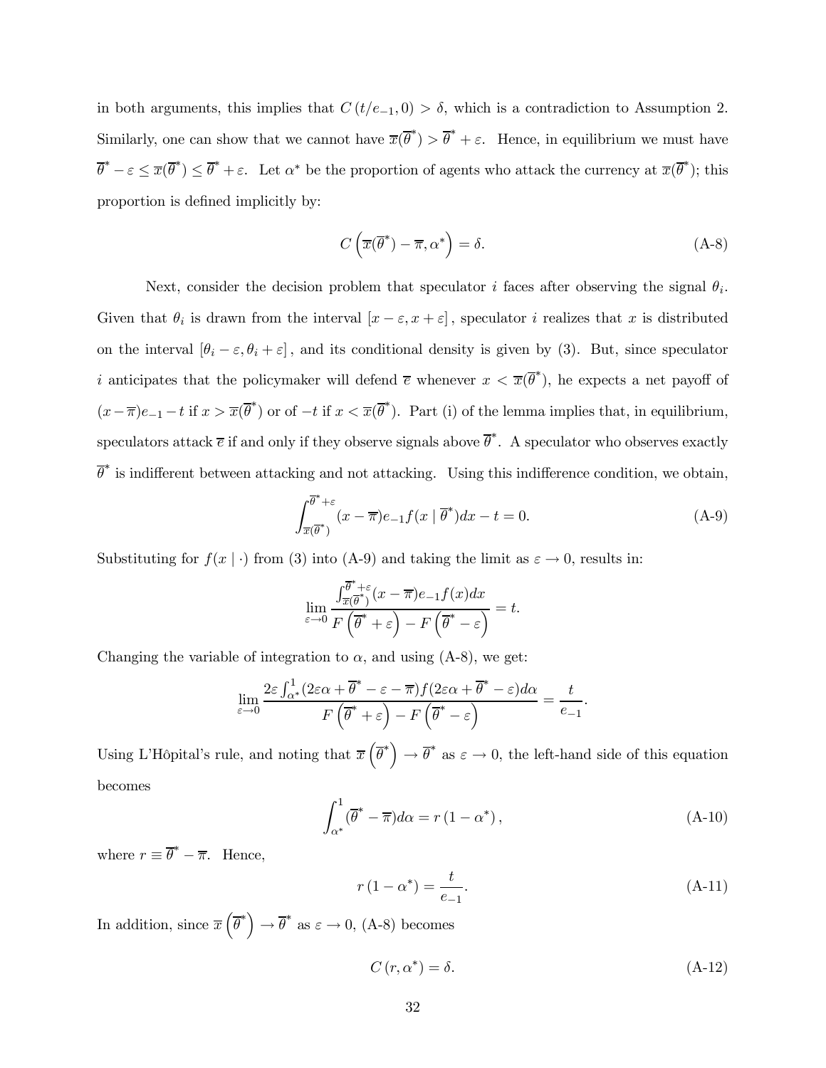in both arguments, this implies that $C(t/e_{-1}, 0) > \delta$, which is a contradiction to Assumption 2. Similarly, one can show that we cannot have $\overline{x}(\overline{\theta}^*) > \overline{\theta}^* + \varepsilon$. Hence, in equilibrium we must have $\overline{\theta}^* - \varepsilon \leq \overline{x}(\overline{\theta}^*) \leq \overline{\theta}^* + \varepsilon$. Let $\alpha^*$ be the proportion of agents who attack the currency at $\overline{x}(\overline{\theta}^*)$; this proportion is defined implicitly by:

$$C\left(\overline{x}(\overline{\theta}^*) - \overline{\pi}, \alpha^*\right) = \delta. \tag{A-8}$$

Next, consider the decision problem that speculator $i$ faces after observing the signal $\theta_i$. Given that $\theta_i$ is drawn from the interval $[x - \varepsilon, x + \varepsilon]$, speculator $i$ realizes that $x$ is distributed on the interval $[\theta_i - \varepsilon, \theta_i + \varepsilon]$, and its conditional density is given by (3). But, since speculator $i$ anticipates that the policymaker will defend $\overline{e}$ whenever $x < \overline{x}(\overline{\theta}^*)$, he expects a net payoff of $(x - \overline{\pi})e_{-1} - t$ if $x > \overline{x}(\overline{\theta}^*)$ or of $-t$ if $x < \overline{x}(\overline{\theta}^*)$. Part (i) of the lemma implies that, in equilibrium, speculators attack $\overline{e}$ if and only if they observe signals above $\overline{\theta}^*$. A speculator who observes exactly $\overline{\theta}^*$ is indifferent between attacking and not attacking. Using this indifference condition, we obtain,

$$\int_{\overline{x}(\overline{\theta}^*)}^{\overline{\theta}^* + \varepsilon} (x - \overline{\pi})e_{-1} f(x \mid \overline{\theta}^*)dx - t = 0. \tag{A-9}$$

Substituting for $f(x \mid \cdot)$ from (3) into (A-9) and taking the limit as $\varepsilon \to 0$, results in:

$$\lim_{\varepsilon \to 0} \frac{\int_{\overline{x}(\overline{\theta}^*)}^{\overline{\theta}^* + \varepsilon} (x - \overline{\pi})e_{-1} f(x)dx}{F\left(\overline{\theta}^* + \varepsilon\right) - F\left(\overline{\theta}^* - \varepsilon\right)} = t.$$

Changing the variable of integration to $\alpha$, and using (A-8), we get:

$$\lim_{\varepsilon \to 0} \frac{2\varepsilon \int_{\alpha^*}^{1} (2\varepsilon\alpha + \overline{\theta}^* - \varepsilon - \overline{\pi}) f(2\varepsilon\alpha + \overline{\theta}^* - \varepsilon)d\alpha}{F\left(\overline{\theta}^* + \varepsilon\right) - F\left(\overline{\theta}^* - \varepsilon\right)} = \frac{t}{e_{-1}}.$$

Using L'Hôpital's rule, and noting that $\overline{x}\left(\overline{\theta}^*\right) \to \overline{\theta}^*$ as $\varepsilon \to 0$, the left-hand side of this equation becomes

$$\int_{\alpha^*}^{1} (\overline{\theta}^* - \overline{\pi})d\alpha = r(1 - \alpha^*), \tag{A-10}$$

where $r \equiv \overline{\theta}^* - \overline{\pi}$. Hence,

$$r(1 - \alpha^*) = \frac{t}{e_{-1}}. \tag{A-11}$$

In addition, since $\overline{x}\left(\overline{\theta}^*\right) \to \overline{\theta}^*$ as $\varepsilon \to 0$, (A-8) becomes

$$C(r, \alpha^*) = \delta. \tag{A-12}$$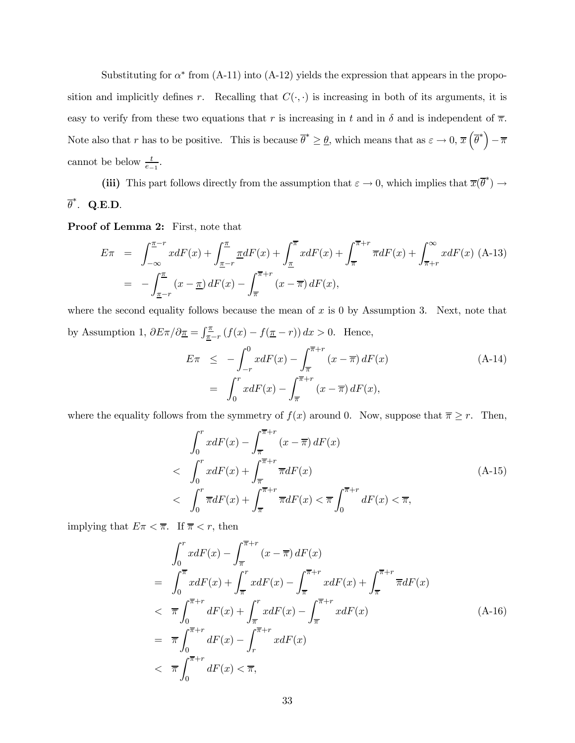Substituting for $\alpha^*$ from (A-11) into (A-12) yields the expression that appears in the proposition and implicitly defines $r$. Recalling that $C(\cdot,\cdot)$ is increasing in both of its arguments, it is easy to verify from these two equations that $r$ is increasing in $t$ and in $\delta$ and is independent of $\overline{\pi}$. Note also that $r$ has to be positive. This is because $\overline{\theta}^* \geq \underline{\theta}$, which means that as $\varepsilon \to 0$, $\overline{x}\left(\overline{\theta}^*\right) - \overline{\pi}$ cannot be below $\frac{t}{e_{-1}}$.

**(iii)** This part follows directly from the assumption that $\varepsilon \to 0$, which implies that $\overline{x}(\overline{\theta}^*) \to \overline{\theta}^*$. **Q.E.D.**

**Proof of Lemma 2:** First, note that

$$
\begin{aligned}
E\pi &= \int_{-\infty}^{\underline{\pi}-r} x dF(x) + \int_{\underline{\pi}-r}^{\underline{\pi}} \underline{\pi} dF(x) + \int_{\underline{\pi}}^{\overline{\pi}} x dF(x) + \int_{\overline{\pi}}^{\overline{\pi}+r} \overline{\pi} dF(x) + \int_{\overline{\pi}+r}^{\infty} x dF(x) \quad \text{(A-13)} \\
&= -\int_{\underline{\pi}-r}^{\underline{\pi}} (x - \underline{\pi})\, dF(x) - \int_{\overline{\pi}}^{\overline{\pi}+r} (x - \overline{\pi})\, dF(x),
\end{aligned}
$$

where the second equality follows because the mean of $x$ is 0 by Assumption 3. Next, note that by Assumption 1, $\partial E\pi / \partial \underline{\pi} = \int_{\underline{\pi}-r}^{\underline{\pi}} (f(x) - f(\underline{\pi} - r))\, dx > 0$. Hence,

$$
\begin{aligned}
E\pi &\leq -\int_{-r}^{0} x dF(x) - \int_{\overline{\pi}}^{\overline{\pi}+r} (x - \overline{\pi})\, dF(x) \qquad \text{(A-14)} \\
&= \int_{0}^{r} x dF(x) - \int_{\overline{\pi}}^{\overline{\pi}+r} (x - \overline{\pi})\, dF(x),
\end{aligned}
$$

where the equality follows from the symmetry of $f(x)$ around 0. Now, suppose that $\overline{\pi} \geq r$. Then,

$$
\begin{aligned}
& \int_{0}^{r} x dF(x) - \int_{\overline{\pi}}^{\overline{\pi}+r} (x - \overline{\pi})\, dF(x) \\
< \; & \int_{0}^{r} x dF(x) + \int_{\overline{\pi}}^{\overline{\pi}+r} \overline{\pi} dF(x) \qquad \text{(A-15)} \\
< \; & \int_{0}^{r} \overline{\pi} dF(x) + \int_{\overline{\pi}}^{\overline{\pi}+r} \overline{\pi} dF(x) < \overline{\pi} \int_{0}^{\overline{\pi}+r} dF(x) < \overline{\pi},
\end{aligned}
$$

implying that $E\pi < \overline{\pi}$. If $\overline{\pi} < r$, then

$$
\begin{aligned}
& \int_{0}^{r} x dF(x) - \int_{\overline{\pi}}^{\overline{\pi}+r} (x - \overline{\pi})\, dF(x) \\
= \; & \int_{0}^{\overline{\pi}} x dF(x) + \int_{\overline{\pi}}^{r} x dF(x) - \int_{\overline{\pi}}^{\overline{\pi}+r} x dF(x) + \int_{\overline{\pi}}^{\overline{\pi}+r} \overline{\pi} dF(x) \\
< \; & \overline{\pi} \int_{0}^{\overline{\pi}+r} dF(x) + \int_{\overline{\pi}}^{r} x dF(x) - \int_{\overline{\pi}}^{\overline{\pi}+r} x dF(x) \qquad \text{(A-16)} \\
= \; & \overline{\pi} \int_{0}^{\overline{\pi}+r} dF(x) - \int_{r}^{\overline{\pi}+r} x dF(x) \\
< \; & \overline{\pi} \int_{0}^{\overline{\pi}+r} dF(x) < \overline{\pi},
\end{aligned}
$$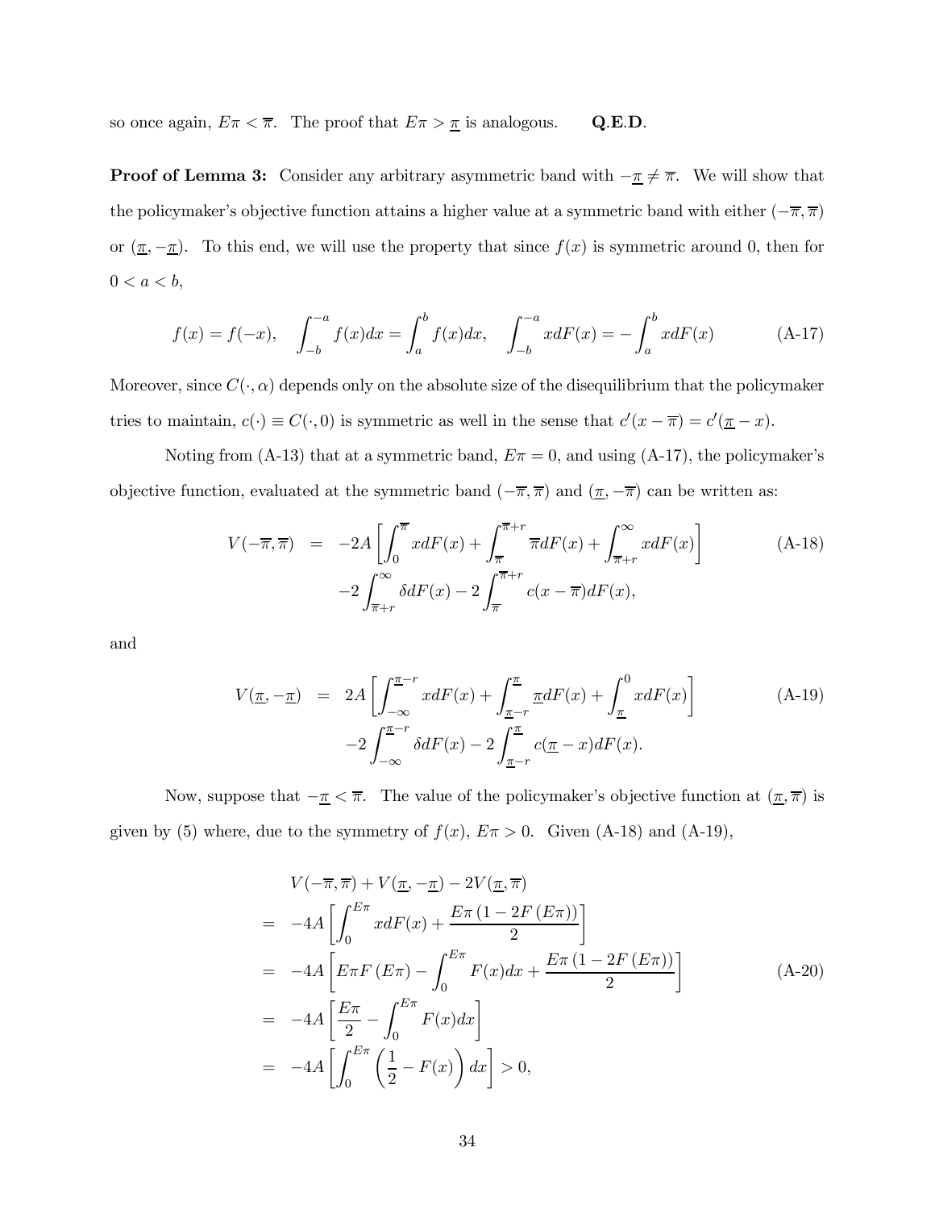so once again, $E\pi < \overline{\pi}$. The proof that $E\pi > \underline{\pi}$ is analogous. **Q.E.D**.

**Proof of Lemma 3:** Consider any arbitrary asymmetric band with $-\underline{\pi} \neq \overline{\pi}$. We will show that the policymaker's objective function attains a higher value at a symmetric band with either $(-\overline{\pi}, \overline{\pi})$ or $(\underline{\pi}, -\underline{\pi})$. To this end, we will use the property that since $f(x)$ is symmetric around 0, then for $0 < a < b$,

$$f(x) = f(-x), \quad \int_{-b}^{-a} f(x)dx = \int_{a}^{b} f(x)dx, \quad \int_{-b}^{-a} xdF(x) = -\int_{a}^{b} xdF(x) \tag{A-17}$$

Moreover, since $C(\cdot, \alpha)$ depends only on the absolute size of the disequilibrium that the policymaker tries to maintain, $c(\cdot) \equiv C(\cdot, 0)$ is symmetric as well in the sense that $c'(x - \overline{\pi}) = c'(\underline{\pi} - x)$.

Noting from (A-13) that at a symmetric band, $E\pi = 0$, and using (A-17), the policymaker's objective function, evaluated at the symmetric band $(-\overline{\pi}, \overline{\pi})$ and $(\underline{\pi}, -\overline{\pi})$ can be written as:

$$\begin{aligned} V(-\overline{\pi}, \overline{\pi}) &= -2A\left[\int_{0}^{\overline{\pi}} xdF(x) + \int_{\overline{\pi}}^{\overline{\pi}+r} \overline{\pi}dF(x) + \int_{\overline{\pi}+r}^{\infty} xdF(x)\right] \\ &\quad -2\int_{\overline{\pi}+r}^{\infty} \delta dF(x) - 2\int_{\overline{\pi}}^{\overline{\pi}+r} c(x - \overline{\pi})dF(x), \end{aligned} \tag{A-18}$$

and

$$\begin{aligned} V(\underline{\pi}, -\underline{\pi}) &= 2A\left[\int_{-\infty}^{\underline{\pi}-r} xdF(x) + \int_{\underline{\pi}-r}^{\underline{\pi}} \underline{\pi}dF(x) + \int_{\underline{\pi}}^{0} xdF(x)\right] \\ &\quad -2\int_{-\infty}^{\underline{\pi}-r} \delta dF(x) - 2\int_{\underline{\pi}-r}^{\underline{\pi}} c(\underline{\pi} - x)dF(x). \end{aligned} \tag{A-19}$$

Now, suppose that $-\underline{\pi} < \overline{\pi}$. The value of the policymaker's objective function at $(\underline{\pi}, \overline{\pi})$ is given by (5) where, due to the symmetry of $f(x)$, $E\pi > 0$. Given (A-18) and (A-19),

$$\begin{aligned} & V(-\overline{\pi}, \overline{\pi}) + V(\underline{\pi}, -\underline{\pi}) - 2V(\underline{\pi}, \overline{\pi}) \\ &= -4A\left[\int_{0}^{E\pi} xdF(x) + \frac{E\pi\left(1 - 2F\left(E\pi\right)\right)}{2}\right] \\ &= -4A\left[E\pi F\left(E\pi\right) - \int_{0}^{E\pi} F(x)dx + \frac{E\pi\left(1 - 2F\left(E\pi\right)\right)}{2}\right] \\ &= -4A\left[\frac{E\pi}{2} - \int_{0}^{E\pi} F(x)dx\right] \\ &= -4A\left[\int_{0}^{E\pi}\left(\frac{1}{2} - F(x)\right)dx\right] > 0, \end{aligned} \tag{A-20}$$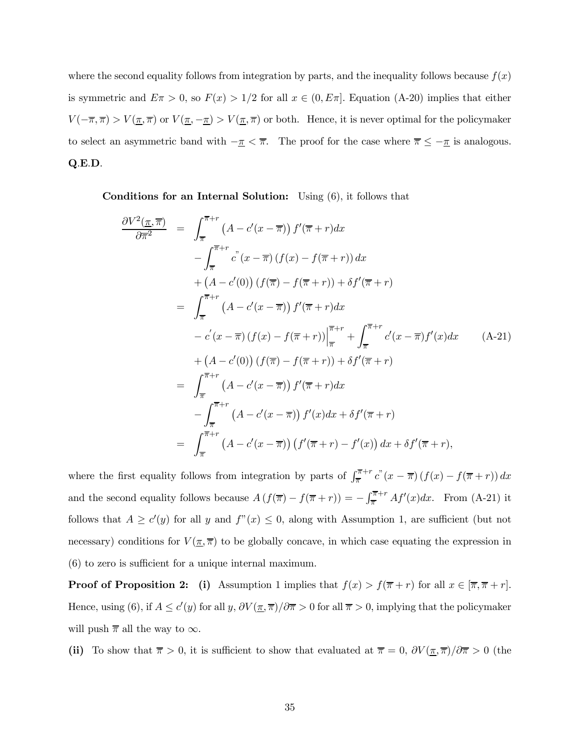where the second equality follows from integration by parts, and the inequality follows because $f(x)$ is symmetric and $E\pi > 0$, so $F(x) > 1/2$ for all $x \in (0, E\pi]$. Equation (A-20) implies that either $V(-\overline{\pi}, \overline{\pi}) > V(\underline{\pi}, \overline{\pi})$ or $V(\underline{\pi}, -\underline{\pi}) > V(\underline{\pi}, \overline{\pi})$ or both. Hence, it is never optimal for the policymaker to select an asymmetric band with $-\underline{\pi} < \overline{\pi}$. The proof for the case where $\overline{\pi} \leq -\underline{\pi}$ is analogous. **Q.E.D**.

**Conditions for an Internal Solution:** Using (6), it follows that

$$
\begin{aligned}
\frac{\partial V^2(\underline{\pi}, \overline{\pi})}{\partial \overline{\pi}^2} &= \int_{\overline{\pi}}^{\overline{\pi}+r} \left(A - c'(x - \overline{\pi})\right) f'(\overline{\pi} + r) dx \\
&\quad - \int_{\overline{\pi}}^{\overline{\pi}+r} c''(x - \overline{\pi}) \left(f(x) - f(\overline{\pi} + r)\right) dx \\
&\quad + \left(A - c'(0)\right) \left(f(\overline{\pi}) - f(\overline{\pi} + r)\right) + \delta f'(\overline{\pi} + r) \\
&= \int_{\overline{\pi}}^{\overline{\pi}+r} \left(A - c'(x - \overline{\pi})\right) f'(\overline{\pi} + r) dx \\
&\quad - c'(x - \overline{\pi}) \left(f(x) - f(\overline{\pi} + r)\right) \Big|_{\overline{\pi}}^{\overline{\pi}+r} + \int_{\overline{\pi}}^{\overline{\pi}+r} c'(x - \overline{\pi}) f'(x) dx \qquad \text{(A-21)} \\
&\quad + \left(A - c'(0)\right) \left(f(\overline{\pi}) - f(\overline{\pi} + r)\right) + \delta f'(\overline{\pi} + r) \\
&= \int_{\overline{\pi}}^{\overline{\pi}+r} \left(A - c'(x - \overline{\pi})\right) f'(\overline{\pi} + r) dx \\
&\quad - \int_{\overline{\pi}}^{\overline{\pi}+r} \left(A - c'(x - \overline{\pi})\right) f'(x) dx + \delta f'(\overline{\pi} + r) \\
&= \int_{\overline{\pi}}^{\overline{\pi}+r} \left(A - c'(x - \overline{\pi})\right) \left(f'(\overline{\pi} + r) - f'(x)\right) dx + \delta f'(\overline{\pi} + r),
\end{aligned}
$$

where the first equality follows from integration by parts of $\int_{\overline{\pi}}^{\overline{\pi}+r} c''(x - \overline{\pi}) \left(f(x) - f(\overline{\pi} + r)\right) dx$ and the second equality follows because $A \left(f(\overline{\pi}) - f(\overline{\pi} + r)\right) = -\int_{\overline{\pi}}^{\overline{\pi}+r} A f'(x) dx$. From (A-21) it follows that $A \geq c'(y)$ for all $y$ and $f''(x) \leq 0$, along with Assumption 1, are sufficient (but not necessary) conditions for $V(\underline{\pi}, \overline{\pi})$ to be globally concave, in which case equating the expression in (6) to zero is sufficient for a unique internal maximum.

**Proof of Proposition 2: (i)** Assumption 1 implies that $f(x) > f(\overline{\pi} + r)$ for all $x \in [\overline{\pi}, \overline{\pi} + r]$. Hence, using (6), if $A \leq c'(y)$ for all $y$, $\partial V(\underline{\pi}, \overline{\pi})/\partial \overline{\pi} > 0$ for all $\overline{\pi} > 0$, implying that the policymaker will push $\overline{\pi}$ all the way to $\infty$.

**(ii)** To show that $\overline{\pi} > 0$, it is sufficient to show that evaluated at $\overline{\pi} = 0$, $\partial V(\underline{\pi}, \overline{\pi})/\partial \overline{\pi} > 0$ (the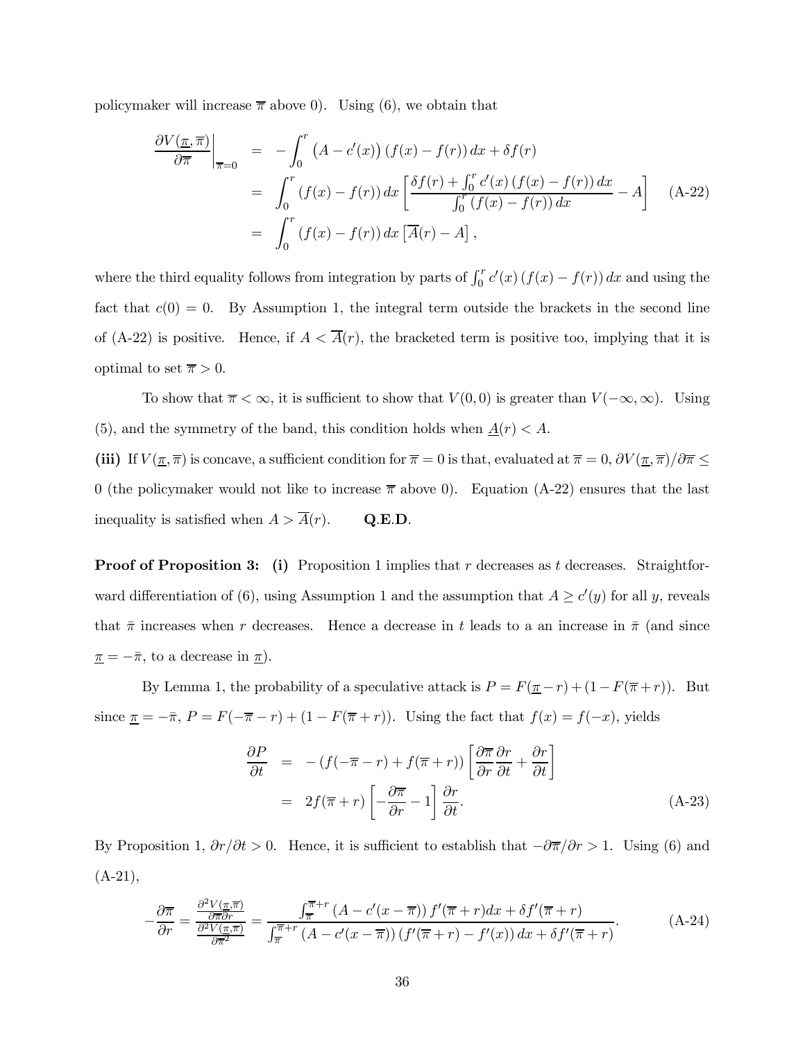policymaker will increase $\overline{\pi}$ above 0). Using (6), we obtain that

$$
\begin{aligned}
\left.\frac{\partial V(\underline{\pi},\overline{\pi})}{\partial \overline{\pi}}\right|_{\overline{\pi}=0} &= -\int_0^r \left(A - c'(x)\right)\left(f(x) - f(r)\right)dx + \delta f(r) \\
&= \int_0^r \left(f(x) - f(r)\right)dx \left[\frac{\delta f(r) + \int_0^r c'(x)\left(f(x) - f(r)\right)dx}{\int_0^r \left(f(x) - f(r)\right)dx} - A\right] \qquad \text{(A-22)} \\
&= \int_0^r \left(f(x) - f(r)\right)dx \left[\overline{A}(r) - A\right],
\end{aligned}
$$

where the third equality follows from integration by parts of $\int_0^r c'(x)\left(f(x) - f(r)\right)dx$ and using the fact that $c(0) = 0$. By Assumption 1, the integral term outside the brackets in the second line of (A-22) is positive. Hence, if $A < \overline{A}(r)$, the bracketed term is positive too, implying that it is optimal to set $\overline{\pi} > 0$.

To show that $\overline{\pi} < \infty$, it is sufficient to show that $V(0,0)$ is greater than $V(-\infty,\infty)$. Using (5), and the symmetry of the band, this condition holds when $\underline{A}(r) < A$.

**(iii)** If $V(\underline{\pi},\overline{\pi})$ is concave, a sufficient condition for $\overline{\pi} = 0$ is that, evaluated at $\overline{\pi} = 0$, $\partial V(\underline{\pi},\overline{\pi})/\partial \overline{\pi} \leq 0$ (the policymaker would not like to increase $\overline{\pi}$ above 0). Equation (A-22) ensures that the last inequality is satisfied when $A > \overline{A}(r)$. **Q.E.D.**

**Proof of Proposition 3: (i)** Proposition 1 implies that $r$ decreases as $t$ decreases. Straightforward differentiation of (6), using Assumption 1 and the assumption that $A \geq c'(y)$ for all $y$, reveals that $\bar{\pi}$ increases when $r$ decreases. Hence a decrease in $t$ leads to a an increase in $\bar{\pi}$ (and since $\underline{\pi} = -\bar{\pi}$, to a decrease in $\underline{\pi}$).

By Lemma 1, the probability of a speculative attack is $P = F(\underline{\pi} - r) + (1 - F(\overline{\pi} + r))$. But since $\underline{\pi} = -\bar{\pi}$, $P = F(-\overline{\pi} - r) + (1 - F(\overline{\pi} + r))$. Using the fact that $f(x) = f(-x)$, yields

$$
\begin{aligned}
\frac{\partial P}{\partial t} &= -\left(f(-\overline{\pi} - r) + f(\overline{\pi} + r)\right)\left[\frac{\partial \overline{\pi}}{\partial r}\frac{\partial r}{\partial t} + \frac{\partial r}{\partial t}\right] \\
&= 2f(\overline{\pi} + r)\left[-\frac{\partial \overline{\pi}}{\partial r} - 1\right]\frac{\partial r}{\partial t}. \qquad \text{(A-23)}
\end{aligned}
$$

By Proposition 1, $\partial r/\partial t > 0$. Hence, it is sufficient to establish that $-\partial \overline{\pi}/\partial r > 1$. Using (6) and (A-21),

$$
-\frac{\partial \overline{\pi}}{\partial r} = \frac{\frac{\partial^2 V(\underline{\pi},\overline{\pi})}{\partial \overline{\pi}\partial r}}{\frac{\partial^2 V(\underline{\pi},\overline{\pi})}{\partial \overline{\pi}^2}} = \frac{\int_{\overline{\pi}}^{\overline{\pi}+r} \left(A - c'(x - \overline{\pi})\right) f'(\overline{\pi} + r)dx + \delta f'(\overline{\pi} + r)}{\int_{\overline{\pi}}^{\overline{\pi}+r} \left(A - c'(x - \overline{\pi})\right)\left(f'(\overline{\pi} + r) - f'(x)\right)dx + \delta f'(\overline{\pi} + r)}. \qquad \text{(A-24)}
$$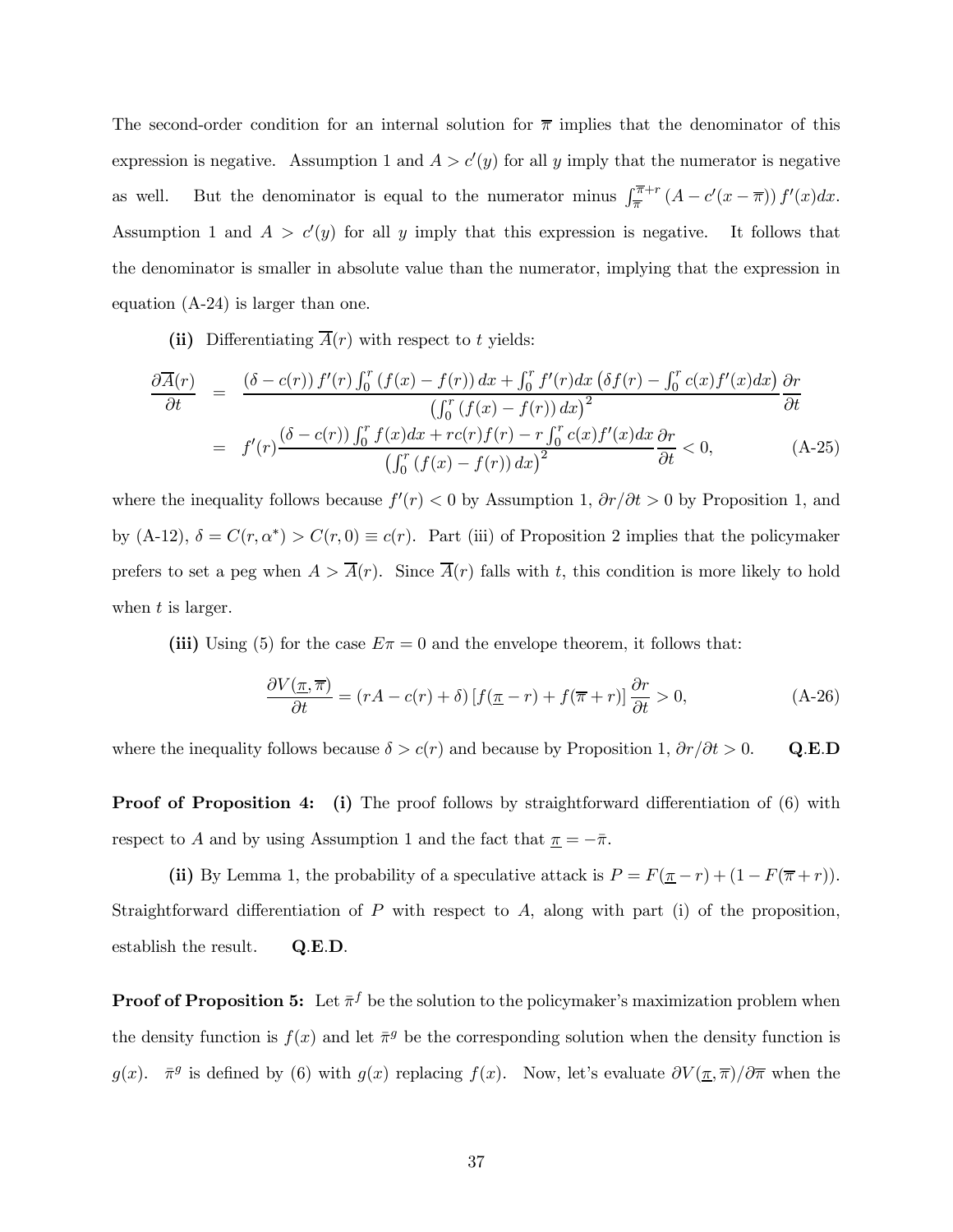The second-order condition for an internal solution for $\overline{\pi}$ implies that the denominator of this expression is negative. Assumption 1 and $A > c'(y)$ for all $y$ imply that the numerator is negative as well. But the denominator is equal to the numerator minus $\int_{\overline{\pi}}^{\overline{\pi}+r} (A - c'(x - \overline{\pi})) f'(x)dx$. Assumption 1 and $A > c'(y)$ for all $y$ imply that this expression is negative. It follows that the denominator is smaller in absolute value than the numerator, implying that the expression in equation (A-24) is larger than one.

**(ii)** Differentiating $\overline{A}(r)$ with respect to $t$ yields:

$$
\begin{aligned}
\frac{\partial \overline{A}(r)}{\partial t} &= \frac{(\delta - c(r)) f'(r) \int_0^r (f(x) - f(r))\, dx + \int_0^r f'(r)dx \left(\delta f(r) - \int_0^r c(x) f'(x)dx\right)}{\left(\int_0^r (f(x) - f(r))\, dx\right)^2} \frac{\partial r}{\partial t} \\
&= f'(r) \frac{(\delta - c(r)) \int_0^r f(x)dx + rc(r)f(r) - r\int_0^r c(x)f'(x)dx}{\left(\int_0^r (f(x) - f(r))\, dx\right)^2} \frac{\partial r}{\partial t} < 0, \qquad \text{(A-25)}
\end{aligned}
$$

where the inequality follows because $f'(r) < 0$ by Assumption 1, $\partial r/\partial t > 0$ by Proposition 1, and by (A-12), $\delta = C(r, \alpha^*) > C(r, 0) \equiv c(r)$. Part (iii) of Proposition 2 implies that the policymaker prefers to set a peg when $A > \overline{A}(r)$. Since $\overline{A}(r)$ falls with $t$, this condition is more likely to hold when $t$ is larger.

**(iii)** Using (5) for the case $E\pi = 0$ and the envelope theorem, it follows that:

$$
\frac{\partial V(\underline{\pi}, \overline{\pi})}{\partial t} = (rA - c(r) + \delta) \left[f(\underline{\pi} - r) + f(\overline{\pi} + r)\right] \frac{\partial r}{\partial t} > 0, \qquad \text{(A-26)}
$$

where the inequality follows because $\delta > c(r)$ and because by Proposition 1, $\partial r/\partial t > 0$. **Q.E.D**

**Proof of Proposition 4:** **(i)** The proof follows by straightforward differentiation of (6) with respect to $A$ and by using Assumption 1 and the fact that $\underline{\pi} = -\bar{\pi}$.

**(ii)** By Lemma 1, the probability of a speculative attack is $P = F(\underline{\pi} - r) + (1 - F(\overline{\pi} + r))$. Straightforward differentiation of $P$ with respect to $A$, along with part (i) of the proposition, establish the result. **Q.E.D.**

**Proof of Proposition 5:** Let $\bar{\pi}^f$ be the solution to the policymaker's maximization problem when the density function is $f(x)$ and let $\bar{\pi}^g$ be the corresponding solution when the density function is $g(x)$. $\bar{\pi}^g$ is defined by (6) with $g(x)$ replacing $f(x)$. Now, let's evaluate $\partial V(\underline{\pi}, \overline{\pi})/\partial \overline{\pi}$ when the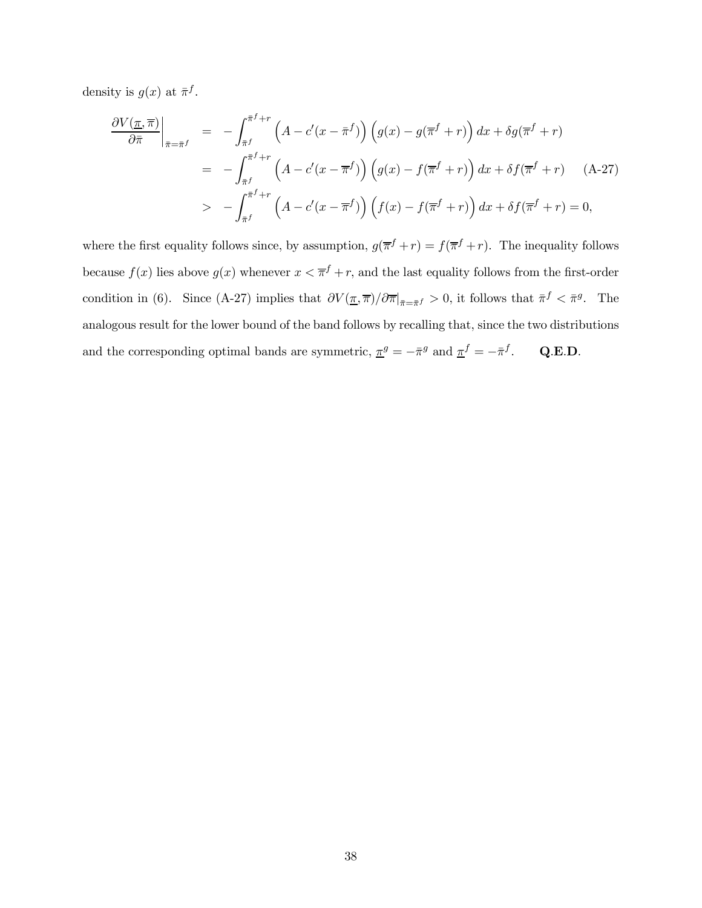density is $g(x)$ at $\bar{\pi}^f$.

$$
\begin{aligned}
\left.\frac{\partial V(\underline{\pi}, \overline{\pi})}{\partial \bar{\pi}}\right|_{\bar{\pi}=\bar{\pi}^f} &= -\int_{\bar{\pi}^f}^{\bar{\pi}^f+r} \Big(A - c'(x - \bar{\pi}^f)\Big)\Big(g(x) - g(\overline{\pi}^f + r)\Big)\,dx + \delta g(\overline{\pi}^f + r) \\
&= -\int_{\bar{\pi}^f}^{\bar{\pi}^f+r} \Big(A - c'(x - \overline{\pi}^f)\Big)\Big(g(x) - f(\overline{\pi}^f + r)\Big)\,dx + \delta f(\overline{\pi}^f + r) \qquad \text{(A-27)} \\
&> -\int_{\bar{\pi}^f}^{\bar{\pi}^f+r} \Big(A - c'(x - \overline{\pi}^f)\Big)\Big(f(x) - f(\overline{\pi}^f + r)\Big)\,dx + \delta f(\overline{\pi}^f + r) = 0,
\end{aligned}
$$

where the first equality follows since, by assumption, $g(\overline{\pi}^f + r) = f(\overline{\pi}^f + r)$. The inequality follows because $f(x)$ lies above $g(x)$ whenever $x < \overline{\pi}^f + r$, and the last equality follows from the first-order condition in (6). Since (A-27) implies that $\partial V(\underline{\pi}, \overline{\pi})/\partial \overline{\pi}|_{\bar{\pi}=\bar{\pi}^f} > 0$, it follows that $\bar{\pi}^f < \bar{\pi}^g$. The analogous result for the lower bound of the band follows by recalling that, since the two distributions and the corresponding optimal bands are symmetric, $\underline{\pi}^g = -\bar{\pi}^g$ and $\underline{\pi}^f = -\bar{\pi}^f$. **Q.E.D.**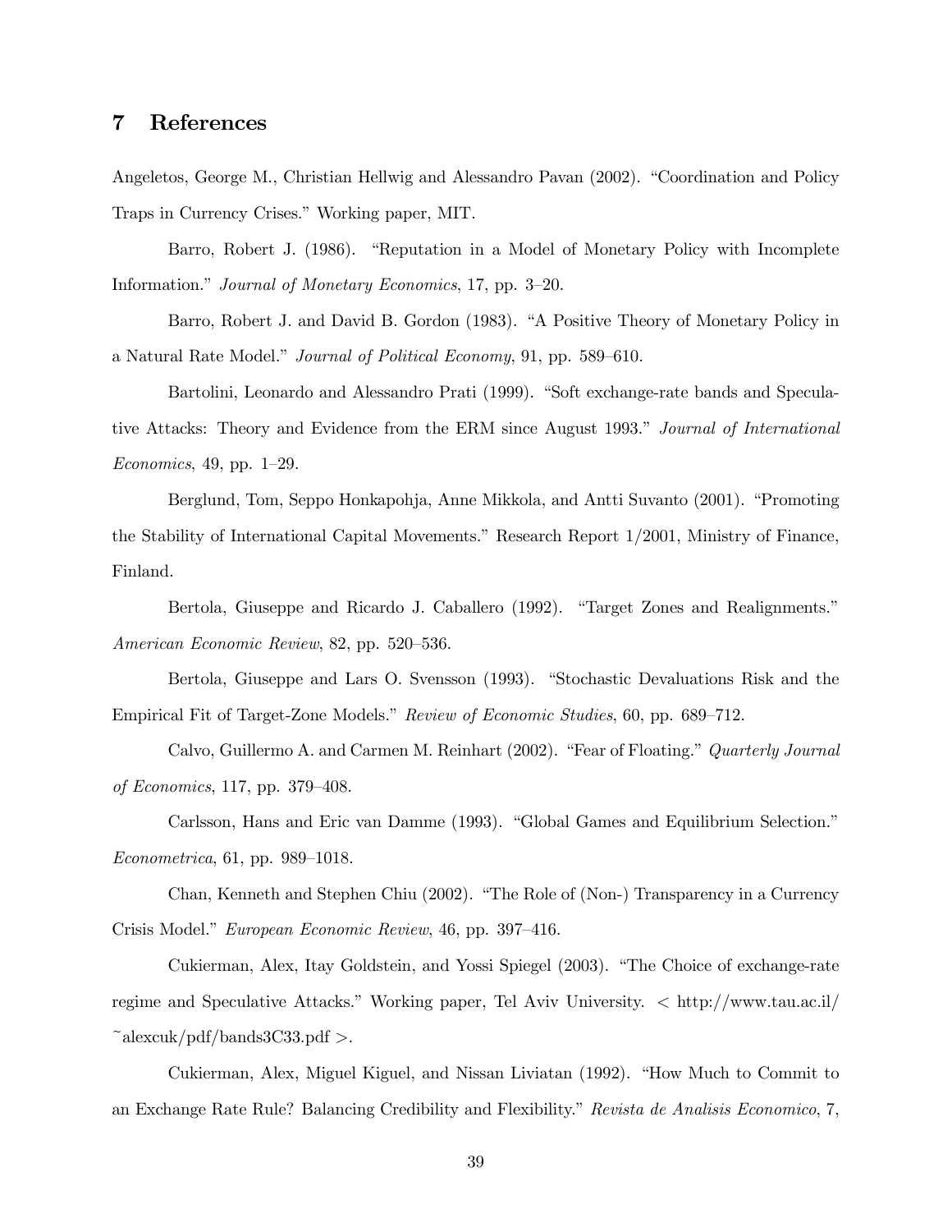## 7 References

Angeletos, George M., Christian Hellwig and Alessandro Pavan (2002). "Coordination and Policy Traps in Currency Crises." Working paper, MIT.

Barro, Robert J. (1986). "Reputation in a Model of Monetary Policy with Incomplete Information." *Journal of Monetary Economics*, 17, pp. 3–20.

Barro, Robert J. and David B. Gordon (1983). "A Positive Theory of Monetary Policy in a Natural Rate Model." *Journal of Political Economy*, 91, pp. 589–610.

Bartolini, Leonardo and Alessandro Prati (1999). "Soft exchange-rate bands and Speculative Attacks: Theory and Evidence from the ERM since August 1993." *Journal of International Economics*, 49, pp. 1–29.

Berglund, Tom, Seppo Honkapohja, Anne Mikkola, and Antti Suvanto (2001). "Promoting the Stability of International Capital Movements." Research Report 1/2001, Ministry of Finance, Finland.

Bertola, Giuseppe and Ricardo J. Caballero (1992). "Target Zones and Realignments." *American Economic Review*, 82, pp. 520–536.

Bertola, Giuseppe and Lars O. Svensson (1993). "Stochastic Devaluations Risk and the Empirical Fit of Target-Zone Models." *Review of Economic Studies*, 60, pp. 689–712.

Calvo, Guillermo A. and Carmen M. Reinhart (2002). "Fear of Floating." *Quarterly Journal of Economics*, 117, pp. 379–408.

Carlsson, Hans and Eric van Damme (1993). "Global Games and Equilibrium Selection." *Econometrica*, 61, pp. 989–1018.

Chan, Kenneth and Stephen Chiu (2002). "The Role of (Non-) Transparency in a Currency Crisis Model." *European Economic Review*, 46, pp. 397–416.

Cukierman, Alex, Itay Goldstein, and Yossi Spiegel (2003). "The Choice of exchange-rate regime and Speculative Attacks." Working paper, Tel Aviv University. < http://www.tau.ac.il/~alexcuk/pdf/bands3C33.pdf >.

Cukierman, Alex, Miguel Kiguel, and Nissan Liviatan (1992). "How Much to Commit to an Exchange Rate Rule? Balancing Credibility and Flexibility." *Revista de Analisis Economico*, 7,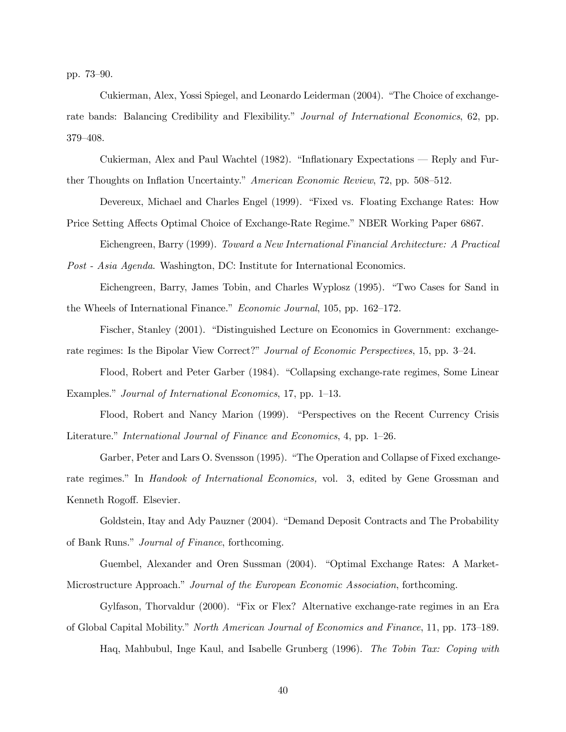pp. 73–90.

Cukierman, Alex, Yossi Spiegel, and Leonardo Leiderman (2004). "The Choice of exchange-rate bands: Balancing Credibility and Flexibility." *Journal of International Economics*, 62, pp. 379–408.

Cukierman, Alex and Paul Wachtel (1982). "Inflationary Expectations — Reply and Further Thoughts on Inflation Uncertainty." *American Economic Review*, 72, pp. 508–512.

Devereux, Michael and Charles Engel (1999). "Fixed vs. Floating Exchange Rates: How Price Setting Affects Optimal Choice of Exchange-Rate Regime." NBER Working Paper 6867.

Eichengreen, Barry (1999). *Toward a New International Financial Architecture: A Practical Post - Asia Agenda*. Washington, DC: Institute for International Economics.

Eichengreen, Barry, James Tobin, and Charles Wyplosz (1995). "Two Cases for Sand in the Wheels of International Finance." *Economic Journal*, 105, pp. 162–172.

Fischer, Stanley (2001). "Distinguished Lecture on Economics in Government: exchange-rate regimes: Is the Bipolar View Correct?" *Journal of Economic Perspectives*, 15, pp. 3–24.

Flood, Robert and Peter Garber (1984). "Collapsing exchange-rate regimes, Some Linear Examples." *Journal of International Economics*, 17, pp. 1–13.

Flood, Robert and Nancy Marion (1999). "Perspectives on the Recent Currency Crisis Literature." *International Journal of Finance and Economics*, 4, pp. 1–26.

Garber, Peter and Lars O. Svensson (1995). "The Operation and Collapse of Fixed exchange-rate regimes." In *Handook of International Economics,* vol. 3, edited by Gene Grossman and Kenneth Rogoff. Elsevier.

Goldstein, Itay and Ady Pauzner (2004). "Demand Deposit Contracts and The Probability of Bank Runs." *Journal of Finance*, forthcoming.

Guembel, Alexander and Oren Sussman (2004). "Optimal Exchange Rates: A Market-Microstructure Approach." *Journal of the European Economic Association*, forthcoming.

Gylfason, Thorvaldur (2000). "Fix or Flex? Alternative exchange-rate regimes in an Era of Global Capital Mobility." *North American Journal of Economics and Finance*, 11, pp. 173–189.

Haq, Mahbubul, Inge Kaul, and Isabelle Grunberg (1996). *The Tobin Tax: Coping with*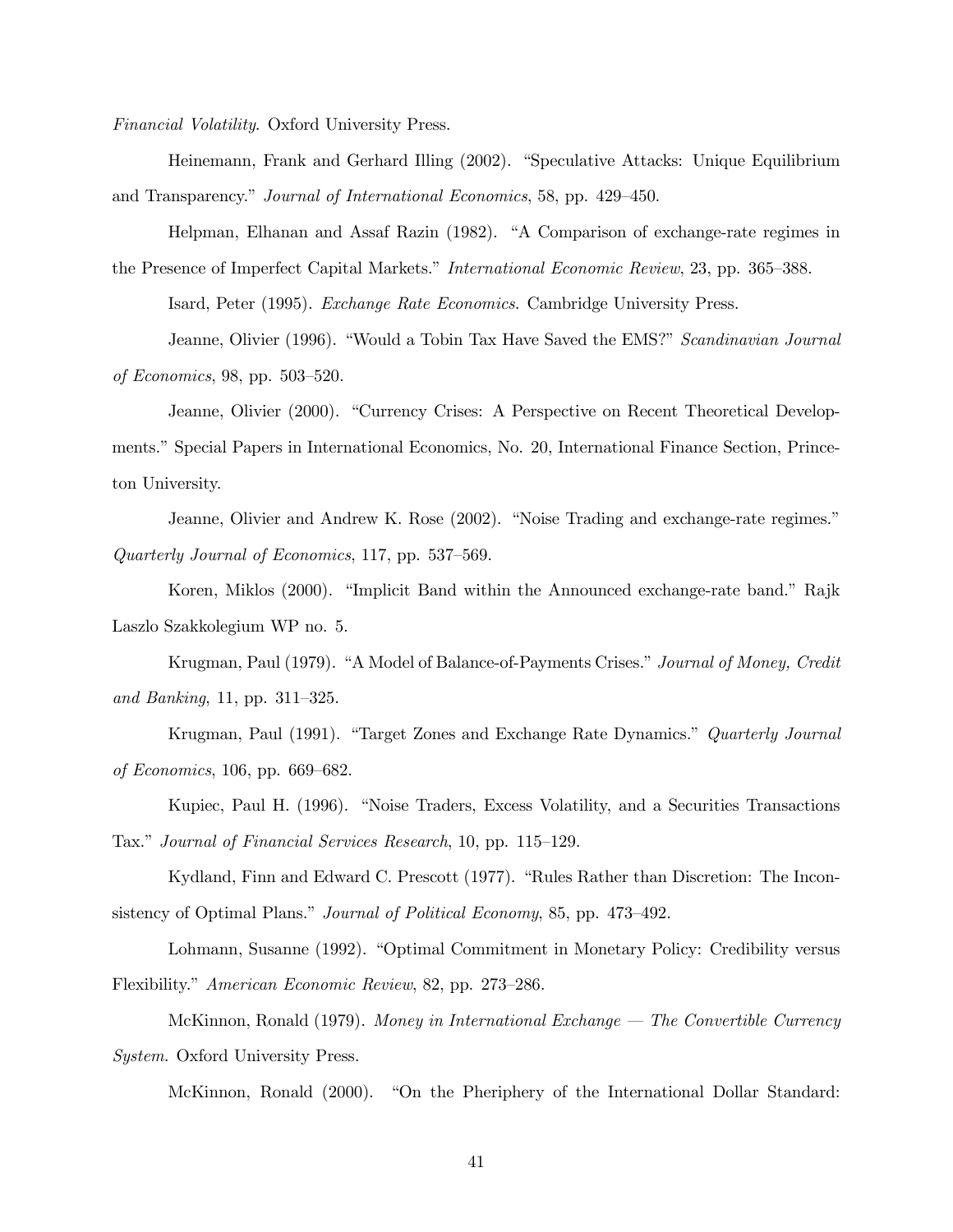*Financial Volatility*. Oxford University Press.

Heinemann, Frank and Gerhard Illing (2002). "Speculative Attacks: Unique Equilibrium and Transparency." *Journal of International Economics*, 58, pp. 429–450.

Helpman, Elhanan and Assaf Razin (1982). "A Comparison of exchange-rate regimes in the Presence of Imperfect Capital Markets." *International Economic Review*, 23, pp. 365–388.

Isard, Peter (1995). *Exchange Rate Economics*. Cambridge University Press.

Jeanne, Olivier (1996). "Would a Tobin Tax Have Saved the EMS?" *Scandinavian Journal of Economics*, 98, pp. 503–520.

Jeanne, Olivier (2000). "Currency Crises: A Perspective on Recent Theoretical Developments." Special Papers in International Economics, No. 20, International Finance Section, Princeton University.

Jeanne, Olivier and Andrew K. Rose (2002). "Noise Trading and exchange-rate regimes." *Quarterly Journal of Economics*, 117, pp. 537–569.

Koren, Miklos (2000). "Implicit Band within the Announced exchange-rate band." Rajk Laszlo Szakkolegium WP no. 5.

Krugman, Paul (1979). "A Model of Balance-of-Payments Crises." *Journal of Money, Credit and Banking*, 11, pp. 311–325.

Krugman, Paul (1991). "Target Zones and Exchange Rate Dynamics." *Quarterly Journal of Economics*, 106, pp. 669–682.

Kupiec, Paul H. (1996). "Noise Traders, Excess Volatility, and a Securities Transactions Tax." *Journal of Financial Services Research*, 10, pp. 115–129.

Kydland, Finn and Edward C. Prescott (1977). "Rules Rather than Discretion: The Inconsistency of Optimal Plans." *Journal of Political Economy*, 85, pp. 473–492.

Lohmann, Susanne (1992). "Optimal Commitment in Monetary Policy: Credibility versus Flexibility." *American Economic Review*, 82, pp. 273–286.

McKinnon, Ronald (1979). *Money in International Exchange — The Convertible Currency System*. Oxford University Press.

McKinnon, Ronald (2000). "On the Pheriphery of the International Dollar Standard: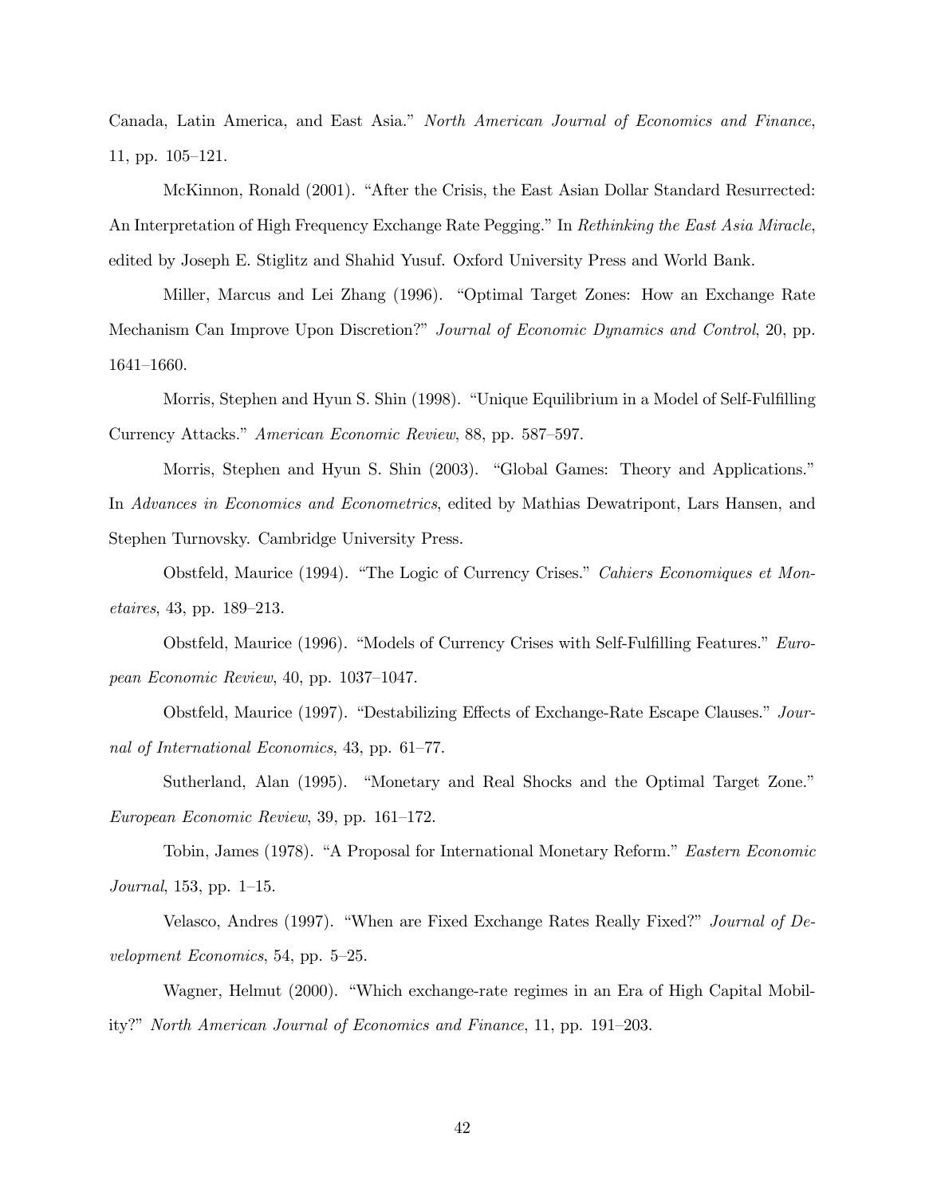Canada, Latin America, and East Asia." *North American Journal of Economics and Finance*, 11, pp. 105–121.

McKinnon, Ronald (2001). "After the Crisis, the East Asian Dollar Standard Resurrected: An Interpretation of High Frequency Exchange Rate Pegging." In *Rethinking the East Asia Miracle*, edited by Joseph E. Stiglitz and Shahid Yusuf. Oxford University Press and World Bank.

Miller, Marcus and Lei Zhang (1996). "Optimal Target Zones: How an Exchange Rate Mechanism Can Improve Upon Discretion?" *Journal of Economic Dynamics and Control*, 20, pp. 1641–1660.

Morris, Stephen and Hyun S. Shin (1998). "Unique Equilibrium in a Model of Self-Fulfilling Currency Attacks." *American Economic Review*, 88, pp. 587–597.

Morris, Stephen and Hyun S. Shin (2003). "Global Games: Theory and Applications." In *Advances in Economics and Econometrics*, edited by Mathias Dewatripont, Lars Hansen, and Stephen Turnovsky. Cambridge University Press.

Obstfeld, Maurice (1994). "The Logic of Currency Crises." *Cahiers Economiques et Monetaires*, 43, pp. 189–213.

Obstfeld, Maurice (1996). "Models of Currency Crises with Self-Fulfilling Features." *European Economic Review*, 40, pp. 1037–1047.

Obstfeld, Maurice (1997). "Destabilizing Effects of Exchange-Rate Escape Clauses." *Journal of International Economics*, 43, pp. 61–77.

Sutherland, Alan (1995). "Monetary and Real Shocks and the Optimal Target Zone." *European Economic Review*, 39, pp. 161–172.

Tobin, James (1978). "A Proposal for International Monetary Reform." *Eastern Economic Journal*, 153, pp. 1–15.

Velasco, Andres (1997). "When are Fixed Exchange Rates Really Fixed?" *Journal of Development Economics*, 54, pp. 5–25.

Wagner, Helmut (2000). "Which exchange-rate regimes in an Era of High Capital Mobility?" *North American Journal of Economics and Finance*, 11, pp. 191–203.